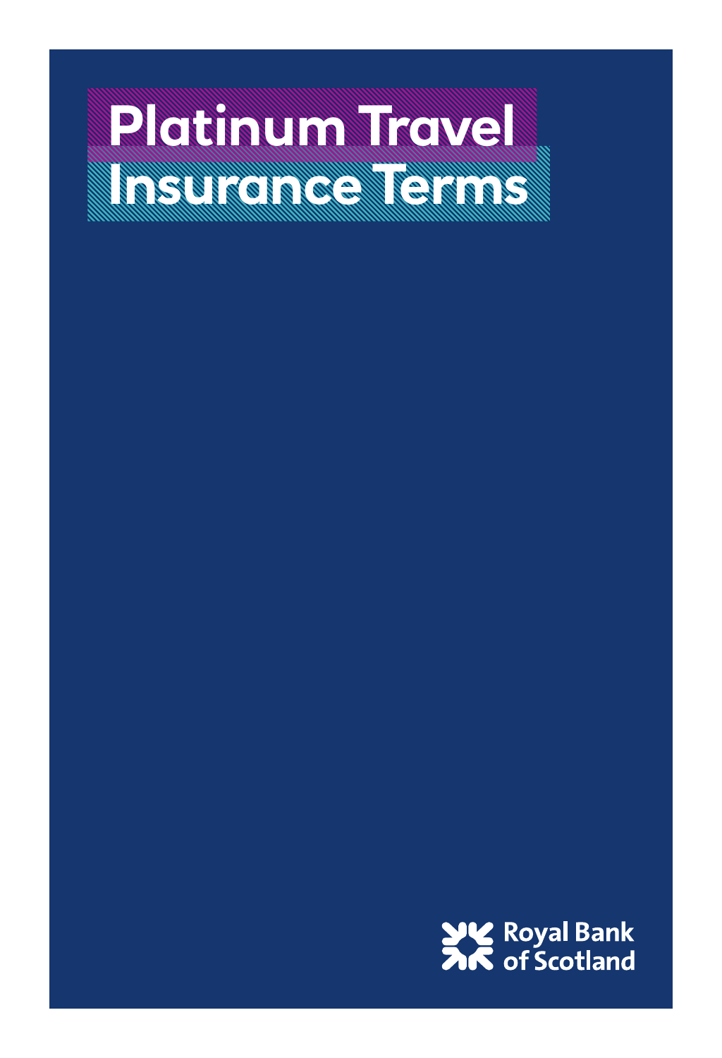# Platinum Travel Insurance Terms

Royal Bank of Scotland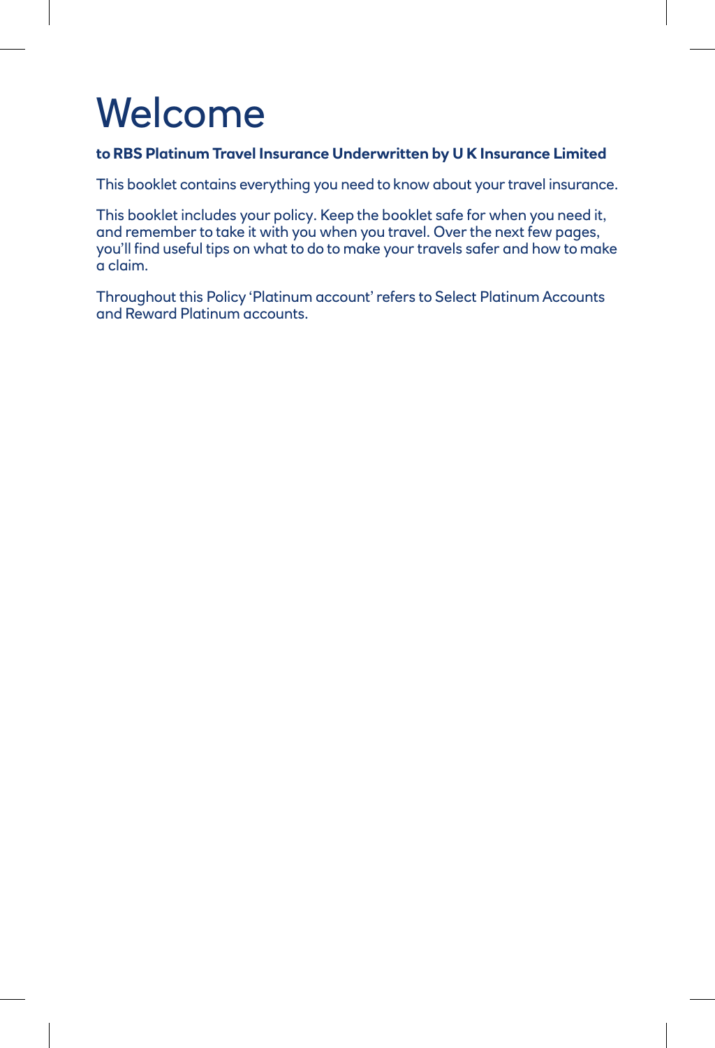# Welcome

**to RBS Platinum Travel Insurance Underwritten by U K Insurance Limited**

This booklet contains everything you need to know about your travel insurance.

This booklet includes your policy. Keep the booklet safe for when you need it, and remember to take it with you when you travel. Over the next few pages, you'll find useful tips on what to do to make your travels safer and how to make a claim.

Throughout this Policy 'Platinum account' refers to Select Platinum Accounts and Reward Platinum accounts.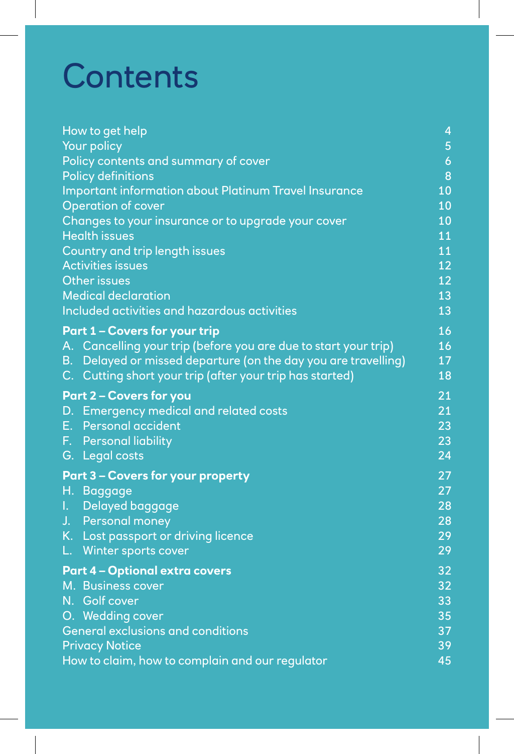# Contents

| | |
|---|---|
| How to get help | 4 |
| Your policy | 5 |
| Policy contents and summary of cover | 6 |
| Policy definitions | 8 |
| Important information about Platinum Travel Insurance | 10 |
| Operation of cover | 10 |
| Changes to your insurance or to upgrade your cover | 10 |
| Health issues | 11 |
| Country and trip length issues | 11 |
| Activities issues | 12 |
| Other issues | 12 |
| Medical declaration | 13 |
| Included activities and hazardous activities | 13 |
| **Part 1 – Covers for your trip** | 16 |
| A. Cancelling your trip (before you are due to start your trip) | 16 |
| B. Delayed or missed departure (on the day you are travelling) | 17 |
| C. Cutting short your trip (after your trip has started) | 18 |
| **Part 2 – Covers for you** | 21 |
| D. Emergency medical and related costs | 21 |
| E. Personal accident | 23 |
| F. Personal liability | 23 |
| G. Legal costs | 24 |
| **Part 3 – Covers for your property** | 27 |
| H. Baggage | 27 |
| I. Delayed baggage | 28 |
| J. Personal money | 28 |
| K. Lost passport or driving licence | 29 |
| L. Winter sports cover | 29 |
| **Part 4 – Optional extra covers** | 32 |
| M. Business cover | 32 |
| N. Golf cover | 33 |
| O. Wedding cover | 35 |
| General exclusions and conditions | 37 |
| Privacy Notice | 39 |
| How to claim, how to complain and our regulator | 45 |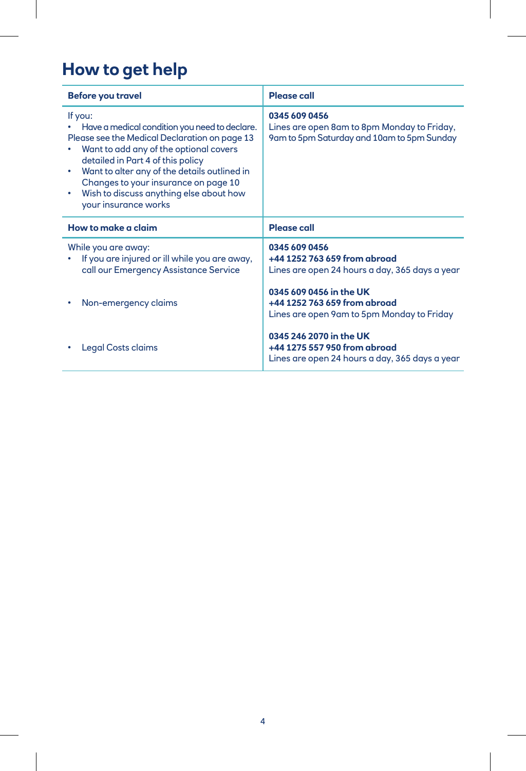# How to get help

| Before you travel | Please call |
|---|---|
| If you:<br>• Have a medical condition you need to declare. Please see the Medical Declaration on page 13<br>• Want to add any of the optional covers detailed in Part 4 of this policy<br>• Want to alter any of the details outlined in Changes to your insurance on page 10<br>• Wish to discuss anything else about how your insurance works | **0345 609 0456**<br>Lines are open 8am to 8pm Monday to Friday, 9am to 5pm Saturday and 10am to 5pm Sunday |

| How to make a claim | Please call |
|---|---|
| While you are away:<br>• If you are injured or ill while you are away, call our Emergency Assistance Service | **0345 609 0456**<br>**+44 1252 763 659 from abroad**<br>Lines are open 24 hours a day, 365 days a year |
| • Non-emergency claims | **0345 609 0456 in the UK**<br>**+44 1252 763 659 from abroad**<br>Lines are open 9am to 5pm Monday to Friday |
| • Legal Costs claims | **0345 246 2070 in the UK**<br>**+44 1275 557 950 from abroad**<br>Lines are open 24 hours a day, 365 days a year |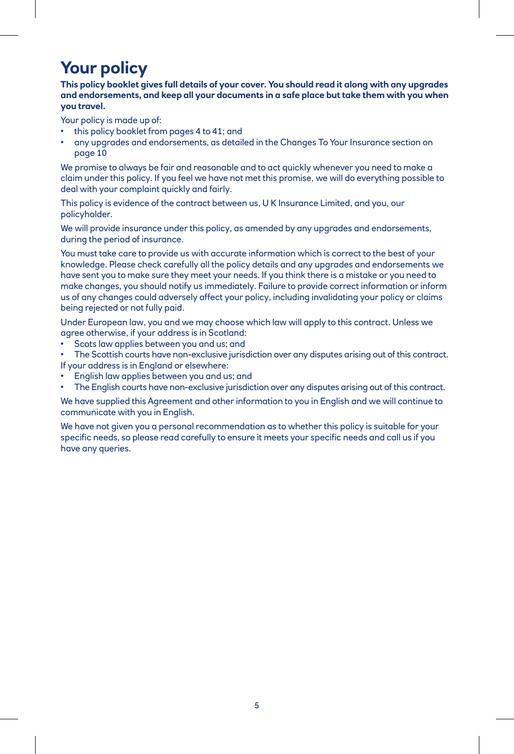# Your policy

**This policy booklet gives full details of your cover. You should read it along with any upgrades and endorsements, and keep all your documents in a safe place but take them with you when you travel.**

Your policy is made up of:

- this policy booklet from pages 4 to 41; and
- any upgrades and endorsements, as detailed in the Changes To Your Insurance section on page 10

We promise to always be fair and reasonable and to act quickly whenever you need to make a claim under this policy. If you feel we have not met this promise, we will do everything possible to deal with your complaint quickly and fairly.

This policy is evidence of the contract between us, U K Insurance Limited, and you, our policyholder.

We will provide insurance under this policy, as amended by any upgrades and endorsements, during the period of insurance.

You must take care to provide us with accurate information which is correct to the best of your knowledge. Please check carefully all the policy details and any upgrades and endorsements we have sent you to make sure they meet your needs. If you think there is a mistake or you need to make changes, you should notify us immediately. Failure to provide correct information or inform us of any changes could adversely affect your policy, including invalidating your policy or claims being rejected or not fully paid.

Under European law, you and we may choose which law will apply to this contract. Unless we agree otherwise, if your address is in Scotland:

- Scots law applies between you and us; and
- The Scottish courts have non-exclusive jurisdiction over any disputes arising out of this contract.

If your address is in England or elsewhere:

- English law applies between you and us; and
- The English courts have non-exclusive jurisdiction over any disputes arising out of this contract.

We have supplied this Agreement and other information to you in English and we will continue to communicate with you in English.

We have not given you a personal recommendation as to whether this policy is suitable for your specific needs, so please read carefully to ensure it meets your specific needs and call us if you have any queries.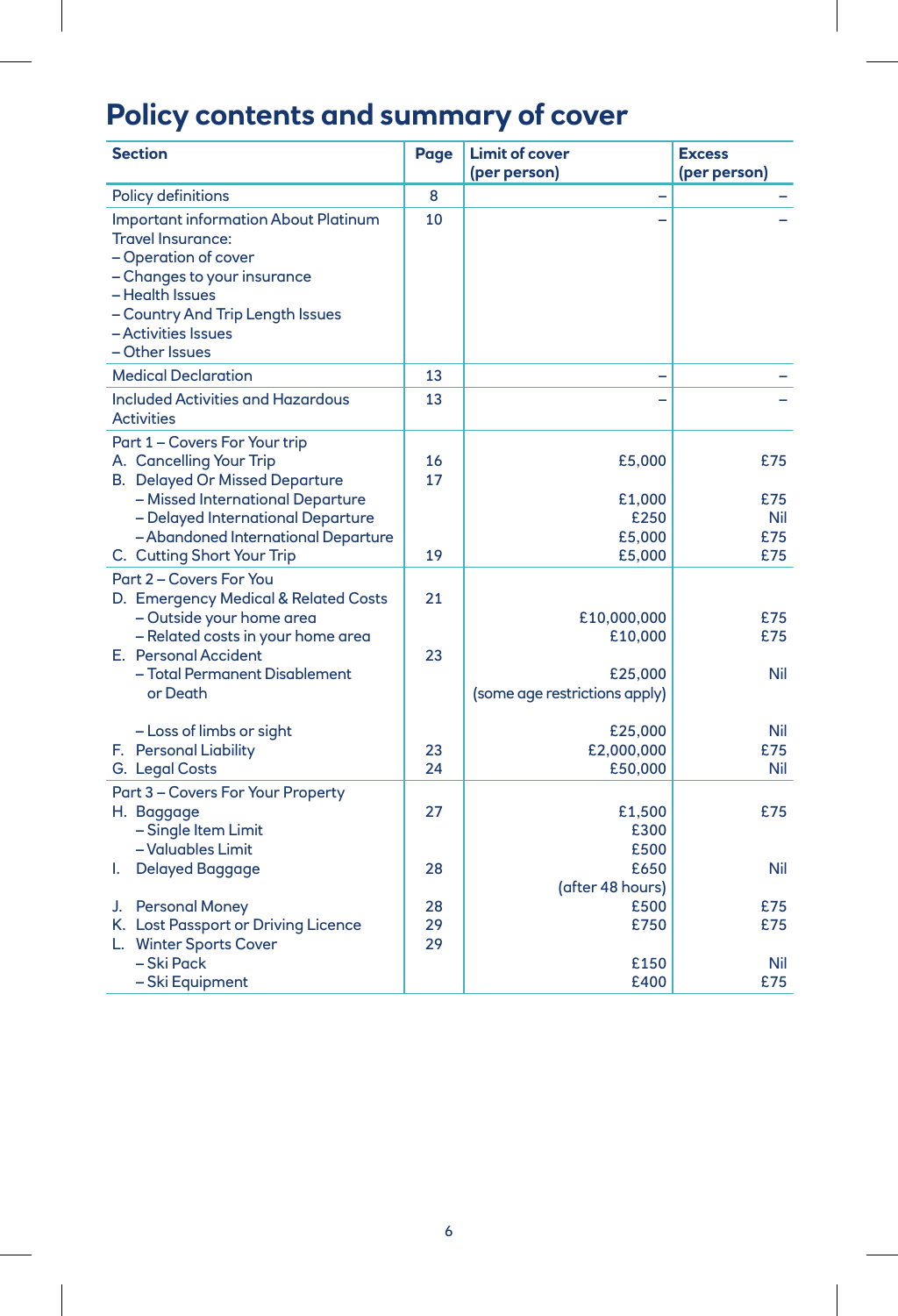# Policy contents and summary of cover

| Section | Page | Limit of cover (per person) | Excess (per person) |
|---|---|---|---|
| Policy definitions | 8 | – | – |
| Important information About Platinum Travel Insurance:<br>– Operation of cover<br>– Changes to your insurance<br>– Health Issues<br>– Country And Trip Length Issues<br>– Activities Issues<br>– Other Issues | 10 | – | – |
| Medical Declaration | 13 | – | – |
| Included Activities and Hazardous Activities | 13 | – | – |
| Part 1 – Covers For Your trip | | | |
| A. Cancelling Your Trip | 16 | £5,000 | £75 |
| B. Delayed Or Missed Departure | 17 | | |
| – Missed International Departure | | £1,000 | £75 |
| – Delayed International Departure | | £250 | Nil |
| – Abandoned International Departure | | £5,000 | £75 |
| C. Cutting Short Your Trip | 19 | £5,000 | £75 |
| Part 2 – Covers For You | | | |
| D. Emergency Medical & Related Costs | 21 | | |
| – Outside your home area | | £10,000,000 | £75 |
| – Related costs in your home area | | £10,000 | £75 |
| E. Personal Accident | 23 | | |
| – Total Permanent Disablement or Death | | £25,000 (some age restrictions apply) | Nil |
| – Loss of limbs or sight | | £25,000 | Nil |
| F. Personal Liability | 23 | £2,000,000 | £75 |
| G. Legal Costs | 24 | £50,000 | Nil |
| Part 3 – Covers For Your Property | | | |
| H. Baggage | 27 | £1,500 | £75 |
| – Single Item Limit | | £300 | |
| – Valuables Limit | | £500 | |
| I. Delayed Baggage | 28 | £650 (after 48 hours) | Nil |
| J. Personal Money | 28 | £500 | £75 |
| K. Lost Passport or Driving Licence | 29 | £750 | £75 |
| L. Winter Sports Cover | 29 | | |
| – Ski Pack | | £150 | Nil |
| – Ski Equipment | | £400 | £75 |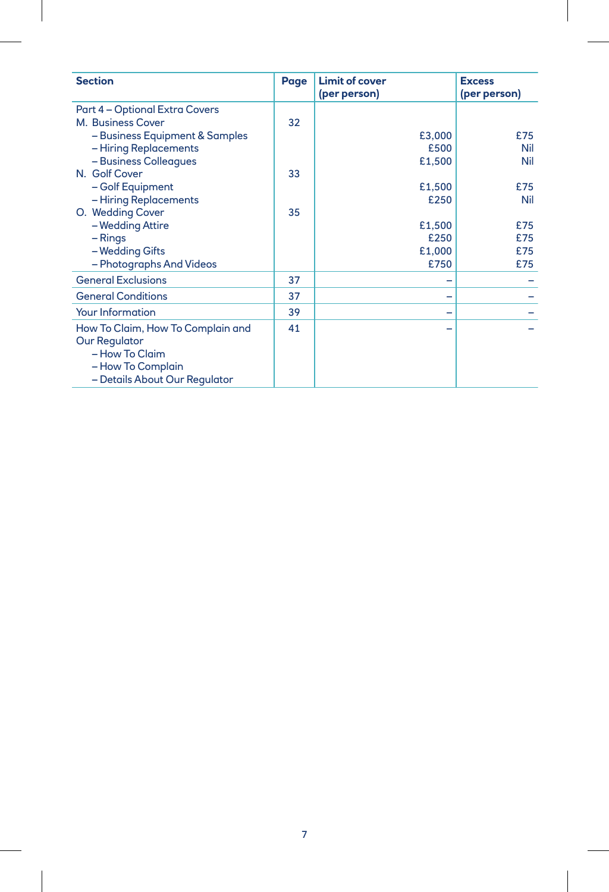| Section | Page | Limit of cover (per person) | Excess (per person) |
|---|---|---|---|
| Part 4 – Optional Extra Covers | | | |
| M. Business Cover | 32 | | |
| – Business Equipment & Samples | | £3,000 | £75 |
| – Hiring Replacements | | £500 | Nil |
| – Business Colleagues | | £1,500 | Nil |
| N. Golf Cover | 33 | | |
| – Golf Equipment | | £1,500 | £75 |
| – Hiring Replacements | | £250 | Nil |
| O. Wedding Cover | 35 | | |
| – Wedding Attire | | £1,500 | £75 |
| – Rings | | £250 | £75 |
| – Wedding Gifts | | £1,000 | £75 |
| – Photographs And Videos | | £750 | £75 |
| General Exclusions | 37 | – | – |
| General Conditions | 37 | – | – |
| Your Information | 39 | – | – |
| How To Claim, How To Complain and Our Regulator<br>– How To Claim<br>– How To Complain<br>– Details About Our Regulator | 41 | – | – |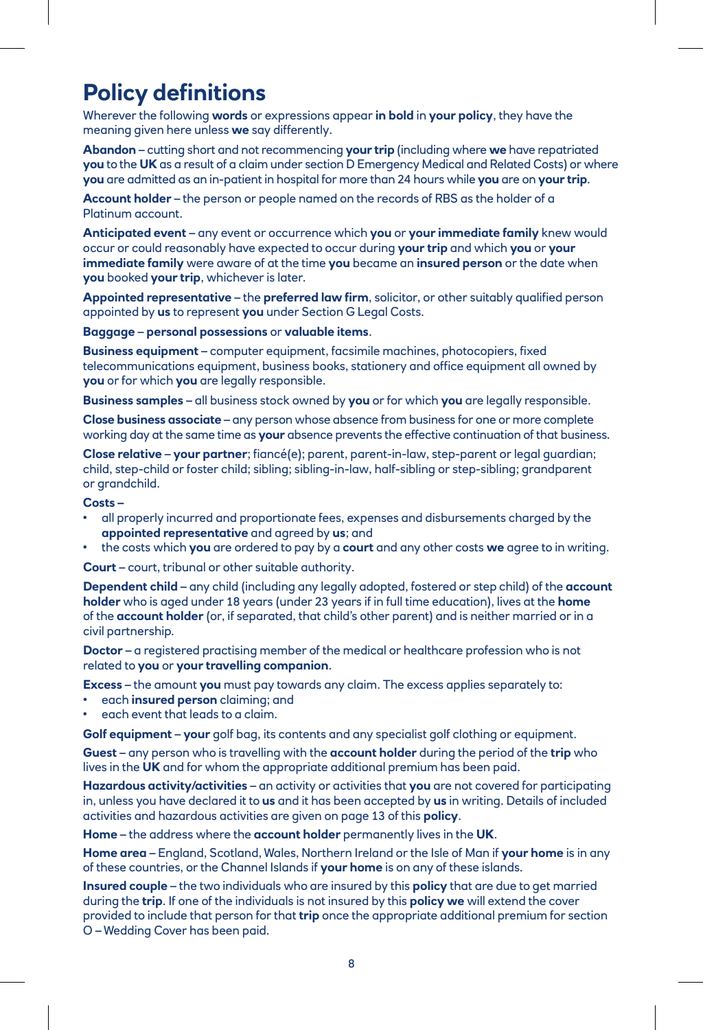# Policy definitions

Wherever the following **words** or expressions appear **in bold** in **your policy**, they have the meaning given here unless **we** say differently.

**Abandon** – cutting short and not recommencing **your trip** (including where **we** have repatriated **you** to the **UK** as a result of a claim under section D Emergency Medical and Related Costs) or where **you** are admitted as an in-patient in hospital for more than 24 hours while **you** are on **your trip**.

**Account holder** – the person or people named on the records of RBS as the holder of a Platinum account.

**Anticipated event** – any event or occurrence which **you** or **your immediate family** knew would occur or could reasonably have expected to occur during **your trip** and which **you** or **your immediate family** were aware of at the time **you** became an **insured person** or the date when **you** booked **your trip**, whichever is later.

**Appointed representative** – the **preferred law firm**, solicitor, or other suitably qualified person appointed by **us** to represent **you** under Section G Legal Costs.

**Baggage** – **personal possessions** or **valuable items**.

**Business equipment** – computer equipment, facsimile machines, photocopiers, fixed telecommunications equipment, business books, stationery and office equipment all owned by **you** or for which **you** are legally responsible.

**Business samples** – all business stock owned by **you** or for which **you** are legally responsible.

**Close business associate** – any person whose absence from business for one or more complete working day at the same time as **your** absence prevents the effective continuation of that business.

**Close relative** – **your partner**; fiancé(e); parent, parent-in-law, step-parent or legal guardian; child, step-child or foster child; sibling; sibling-in-law, half-sibling or step-sibling; grandparent or grandchild.

**Costs** –

- all properly incurred and proportionate fees, expenses and disbursements charged by the **appointed representative** and agreed by **us**; and
- the costs which **you** are ordered to pay by a **court** and any other costs **we** agree to in writing.

**Court** – court, tribunal or other suitable authority.

**Dependent child** – any child (including any legally adopted, fostered or step child) of the **account holder** who is aged under 18 years (under 23 years if in full time education), lives at the **home** of the **account holder** (or, if separated, that child's other parent) and is neither married or in a civil partnership.

**Doctor** – a registered practising member of the medical or healthcare profession who is not related to **you** or **your travelling companion**.

**Excess** – the amount **you** must pay towards any claim. The excess applies separately to:

- each **insured person** claiming; and
- each event that leads to a claim.

**Golf equipment** – **your** golf bag, its contents and any specialist golf clothing or equipment.

**Guest** – any person who is travelling with the **account holder** during the period of the **trip** who lives in the **UK** and for whom the appropriate additional premium has been paid.

**Hazardous activity/activities** – an activity or activities that **you** are not covered for participating in, unless you have declared it to **us** and it has been accepted by **us** in writing. Details of included activities and hazardous activities are given on page 13 of this **policy**.

**Home** – the address where the **account holder** permanently lives in the **UK**.

**Home area** – England, Scotland, Wales, Northern Ireland or the Isle of Man if **your home** is in any of these countries, or the Channel Islands if **your home** is on any of these islands.

**Insured couple** – the two individuals who are insured by this **policy** that are due to get married during the **trip**. If one of the individuals is not insured by this **policy we** will extend the cover provided to include that person for that **trip** once the appropriate additional premium for section O – Wedding Cover has been paid.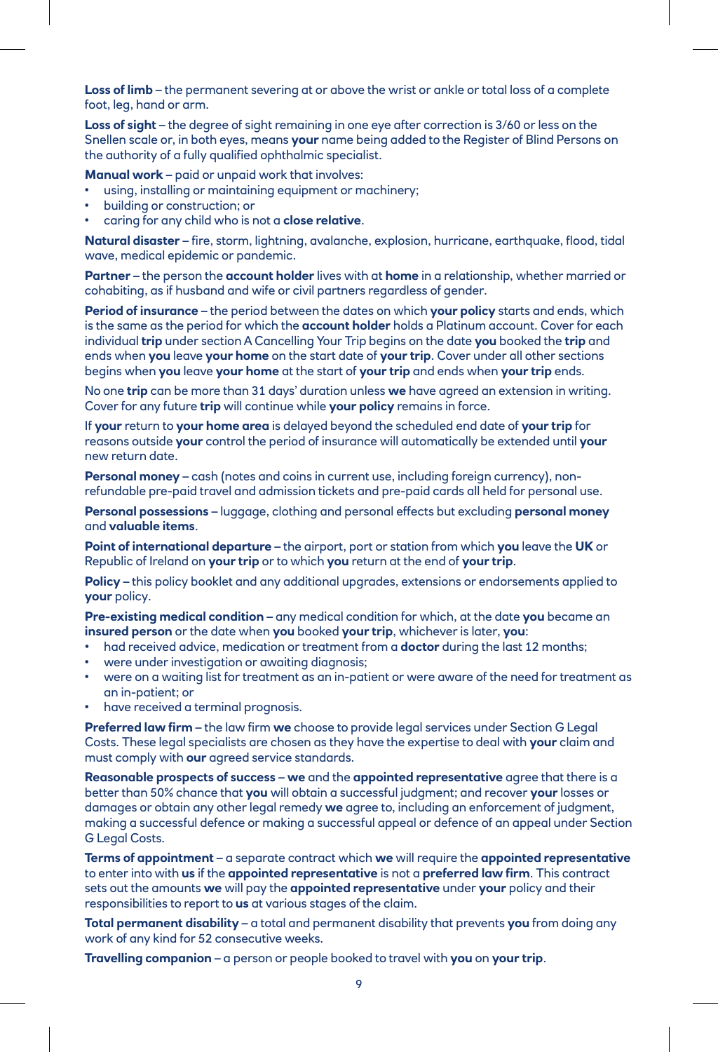**Loss of limb** – the permanent severing at or above the wrist or ankle or total loss of a complete foot, leg, hand or arm.

**Loss of sight** – the degree of sight remaining in one eye after correction is 3/60 or less on the Snellen scale or, in both eyes, means **your** name being added to the Register of Blind Persons on the authority of a fully qualified ophthalmic specialist.

**Manual work** – paid or unpaid work that involves:

- using, installing or maintaining equipment or machinery;
- building or construction; or
- caring for any child who is not a **close relative**.

**Natural disaster** – fire, storm, lightning, avalanche, explosion, hurricane, earthquake, flood, tidal wave, medical epidemic or pandemic.

**Partner** – the person the **account holder** lives with at **home** in a relationship, whether married or cohabiting, as if husband and wife or civil partners regardless of gender.

**Period of insurance** – the period between the dates on which **your policy** starts and ends, which is the same as the period for which the **account holder** holds a Platinum account. Cover for each individual **trip** under section A Cancelling Your Trip begins on the date **you** booked the **trip** and ends when **you** leave **your home** on the start date of **your trip**. Cover under all other sections begins when **you** leave **your home** at the start of **your trip** and ends when **your trip** ends.

No one **trip** can be more than 31 days' duration unless **we** have agreed an extension in writing. Cover for any future **trip** will continue while **your policy** remains in force.

If **your** return to **your home area** is delayed beyond the scheduled end date of **your trip** for reasons outside **your** control the period of insurance will automatically be extended until **your** new return date.

**Personal money** – cash (notes and coins in current use, including foreign currency), non-refundable pre-paid travel and admission tickets and pre-paid cards all held for personal use.

**Personal possessions** – luggage, clothing and personal effects but excluding **personal money** and **valuable items**.

**Point of international departure** – the airport, port or station from which **you** leave the **UK** or Republic of Ireland on **your trip** or to which **you** return at the end of **your trip**.

**Policy** – this policy booklet and any additional upgrades, extensions or endorsements applied to **your** policy.

**Pre-existing medical condition** – any medical condition for which, at the date **you** became an **insured person** or the date when **you** booked **your trip**, whichever is later, **you**:

- had received advice, medication or treatment from a **doctor** during the last 12 months;
- were under investigation or awaiting diagnosis;
- were on a waiting list for treatment as an in-patient or were aware of the need for treatment as an in-patient; or
- have received a terminal prognosis.

**Preferred law firm** – the law firm **we** choose to provide legal services under Section G Legal Costs. These legal specialists are chosen as they have the expertise to deal with **your** claim and must comply with **our** agreed service standards.

**Reasonable prospects of success** – **we** and the **appointed representative** agree that there is a better than 50% chance that **you** will obtain a successful judgment; and recover **your** losses or damages or obtain any other legal remedy **we** agree to, including an enforcement of judgment, making a successful defence or making a successful appeal or defence of an appeal under Section G Legal Costs.

**Terms of appointment** – a separate contract which **we** will require the **appointed representative** to enter into with **us** if the **appointed representative** is not a **preferred law firm**. This contract sets out the amounts **we** will pay the **appointed representative** under **your** policy and their responsibilities to report to **us** at various stages of the claim.

**Total permanent disability** – a total and permanent disability that prevents **you** from doing any work of any kind for 52 consecutive weeks.

**Travelling companion** – a person or people booked to travel with **you** on **your trip**.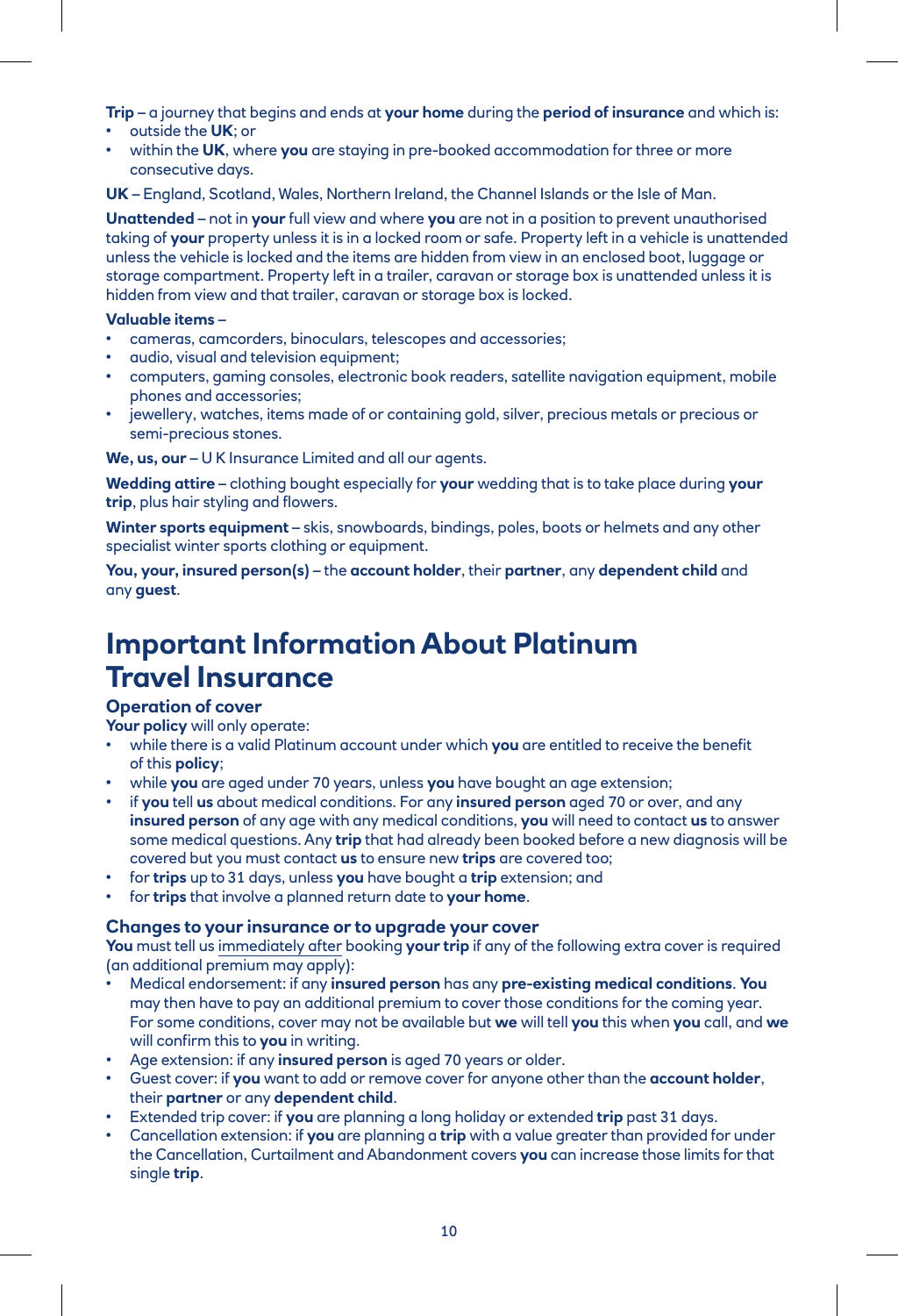**Trip** – a journey that begins and ends at **your home** during the **period of insurance** and which is:

- outside the **UK**; or
- within the **UK**, where **you** are staying in pre-booked accommodation for three or more consecutive days.

**UK** – England, Scotland, Wales, Northern Ireland, the Channel Islands or the Isle of Man.

**Unattended** – not in **your** full view and where **you** are not in a position to prevent unauthorised taking of **your** property unless it is in a locked room or safe. Property left in a vehicle is unattended unless the vehicle is locked and the items are hidden from view in an enclosed boot, luggage or storage compartment. Property left in a trailer, caravan or storage box is unattended unless it is hidden from view and that trailer, caravan or storage box is locked.

**Valuable items** –

- cameras, camcorders, binoculars, telescopes and accessories;
- audio, visual and television equipment;
- computers, gaming consoles, electronic book readers, satellite navigation equipment, mobile phones and accessories;
- jewellery, watches, items made of or containing gold, silver, precious metals or precious or semi-precious stones.

**We, us, our** – U K Insurance Limited and all our agents.

**Wedding attire** – clothing bought especially for **your** wedding that is to take place during **your trip**, plus hair styling and flowers.

**Winter sports equipment** – skis, snowboards, bindings, poles, boots or helmets and any other specialist winter sports clothing or equipment.

**You, your, insured person(s)** – the **account holder**, their **partner**, any **dependent child** and any **guest**.

# Important Information About Platinum Travel Insurance

### Operation of cover

**Your policy** will only operate:

- while there is a valid Platinum account under which **you** are entitled to receive the benefit of this **policy**;
- while **you** are aged under 70 years, unless **you** have bought an age extension;
- if **you** tell **us** about medical conditions. For any **insured person** aged 70 or over, and any **insured person** of any age with any medical conditions, **you** will need to contact **us** to answer some medical questions. Any **trip** that had already been booked before a new diagnosis will be covered but you must contact **us** to ensure new **trips** are covered too;
- for **trips** up to 31 days, unless **you** have bought a **trip** extension; and
- for **trips** that involve a planned return date to **your home**.

### Changes to your insurance or to upgrade your cover

**You** must tell us immediately after booking **your trip** if any of the following extra cover is required (an additional premium may apply):

- Medical endorsement: if any **insured person** has any **pre-existing medical conditions**. **You** may then have to pay an additional premium to cover those conditions for the coming year. For some conditions, cover may not be available but **we** will tell **you** this when **you** call, and **we** will confirm this to **you** in writing.
- Age extension: if any **insured person** is aged 70 years or older.
- Guest cover: if **you** want to add or remove cover for anyone other than the **account holder**, their **partner** or any **dependent child**.
- Extended trip cover: if **you** are planning a long holiday or extended **trip** past 31 days.
- Cancellation extension: if **you** are planning a **trip** with a value greater than provided for under the Cancellation, Curtailment and Abandonment covers **you** can increase those limits for that single **trip**.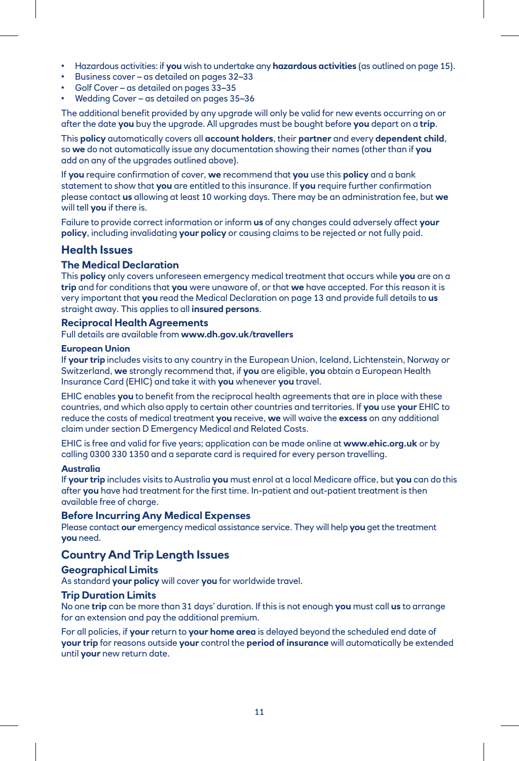- Hazardous activities: if **you** wish to undertake any **hazardous activities** (as outlined on page 15).
- Business cover – as detailed on pages 32–33
- Golf Cover – as detailed on pages 33–35
- Wedding Cover – as detailed on pages 35–36

The additional benefit provided by any upgrade will only be valid for new events occurring on or after the date **you** buy the upgrade. All upgrades must be bought before **you** depart on a **trip**.

This **policy** automatically covers all **account holders**, their **partner** and every **dependent child**, so **we** do not automatically issue any documentation showing their names (other than if **you** add on any of the upgrades outlined above).

If **you** require confirmation of cover, **we** recommend that **you** use this **policy** and a bank statement to show that **you** are entitled to this insurance. If **you** require further confirmation please contact **us** allowing at least 10 working days. There may be an administration fee, but **we** will tell **you** if there is.

Failure to provide correct information or inform **us** of any changes could adversely affect **your policy**, including invalidating **your policy** or causing claims to be rejected or not fully paid.

## Health Issues

### The Medical Declaration

This **policy** only covers unforeseen emergency medical treatment that occurs while **you** are on a **trip** and for conditions that **you** were unaware of, or that **we** have accepted. For this reason it is very important that **you** read the Medical Declaration on page 13 and provide full details to **us** straight away. This applies to all **insured persons**.

### Reciprocal Health Agreements

Full details are available from **www.dh.gov.uk/travellers**

#### European Union

If **your trip** includes visits to any country in the European Union, Iceland, Lichtenstein, Norway or Switzerland, **we** strongly recommend that, if **you** are eligible, **you** obtain a European Health Insurance Card (EHIC) and take it with **you** whenever **you** travel.

EHIC enables **you** to benefit from the reciprocal health agreements that are in place with these countries, and which also apply to certain other countries and territories. If **you** use **your** EHIC to reduce the costs of medical treatment **you** receive, **we** will waive the **excess** on any additional claim under section D Emergency Medical and Related Costs.

EHIC is free and valid for five years; application can be made online at **www.ehic.org.uk** or by calling 0300 330 1350 and a separate card is required for every person travelling.

#### Australia

If **your trip** includes visits to Australia **you** must enrol at a local Medicare office, but **you** can do this after **you** have had treatment for the first time. In-patient and out-patient treatment is then available free of charge.

### Before Incurring Any Medical Expenses

Please contact **our** emergency medical assistance service. They will help **you** get the treatment **you** need.

## Country And Trip Length Issues

### Geographical Limits

As standard **your policy** will cover **you** for worldwide travel.

### Trip Duration Limits

No one **trip** can be more than 31 days' duration. If this is not enough **you** must call **us** to arrange for an extension and pay the additional premium.

For all policies, if **your** return to **your home area** is delayed beyond the scheduled end date of **your trip** for reasons outside **your** control the **period of insurance** will automatically be extended until **your** new return date.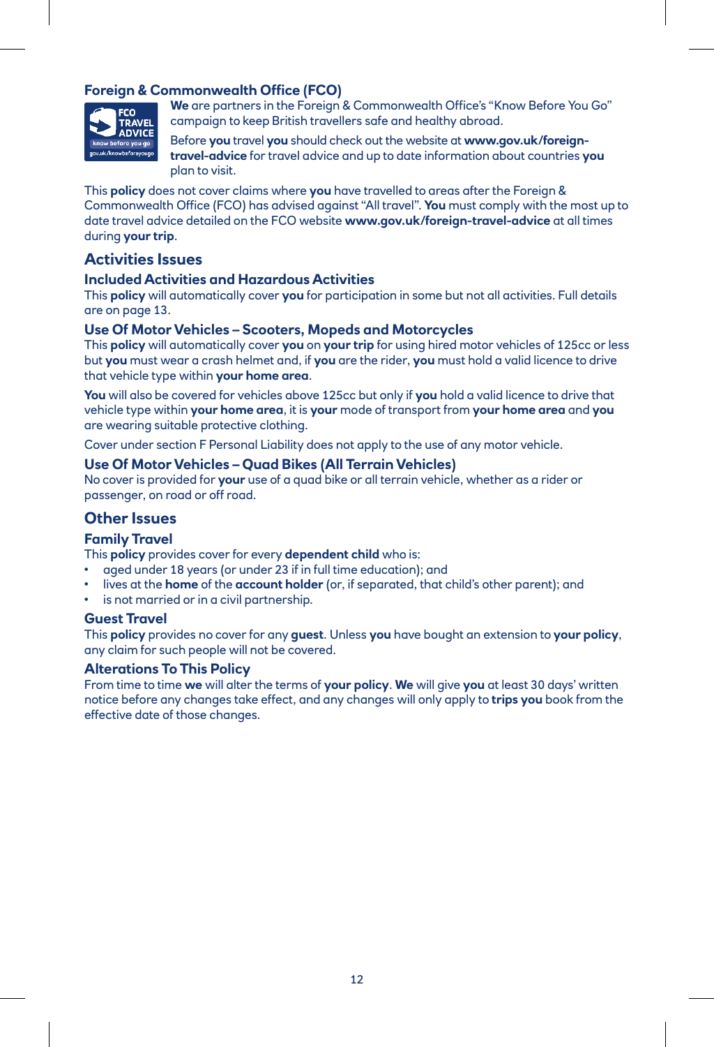### Foreign & Commonwealth Office (FCO)

**We** are partners in the Foreign & Commonwealth Office's "Know Before You Go" campaign to keep British travellers safe and healthy abroad.

Before **you** travel **you** should check out the website at **www.gov.uk/foreign-travel-advice** for travel advice and up to date information about countries **you** plan to visit.

This **policy** does not cover claims where **you** have travelled to areas after the Foreign & Commonwealth Office (FCO) has advised against "All travel". **You** must comply with the most up to date travel advice detailed on the FCO website **www.gov.uk/foreign-travel-advice** at all times during **your trip**.

## Activities Issues

### Included Activities and Hazardous Activities

This **policy** will automatically cover **you** for participation in some but not all activities. Full details are on page 13.

### Use Of Motor Vehicles – Scooters, Mopeds and Motorcycles

This **policy** will automatically cover **you** on **your trip** for using hired motor vehicles of 125cc or less but **you** must wear a crash helmet and, if **you** are the rider, **you** must hold a valid licence to drive that vehicle type within **your home area**.

**You** will also be covered for vehicles above 125cc but only if **you** hold a valid licence to drive that vehicle type within **your home area**, it is **your** mode of transport from **your home area** and **you** are wearing suitable protective clothing.

Cover under section F Personal Liability does not apply to the use of any motor vehicle.

### Use Of Motor Vehicles – Quad Bikes (All Terrain Vehicles)

No cover is provided for **your** use of a quad bike or all terrain vehicle, whether as a rider or passenger, on road or off road.

## Other Issues

### Family Travel

This **policy** provides cover for every **dependent child** who is:

- aged under 18 years (or under 23 if in full time education); and
- lives at the **home** of the **account holder** (or, if separated, that child's other parent); and
- is not married or in a civil partnership.

### Guest Travel

This **policy** provides no cover for any **guest**. Unless **you** have bought an extension to **your policy**, any claim for such people will not be covered.

### Alterations To This Policy

From time to time **we** will alter the terms of **your policy**. **We** will give **you** at least 30 days' written notice before any changes take effect, and any changes will only apply to **trips you** book from the effective date of those changes.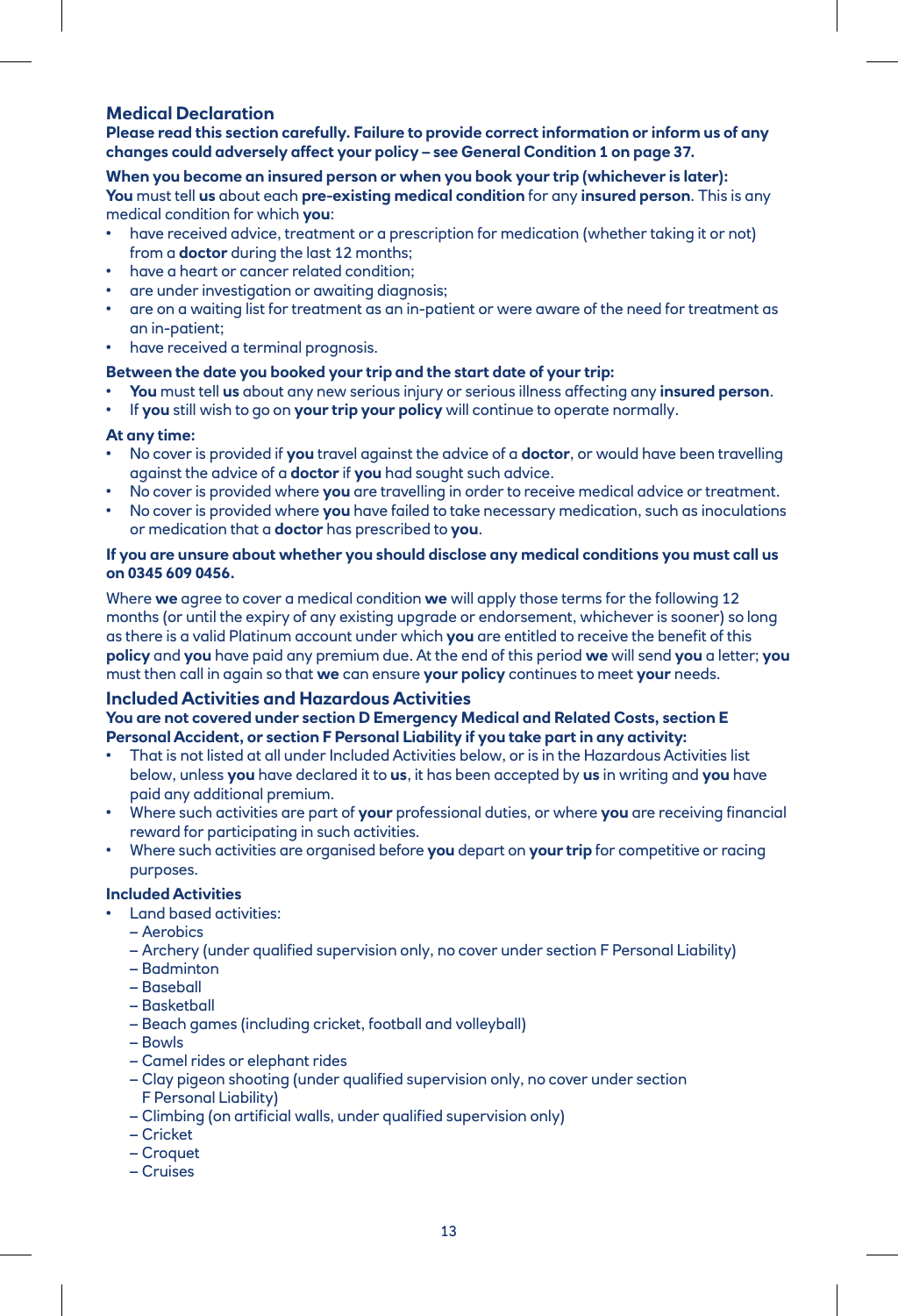## Medical Declaration

**Please read this section carefully. Failure to provide correct information or inform us of any changes could adversely affect your policy – see General Condition 1 on page 37.**

**When you become an insured person or when you book your trip (whichever is later):**
**You** must tell **us** about each **pre-existing medical condition** for any **insured person**. This is any medical condition for which **you**:

- have received advice, treatment or a prescription for medication (whether taking it or not) from a **doctor** during the last 12 months;
- have a heart or cancer related condition;
- are under investigation or awaiting diagnosis;
- are on a waiting list for treatment as an in-patient or were aware of the need for treatment as an in-patient;
- have received a terminal prognosis.

**Between the date you booked your trip and the start date of your trip:**

- **You** must tell **us** about any new serious injury or serious illness affecting any **insured person**.
- If **you** still wish to go on **your trip your policy** will continue to operate normally.

**At any time:**

- No cover is provided if **you** travel against the advice of a **doctor**, or would have been travelling against the advice of a **doctor** if **you** had sought such advice.
- No cover is provided where **you** are travelling in order to receive medical advice or treatment.
- No cover is provided where **you** have failed to take necessary medication, such as inoculations or medication that a **doctor** has prescribed to **you**.

**If you are unsure about whether you should disclose any medical conditions you must call us on 0345 609 0456.**

Where **we** agree to cover a medical condition **we** will apply those terms for the following 12 months (or until the expiry of any existing upgrade or endorsement, whichever is sooner) so long as there is a valid Platinum account under which **you** are entitled to receive the benefit of this **policy** and **you** have paid any premium due. At the end of this period **we** will send **you** a letter; **you** must then call in again so that **we** can ensure **your policy** continues to meet **your** needs.

## Included Activities and Hazardous Activities

**You are not covered under section D Emergency Medical and Related Costs, section E Personal Accident, or section F Personal Liability if you take part in any activity:**

- That is not listed at all under Included Activities below, or is in the Hazardous Activities list below, unless **you** have declared it to **us**, it has been accepted by **us** in writing and **you** have paid any additional premium.
- Where such activities are part of **your** professional duties, or where **you** are receiving financial reward for participating in such activities.
- Where such activities are organised before **you** depart on **your trip** for competitive or racing purposes.

**Included Activities**

- Land based activities:
  - Aerobics
  - Archery (under qualified supervision only, no cover under section F Personal Liability)
  - Badminton
  - Baseball
  - Basketball
  - Beach games (including cricket, football and volleyball)
  - Bowls
  - Camel rides or elephant rides
  - Clay pigeon shooting (under qualified supervision only, no cover under section F Personal Liability)
  - Climbing (on artificial walls, under qualified supervision only)
  - Cricket
  - Croquet
  - Cruises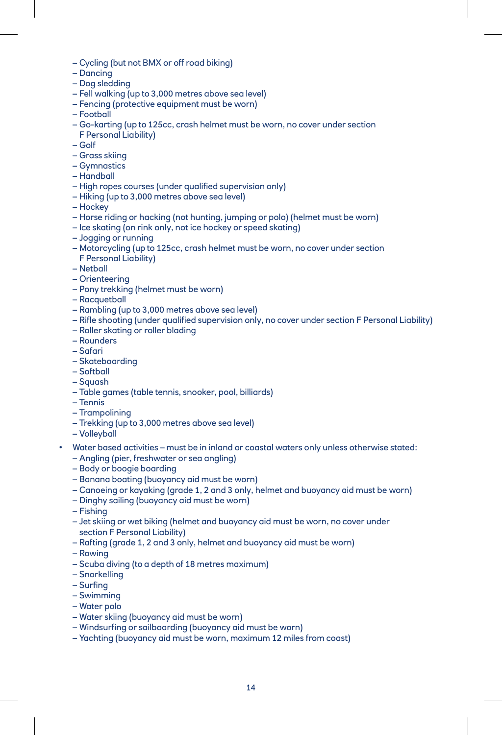- Cycling (but not BMX or off road biking)
  - Dancing
  - Dog sledding
  - Fell walking (up to 3,000 metres above sea level)
  - Fencing (protective equipment must be worn)
  - Football
  - Go-karting (up to 125cc, crash helmet must be worn, no cover under section F Personal Liability)
  - Golf
  - Grass skiing
  - Gymnastics
  - Handball
  - High ropes courses (under qualified supervision only)
  - Hiking (up to 3,000 metres above sea level)
  - Hockey
  - Horse riding or hacking (not hunting, jumping or polo) (helmet must be worn)
  - Ice skating (on rink only, not ice hockey or speed skating)
  - Jogging or running
  - Motorcycling (up to 125cc, crash helmet must be worn, no cover under section F Personal Liability)
  - Netball
  - Orienteering
  - Pony trekking (helmet must be worn)
  - Racquetball
  - Rambling (up to 3,000 metres above sea level)
  - Rifle shooting (under qualified supervision only, no cover under section F Personal Liability)
  - Roller skating or roller blading
  - Rounders
  - Safari
  - Skateboarding
  - Softball
  - Squash
  - Table games (table tennis, snooker, pool, billiards)
  - Tennis
  - Trampolining
  - Trekking (up to 3,000 metres above sea level)
  - Volleyball
- Water based activities – must be in inland or coastal waters only unless otherwise stated:
  - Angling (pier, freshwater or sea angling)
  - Body or boogie boarding
  - Banana boating (buoyancy aid must be worn)
  - Canoeing or kayaking (grade 1, 2 and 3 only, helmet and buoyancy aid must be worn)
  - Dinghy sailing (buoyancy aid must be worn)
  - Fishing
  - Jet skiing or wet biking (helmet and buoyancy aid must be worn, no cover under section F Personal Liability)
  - Rafting (grade 1, 2 and 3 only, helmet and buoyancy aid must be worn)
  - Rowing
  - Scuba diving (to a depth of 18 metres maximum)
  - Snorkelling
  - Surfing
  - Swimming
  - Water polo
  - Water skiing (buoyancy aid must be worn)
  - Windsurfing or sailboarding (buoyancy aid must be worn)
  - Yachting (buoyancy aid must be worn, maximum 12 miles from coast)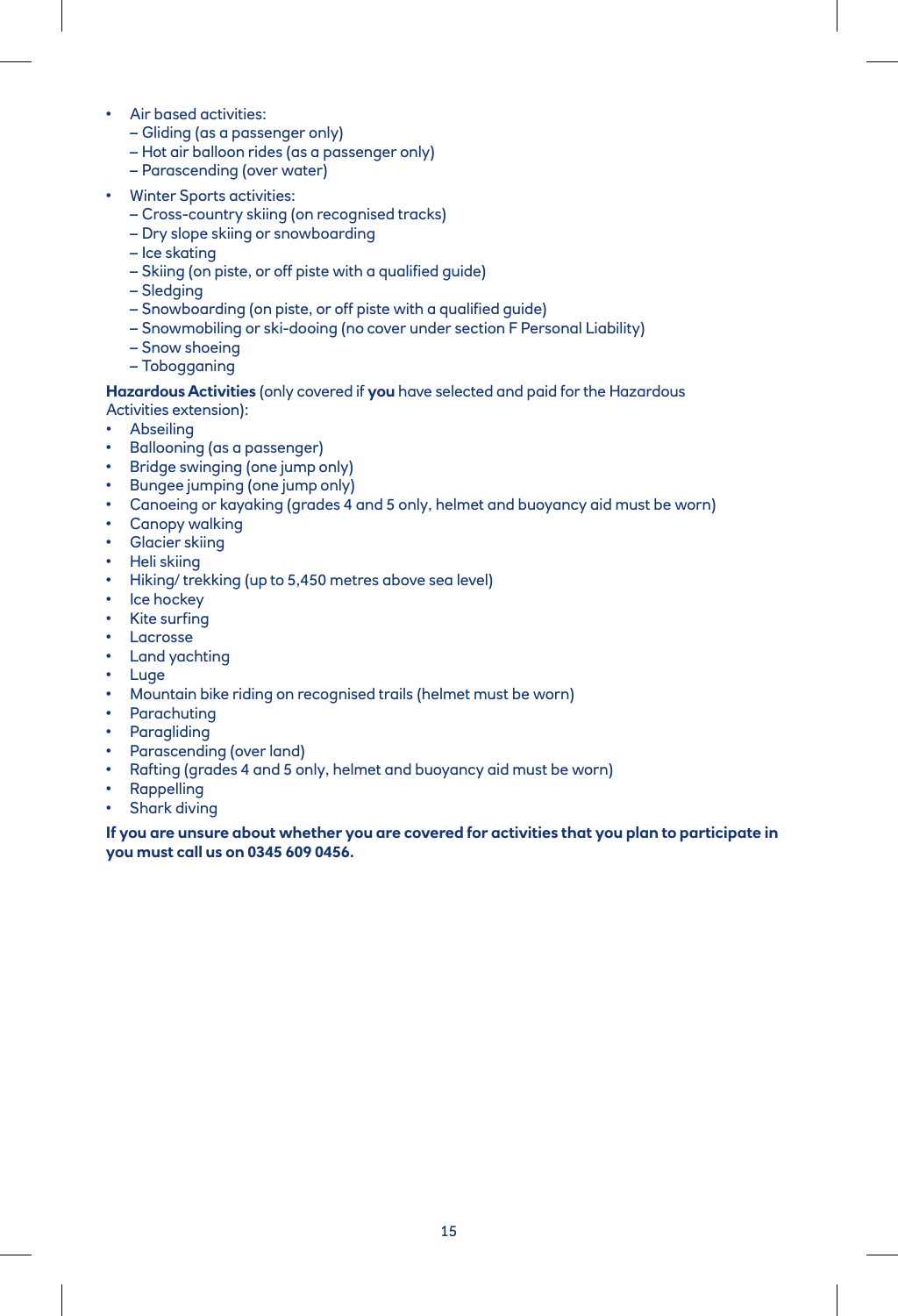- Air based activities:
  - Gliding (as a passenger only)
  - Hot air balloon rides (as a passenger only)
  - Parascending (over water)
- Winter Sports activities:
  - Cross-country skiing (on recognised tracks)
  - Dry slope skiing or snowboarding
  - Ice skating
  - Skiing (on piste, or off piste with a qualified guide)
  - Sledging
  - Snowboarding (on piste, or off piste with a qualified guide)
  - Snowmobiling or ski-dooing (no cover under section F Personal Liability)
  - Snow shoeing
  - Tobogganing

**Hazardous Activities** (only covered if **you** have selected and paid for the Hazardous Activities extension):

- Abseiling
- Ballooning (as a passenger)
- Bridge swinging (one jump only)
- Bungee jumping (one jump only)
- Canoeing or kayaking (grades 4 and 5 only, helmet and buoyancy aid must be worn)
- Canopy walking
- Glacier skiing
- Heli skiing
- Hiking/ trekking (up to 5,450 metres above sea level)
- Ice hockey
- Kite surfing
- Lacrosse
- Land yachting
- Luge
- Mountain bike riding on recognised trails (helmet must be worn)
- Parachuting
- Paragliding
- Parascending (over land)
- Rafting (grades 4 and 5 only, helmet and buoyancy aid must be worn)
- Rappelling
- Shark diving

**If you are unsure about whether you are covered for activities that you plan to participate in you must call us on 0345 609 0456.**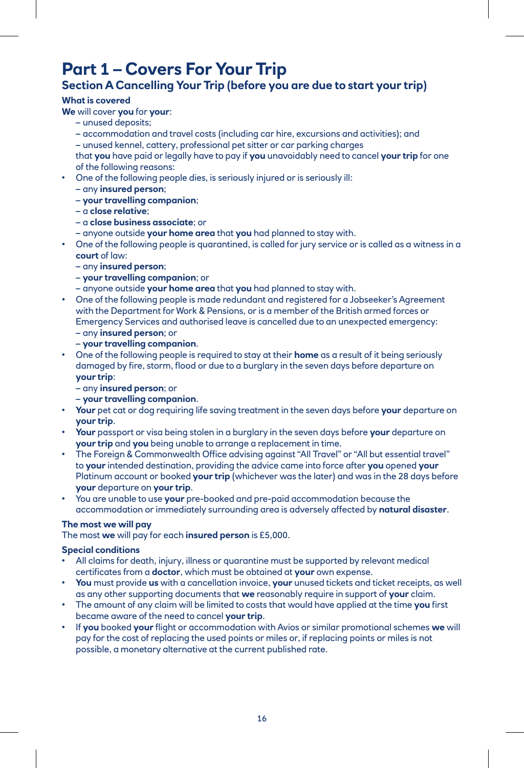# Part 1 – Covers For Your Trip

## Section A Cancelling Your Trip (before you are due to start your trip)

### What is covered

**We** will cover **you** for **your**:

- unused deposits;
- accommodation and travel costs (including car hire, excursions and activities); and
- unused kennel, cattery, professional pet sitter or car parking charges

that **you** have paid or legally have to pay if **you** unavoidably need to cancel **your trip** for one of the following reasons:

- One of the following people dies, is seriously injured or is seriously ill:
  - any **insured person**;
  - **your travelling companion**;
  - a **close relative**;
  - a **close business associate**; or
  - anyone outside **your home area** that **you** had planned to stay with.
- One of the following people is quarantined, is called for jury service or is called as a witness in a **court** of law:
  - any **insured person**;
  - **your travelling companion**; or
  - anyone outside **your home area** that **you** had planned to stay with.
- One of the following people is made redundant and registered for a Jobseeker's Agreement with the Department for Work & Pensions, or is a member of the British armed forces or Emergency Services and authorised leave is cancelled due to an unexpected emergency:
  - any **insured person**; or
  - **your travelling companion**.
- One of the following people is required to stay at their **home** as a result of it being seriously damaged by fire, storm, flood or due to a burglary in the seven days before departure on **your trip**:
  - any **insured person**; or
  - **your travelling companion**.
- **Your** pet cat or dog requiring life saving treatment in the seven days before **your** departure on **your trip**.
- **Your** passport or visa being stolen in a burglary in the seven days before **your** departure on **your trip** and **you** being unable to arrange a replacement in time.
- The Foreign & Commonwealth Office advising against "All Travel" or "All but essential travel" to **your** intended destination, providing the advice came into force after **you** opened **your** Platinum account or booked **your trip** (whichever was the later) and was in the 28 days before **your** departure on **your trip**.
- You are unable to use **your** pre-booked and pre-paid accommodation because the accommodation or immediately surrounding area is adversely affected by **natural disaster**.

### The most we will pay

The most **we** will pay for each **insured person** is £5,000.

### Special conditions

- All claims for death, injury, illness or quarantine must be supported by relevant medical certificates from a **doctor**, which must be obtained at **your** own expense.
- **You** must provide **us** with a cancellation invoice, **your** unused tickets and ticket receipts, as well as any other supporting documents that **we** reasonably require in support of **your** claim.
- The amount of any claim will be limited to costs that would have applied at the time **you** first became aware of the need to cancel **your trip**.
- If **you** booked **your** flight or accommodation with Avios or similar promotional schemes **we** will pay for the cost of replacing the used points or miles or, if replacing points or miles is not possible, a monetary alternative at the current published rate.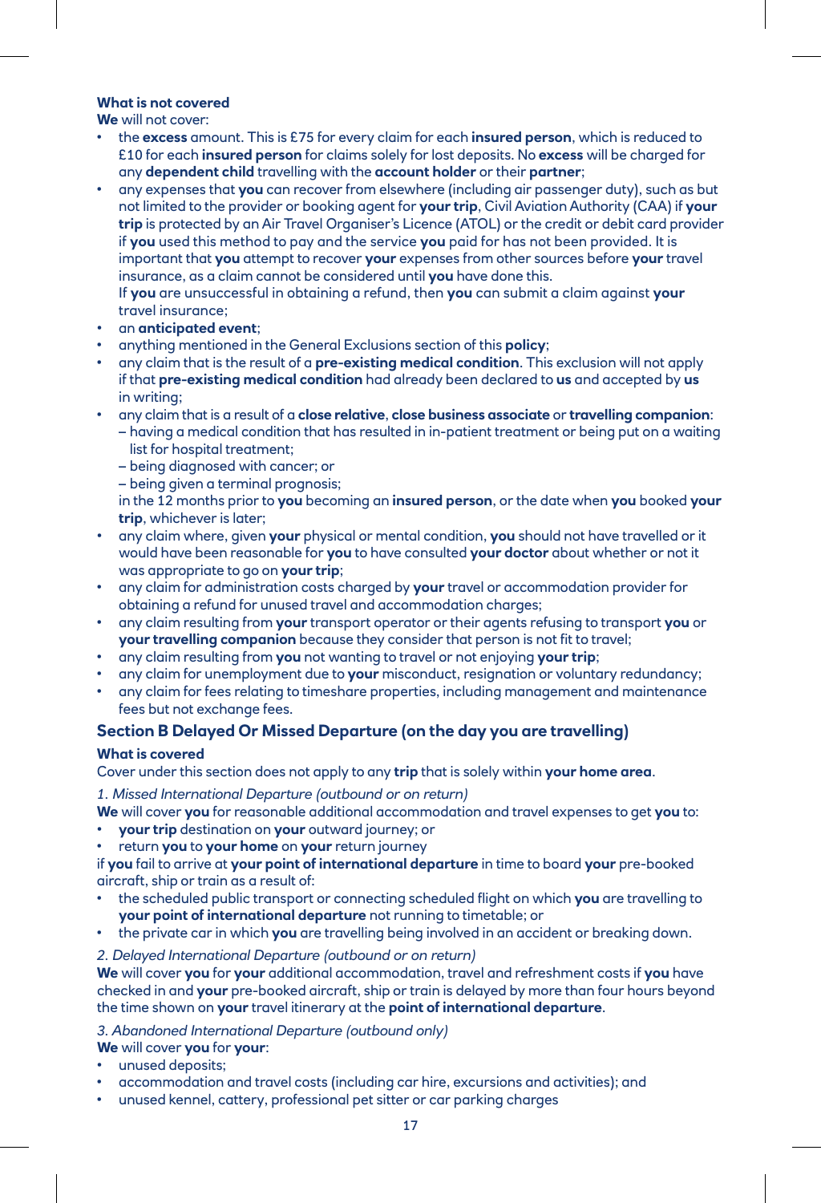**What is not covered**

**We** will not cover:

- the **excess** amount. This is £75 for every claim for each **insured person**, which is reduced to £10 for each **insured person** for claims solely for lost deposits. No **excess** will be charged for any **dependent child** travelling with the **account holder** or their **partner**;
- any expenses that **you** can recover from elsewhere (including air passenger duty), such as but not limited to the provider or booking agent for **your trip**, Civil Aviation Authority (CAA) if **your trip** is protected by an Air Travel Organiser's Licence (ATOL) or the credit or debit card provider if **you** used this method to pay and the service **you** paid for has not been provided. It is important that **you** attempt to recover **your** expenses from other sources before **your** travel insurance, as a claim cannot be considered until **you** have done this.
  If **you** are unsuccessful in obtaining a refund, then **you** can submit a claim against **your** travel insurance;
- an **anticipated event**;
- anything mentioned in the General Exclusions section of this **policy**;
- any claim that is the result of a **pre-existing medical condition**. This exclusion will not apply if that **pre-existing medical condition** had already been declared to **us** and accepted by **us** in writing;
- any claim that is a result of a **close relative**, **close business associate** or **travelling companion**:
  – having a medical condition that has resulted in in-patient treatment or being put on a waiting list for hospital treatment;
  – being diagnosed with cancer; or
  – being given a terminal prognosis;
  in the 12 months prior to **you** becoming an **insured person**, or the date when **you** booked **your trip**, whichever is later;
- any claim where, given **your** physical or mental condition, **you** should not have travelled or it would have been reasonable for **you** to have consulted **your doctor** about whether or not it was appropriate to go on **your trip**;
- any claim for administration costs charged by **your** travel or accommodation provider for obtaining a refund for unused travel and accommodation charges;
- any claim resulting from **your** transport operator or their agents refusing to transport **you** or **your travelling companion** because they consider that person is not fit to travel;
- any claim resulting from **you** not wanting to travel or not enjoying **your trip**;
- any claim for unemployment due to **your** misconduct, resignation or voluntary redundancy;
- any claim for fees relating to timeshare properties, including management and maintenance fees but not exchange fees.

## Section B Delayed Or Missed Departure (on the day you are travelling)

**What is covered**

Cover under this section does not apply to any **trip** that is solely within **your home area**.

*1. Missed International Departure (outbound or on return)*

**We** will cover **you** for reasonable additional accommodation and travel expenses to get **you** to:

- **your trip** destination on **your** outward journey; or
- return **you** to **your home** on **your** return journey

if **you** fail to arrive at **your point of international departure** in time to board **your** pre-booked aircraft, ship or train as a result of:

- the scheduled public transport or connecting scheduled flight on which **you** are travelling to **your point of international departure** not running to timetable; or
- the private car in which **you** are travelling being involved in an accident or breaking down.

*2. Delayed International Departure (outbound or on return)*

**We** will cover **you** for **your** additional accommodation, travel and refreshment costs if **you** have checked in and **your** pre-booked aircraft, ship or train is delayed by more than four hours beyond the time shown on **your** travel itinerary at the **point of international departure**.

*3. Abandoned International Departure (outbound only)*

**We** will cover **you** for **your**:

- unused deposits;
- accommodation and travel costs (including car hire, excursions and activities); and
- unused kennel, cattery, professional pet sitter or car parking charges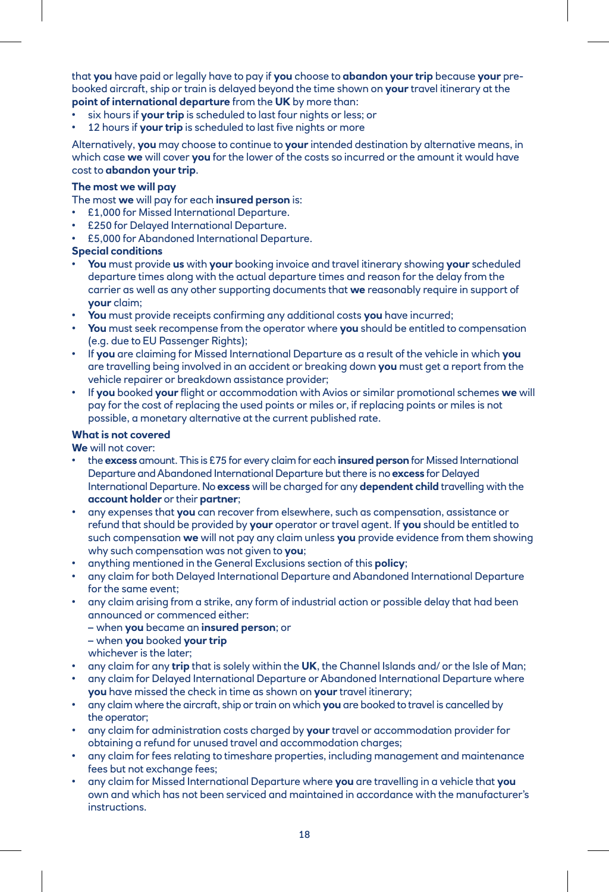that **you** have paid or legally have to pay if **you** choose to **abandon your trip** because **your** pre-booked aircraft, ship or train is delayed beyond the time shown on **your** travel itinerary at the **point of international departure** from the **UK** by more than:

- six hours if **your trip** is scheduled to last four nights or less; or
- 12 hours if **your trip** is scheduled to last five nights or more

Alternatively, **you** may choose to continue to **your** intended destination by alternative means, in which case **we** will cover **you** for the lower of the costs so incurred or the amount it would have cost to **abandon your trip**.

### The most we will pay

The most **we** will pay for each **insured person** is:

- £1,000 for Missed International Departure.
- £250 for Delayed International Departure.
- £5,000 for Abandoned International Departure.

### Special conditions

- **You** must provide **us** with **your** booking invoice and travel itinerary showing **your** scheduled departure times along with the actual departure times and reason for the delay from the carrier as well as any other supporting documents that **we** reasonably require in support of **your** claim;
- **You** must provide receipts confirming any additional costs **you** have incurred;
- **You** must seek recompense from the operator where **you** should be entitled to compensation (e.g. due to EU Passenger Rights);
- If **you** are claiming for Missed International Departure as a result of the vehicle in which **you** are travelling being involved in an accident or breaking down **you** must get a report from the vehicle repairer or breakdown assistance provider;
- If **you** booked **your** flight or accommodation with Avios or similar promotional schemes **we** will pay for the cost of replacing the used points or miles or, if replacing points or miles is not possible, a monetary alternative at the current published rate.

### What is not covered

**We** will not cover:

- the **excess** amount. This is £75 for every claim for each **insured person** for Missed International Departure and Abandoned International Departure but there is no **excess** for Delayed International Departure. No **excess** will be charged for any **dependent child** travelling with the **account holder** or their **partner**;
- any expenses that **you** can recover from elsewhere, such as compensation, assistance or refund that should be provided by **your** operator or travel agent. If **you** should be entitled to such compensation **we** will not pay any claim unless **you** provide evidence from them showing why such compensation was not given to **you**;
- anything mentioned in the General Exclusions section of this **policy**;
- any claim for both Delayed International Departure and Abandoned International Departure for the same event;
- any claim arising from a strike, any form of industrial action or possible delay that had been announced or commenced either:
  – when **you** became an **insured person**; or
  – when **you** booked **your trip**
  whichever is the later;
- any claim for any **trip** that is solely within the **UK**, the Channel Islands and/ or the Isle of Man;
- any claim for Delayed International Departure or Abandoned International Departure where **you** have missed the check in time as shown on **your** travel itinerary;
- any claim where the aircraft, ship or train on which **you** are booked to travel is cancelled by the operator;
- any claim for administration costs charged by **your** travel or accommodation provider for obtaining a refund for unused travel and accommodation charges;
- any claim for fees relating to timeshare properties, including management and maintenance fees but not exchange fees;
- any claim for Missed International Departure where **you** are travelling in a vehicle that **you** own and which has not been serviced and maintained in accordance with the manufacturer's instructions.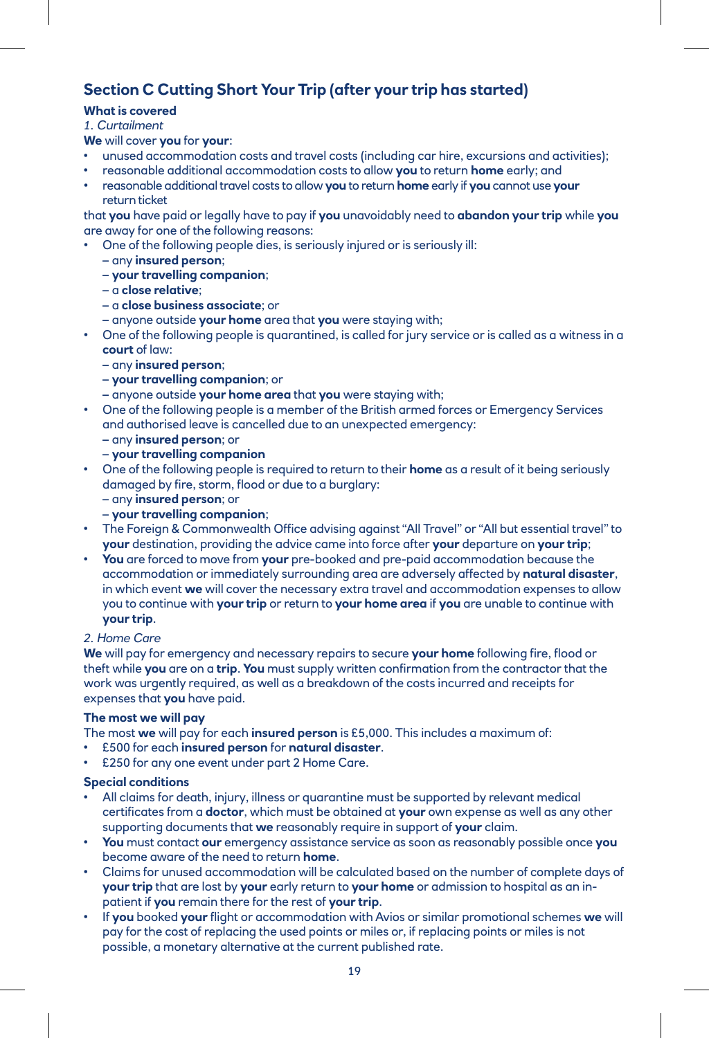## Section C Cutting Short Your Trip (after your trip has started)

### What is covered

*1. Curtailment*

**We** will cover **you** for **your**:

- unused accommodation costs and travel costs (including car hire, excursions and activities);
- reasonable additional accommodation costs to allow **you** to return **home** early; and
- reasonable additional travel costs to allow **you** to return **home** early if **you** cannot use **your** return ticket

that **you** have paid or legally have to pay if **you** unavoidably need to **abandon your trip** while **you** are away for one of the following reasons:

- One of the following people dies, is seriously injured or is seriously ill:
  - any **insured person**;
  - **your travelling companion**;
  - a **close relative**;
  - a **close business associate**; or
  - anyone outside **your home** area that **you** were staying with;
- One of the following people is quarantined, is called for jury service or is called as a witness in a **court** of law:
  - any **insured person**;
  - **your travelling companion**; or
  - anyone outside **your home area** that **you** were staying with;
- One of the following people is a member of the British armed forces or Emergency Services and authorised leave is cancelled due to an unexpected emergency:
  - any **insured person**; or
  - **your travelling companion**
- One of the following people is required to return to their **home** as a result of it being seriously damaged by fire, storm, flood or due to a burglary:
  - any **insured person**; or
  - **your travelling companion**;
- The Foreign & Commonwealth Office advising against "All Travel" or "All but essential travel" to **your** destination, providing the advice came into force after **your** departure on **your trip**;
- **You** are forced to move from **your** pre-booked and pre-paid accommodation because the accommodation or immediately surrounding area are adversely affected by **natural disaster**, in which event **we** will cover the necessary extra travel and accommodation expenses to allow you to continue with **your trip** or return to **your home area** if **you** are unable to continue with **your trip**.

*2. Home Care*

**We** will pay for emergency and necessary repairs to secure **your home** following fire, flood or theft while **you** are on a **trip**. **You** must supply written confirmation from the contractor that the work was urgently required, as well as a breakdown of the costs incurred and receipts for expenses that **you** have paid.

### The most we will pay

The most **we** will pay for each **insured person** is £5,000. This includes a maximum of:

- £500 for each **insured person** for **natural disaster**.
- £250 for any one event under part 2 Home Care.

### Special conditions

- All claims for death, injury, illness or quarantine must be supported by relevant medical certificates from a **doctor**, which must be obtained at **your** own expense as well as any other supporting documents that **we** reasonably require in support of **your** claim.
- **You** must contact **our** emergency assistance service as soon as reasonably possible once **you** become aware of the need to return **home**.
- Claims for unused accommodation will be calculated based on the number of complete days of **your trip** that are lost by **your** early return to **your home** or admission to hospital as an in-patient if **you** remain there for the rest of **your trip**.
- If **you** booked **your** flight or accommodation with Avios or similar promotional schemes **we** will pay for the cost of replacing the used points or miles or, if replacing points or miles is not possible, a monetary alternative at the current published rate.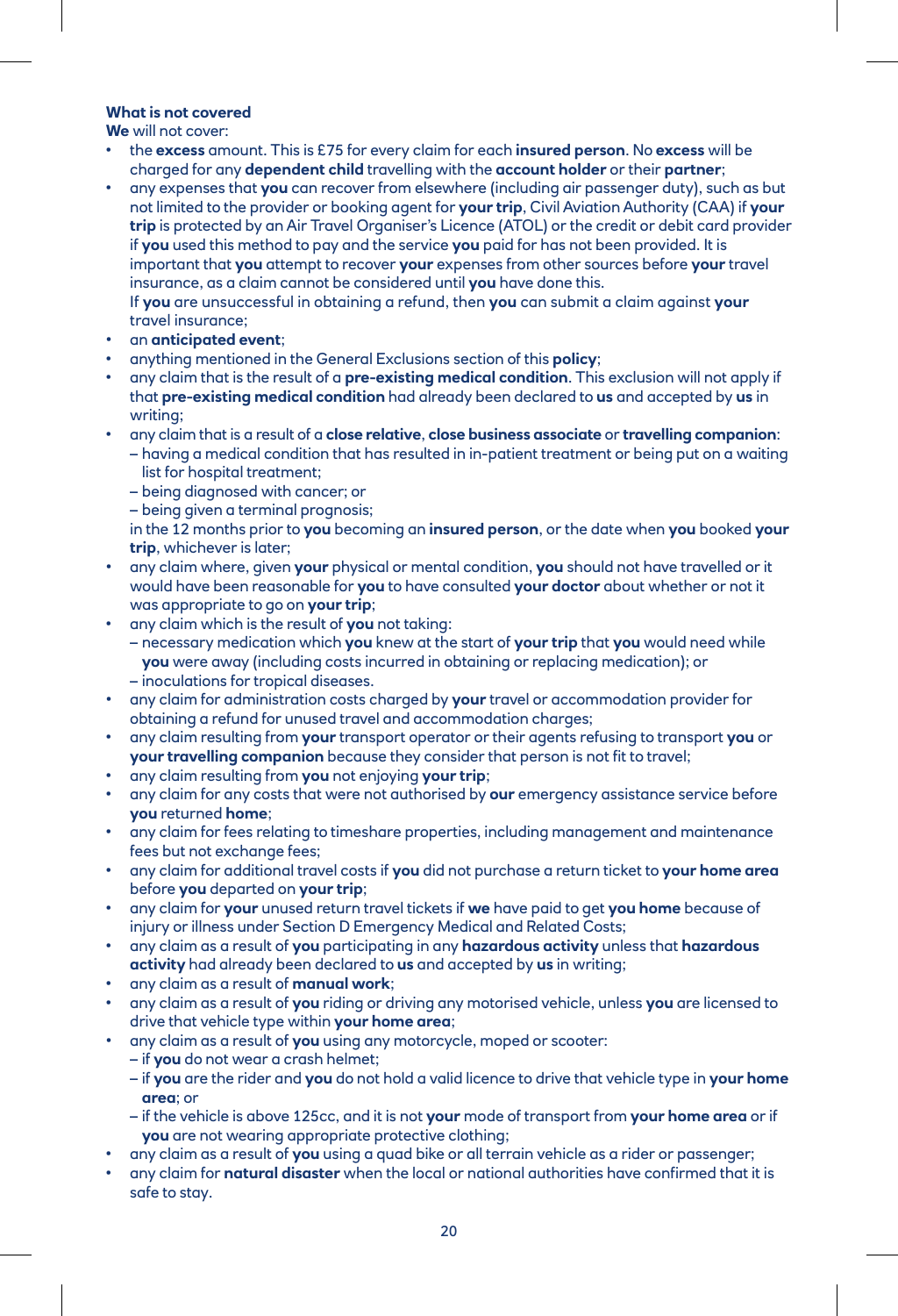**What is not covered**

**We** will not cover:

- the **excess** amount. This is £75 for every claim for each **insured person**. No **excess** will be charged for any **dependent child** travelling with the **account holder** or their **partner**;
- any expenses that **you** can recover from elsewhere (including air passenger duty), such as but not limited to the provider or booking agent for **your trip**, Civil Aviation Authority (CAA) if **your trip** is protected by an Air Travel Organiser's Licence (ATOL) or the credit or debit card provider if **you** used this method to pay and the service **you** paid for has not been provided. It is important that **you** attempt to recover **your** expenses from other sources before **your** travel insurance, as a claim cannot be considered until **you** have done this.
  If **you** are unsuccessful in obtaining a refund, then **you** can submit a claim against **your** travel insurance;
- an **anticipated event**;
- anything mentioned in the General Exclusions section of this **policy**;
- any claim that is the result of a **pre-existing medical condition**. This exclusion will not apply if that **pre-existing medical condition** had already been declared to **us** and accepted by **us** in writing;
- any claim that is a result of a **close relative**, **close business associate** or **travelling companion**:
  - having a medical condition that has resulted in in-patient treatment or being put on a waiting list for hospital treatment;
  - being diagnosed with cancer; or
  - being given a terminal prognosis;

  in the 12 months prior to **you** becoming an **insured person**, or the date when **you** booked **your trip**, whichever is later;
- any claim where, given **your** physical or mental condition, **you** should not have travelled or it would have been reasonable for **you** to have consulted **your doctor** about whether or not it was appropriate to go on **your trip**;
- any claim which is the result of **you** not taking:
  - necessary medication which **you** knew at the start of **your trip** that **you** would need while **you** were away (including costs incurred in obtaining or replacing medication); or
  - inoculations for tropical diseases.
- any claim for administration costs charged by **your** travel or accommodation provider for obtaining a refund for unused travel and accommodation charges;
- any claim resulting from **your** transport operator or their agents refusing to transport **you** or **your travelling companion** because they consider that person is not fit to travel;
- any claim resulting from **you** not enjoying **your trip**;
- any claim for any costs that were not authorised by **our** emergency assistance service before **you** returned **home**;
- any claim for fees relating to timeshare properties, including management and maintenance fees but not exchange fees;
- any claim for additional travel costs if **you** did not purchase a return ticket to **your home area** before **you** departed on **your trip**;
- any claim for **your** unused return travel tickets if **we** have paid to get **you home** because of injury or illness under Section D Emergency Medical and Related Costs;
- any claim as a result of **you** participating in any **hazardous activity** unless that **hazardous activity** had already been declared to **us** and accepted by **us** in writing;
- any claim as a result of **manual work**;
- any claim as a result of **you** riding or driving any motorised vehicle, unless **you** are licensed to drive that vehicle type within **your home area**;
- any claim as a result of **you** using any motorcycle, moped or scooter:
  - if **you** do not wear a crash helmet;
  - if **you** are the rider and **you** do not hold a valid licence to drive that vehicle type in **your home area**; or
  - if the vehicle is above 125cc, and it is not **your** mode of transport from **your home area** or if **you** are not wearing appropriate protective clothing;
- any claim as a result of **you** using a quad bike or all terrain vehicle as a rider or passenger;
- any claim for **natural disaster** when the local or national authorities have confirmed that it is safe to stay.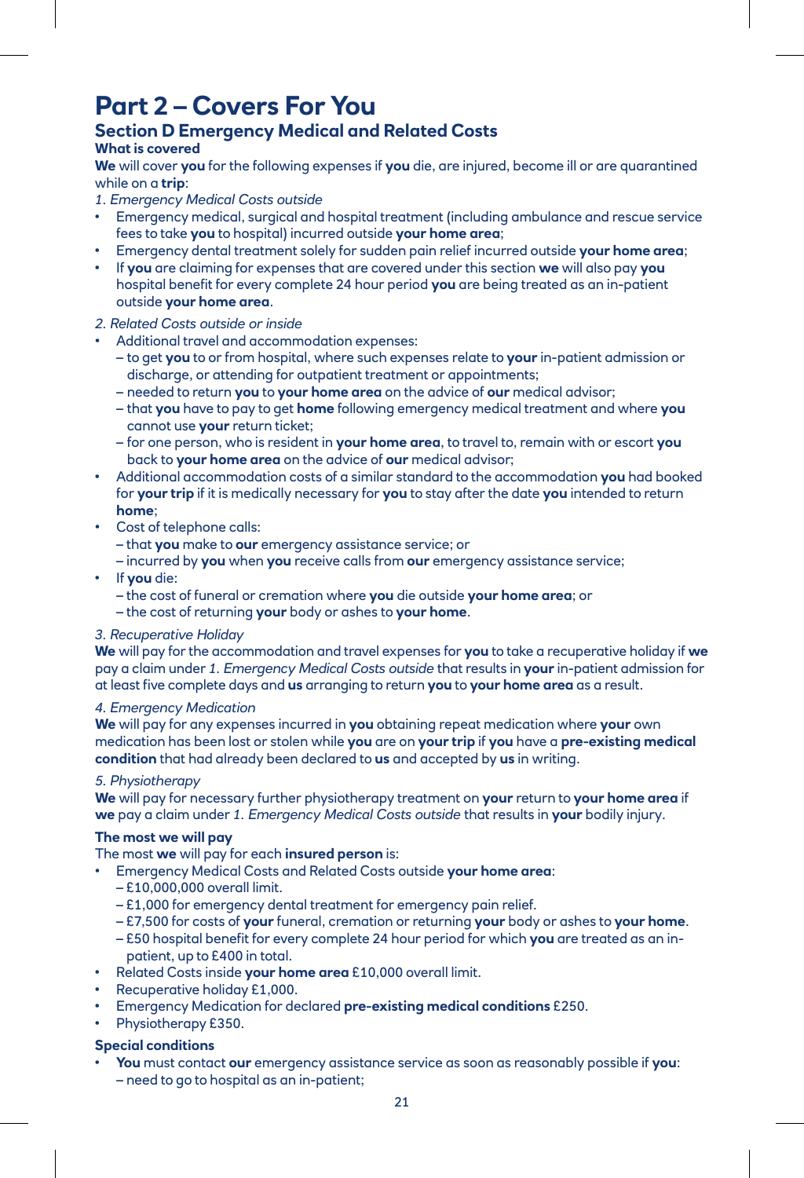# Part 2 – Covers For You

## Section D Emergency Medical and Related Costs

### What is covered

**We** will cover **you** for the following expenses if **you** die, are injured, become ill or are quarantined while on a **trip**:

*1. Emergency Medical Costs outside*

- Emergency medical, surgical and hospital treatment (including ambulance and rescue service fees to take **you** to hospital) incurred outside **your home area**;
- Emergency dental treatment solely for sudden pain relief incurred outside **your home area**;
- If **you** are claiming for expenses that are covered under this section **we** will also pay **you** hospital benefit for every complete 24 hour period **you** are being treated as an in-patient outside **your home area**.

*2. Related Costs outside or inside*

- Additional travel and accommodation expenses:
  - to get **you** to or from hospital, where such expenses relate to **your** in-patient admission or discharge, or attending for outpatient treatment or appointments;
  - needed to return **you** to **your home area** on the advice of **our** medical advisor;
  - that **you** have to pay to get **home** following emergency medical treatment and where **you** cannot use **your** return ticket;
  - for one person, who is resident in **your home area**, to travel to, remain with or escort **you** back to **your home area** on the advice of **our** medical advisor;
- Additional accommodation costs of a similar standard to the accommodation **you** had booked for **your trip** if it is medically necessary for **you** to stay after the date **you** intended to return **home**;
- Cost of telephone calls:
  - that **you** make to **our** emergency assistance service; or
  - incurred by **you** when **you** receive calls from **our** emergency assistance service;
- If **you** die:
  - the cost of funeral or cremation where **you** die outside **your home area**; or
  - the cost of returning **your** body or ashes to **your home**.

*3. Recuperative Holiday*

**We** will pay for the accommodation and travel expenses for **you** to take a recuperative holiday if **we** pay a claim under *1. Emergency Medical Costs outside* that results in **your** in-patient admission for at least five complete days and **us** arranging to return **you** to **your home area** as a result.

*4. Emergency Medication*

**We** will pay for any expenses incurred in **you** obtaining repeat medication where **your** own medication has been lost or stolen while **you** are on **your trip** if **you** have a **pre-existing medical condition** that had already been declared to **us** and accepted by **us** in writing.

*5. Physiotherapy*

**We** will pay for necessary further physiotherapy treatment on **your** return to **your home area** if **we** pay a claim under *1. Emergency Medical Costs outside* that results in **your** bodily injury.

### The most we will pay

The most **we** will pay for each **insured person** is:

- Emergency Medical Costs and Related Costs outside **your home area**:
  - £10,000,000 overall limit.
  - £1,000 for emergency dental treatment for emergency pain relief.
  - £7,500 for costs of **your** funeral, cremation or returning **your** body or ashes to **your home**.
  - £50 hospital benefit for every complete 24 hour period for which **you** are treated as an in-patient, up to £400 in total.
- Related Costs inside **your home area** £10,000 overall limit.
- Recuperative holiday £1,000.
- Emergency Medication for declared **pre-existing medical conditions** £250.
- Physiotherapy £350.

### Special conditions

- **You** must contact **our** emergency assistance service as soon as reasonably possible if **you**:
  - need to go to hospital as an in-patient;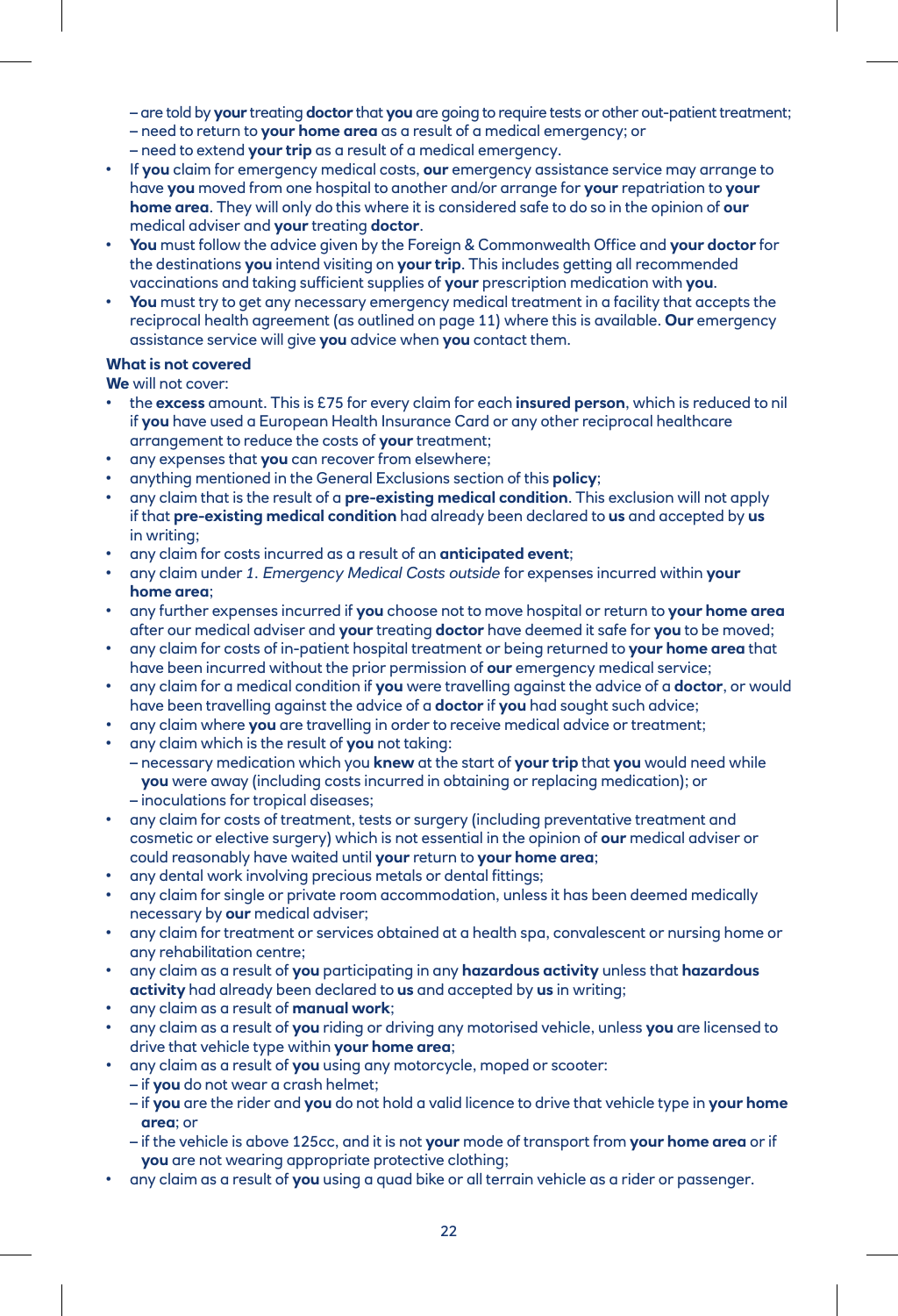– are told by **your** treating **doctor** that **you** are going to require tests or other out-patient treatment;
– need to return to **your home area** as a result of a medical emergency; or
– need to extend **your trip** as a result of a medical emergency.

- If **you** claim for emergency medical costs, **our** emergency assistance service may arrange to have **you** moved from one hospital to another and/or arrange for **your** repatriation to **your home area**. They will only do this where it is considered safe to do so in the opinion of **our** medical adviser and **your** treating **doctor**.
- **You** must follow the advice given by the Foreign & Commonwealth Office and **your doctor** for the destinations **you** intend visiting on **your trip**. This includes getting all recommended vaccinations and taking sufficient supplies of **your** prescription medication with **you**.
- **You** must try to get any necessary emergency medical treatment in a facility that accepts the reciprocal health agreement (as outlined on page 11) where this is available. **Our** emergency assistance service will give **you** advice when **you** contact them.

**What is not covered**

**We** will not cover:

- the **excess** amount. This is £75 for every claim for each **insured person**, which is reduced to nil if **you** have used a European Health Insurance Card or any other reciprocal healthcare arrangement to reduce the costs of **your** treatment;
- any expenses that **you** can recover from elsewhere;
- anything mentioned in the General Exclusions section of this **policy**;
- any claim that is the result of a **pre-existing medical condition**. This exclusion will not apply if that **pre-existing medical condition** had already been declared to **us** and accepted by **us** in writing;
- any claim for costs incurred as a result of an **anticipated event**;
- any claim under *1. Emergency Medical Costs outside* for expenses incurred within **your home area**;
- any further expenses incurred if **you** choose not to move hospital or return to **your home area** after our medical adviser and **your** treating **doctor** have deemed it safe for **you** to be moved;
- any claim for costs of in-patient hospital treatment or being returned to **your home area** that have been incurred without the prior permission of **our** emergency medical service;
- any claim for a medical condition if **you** were travelling against the advice of a **doctor**, or would have been travelling against the advice of a **doctor** if **you** had sought such advice;
- any claim where **you** are travelling in order to receive medical advice or treatment;
- any claim which is the result of **you** not taking:
  – necessary medication which you **knew** at the start of **your trip** that **you** would need while **you** were away (including costs incurred in obtaining or replacing medication); or
  – inoculations for tropical diseases;
- any claim for costs of treatment, tests or surgery (including preventative treatment and cosmetic or elective surgery) which is not essential in the opinion of **our** medical adviser or could reasonably have waited until **your** return to **your home area**;
- any dental work involving precious metals or dental fittings;
- any claim for single or private room accommodation, unless it has been deemed medically necessary by **our** medical adviser;
- any claim for treatment or services obtained at a health spa, convalescent or nursing home or any rehabilitation centre;
- any claim as a result of **you** participating in any **hazardous activity** unless that **hazardous activity** had already been declared to **us** and accepted by **us** in writing;
- any claim as a result of **manual work**;
- any claim as a result of **you** riding or driving any motorised vehicle, unless **you** are licensed to drive that vehicle type within **your home area**;
- any claim as a result of **you** using any motorcycle, moped or scooter:
  – if **you** do not wear a crash helmet;
  – if **you** are the rider and **you** do not hold a valid licence to drive that vehicle type in **your home area**; or
  – if the vehicle is above 125cc, and it is not **your** mode of transport from **your home area** or if **you** are not wearing appropriate protective clothing;
- any claim as a result of **you** using a quad bike or all terrain vehicle as a rider or passenger.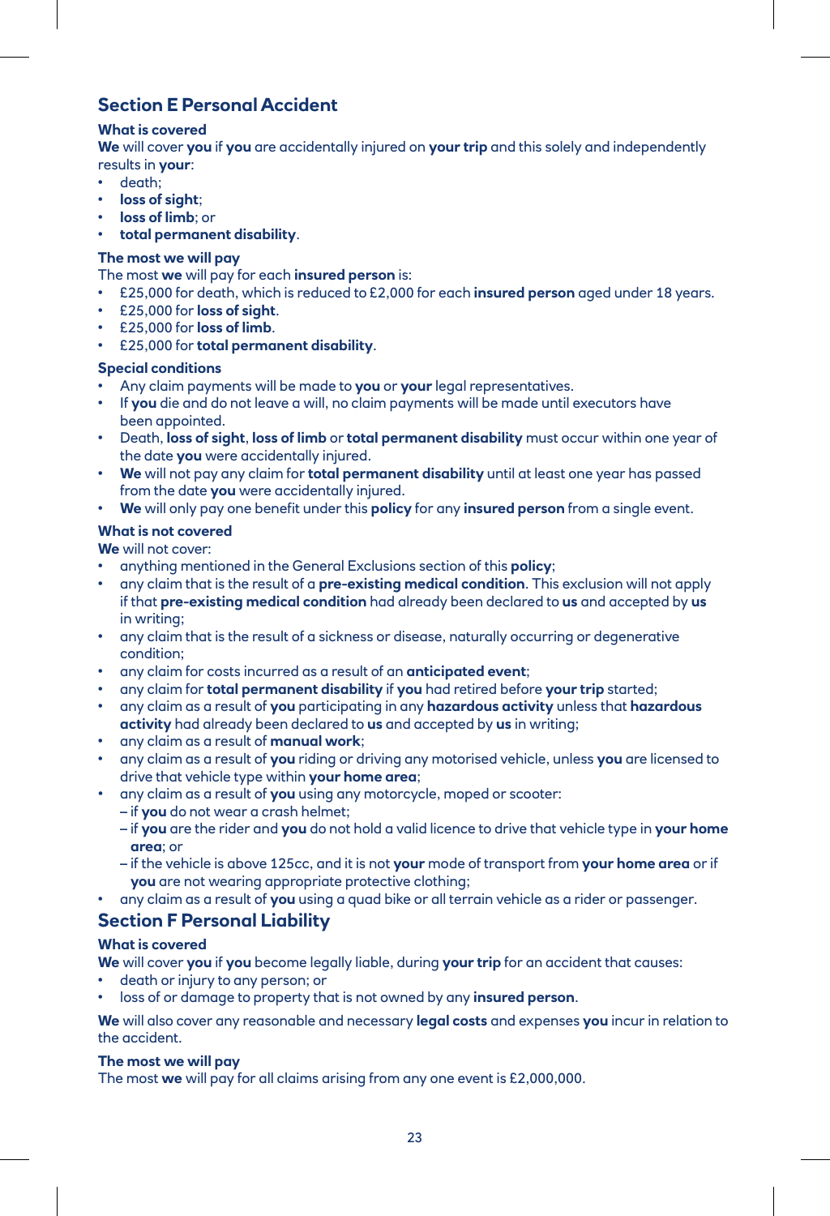## Section E Personal Accident

### What is covered

**We** will cover **you** if **you** are accidentally injured on **your trip** and this solely and independently results in **your**:

- death;
- **loss of sight**;
- **loss of limb**; or
- **total permanent disability**.

### The most we will pay

The most **we** will pay for each **insured person** is:

- £25,000 for death, which is reduced to £2,000 for each **insured person** aged under 18 years.
- £25,000 for **loss of sight**.
- £25,000 for **loss of limb**.
- £25,000 for **total permanent disability**.

### Special conditions

- Any claim payments will be made to **you** or **your** legal representatives.
- If **you** die and do not leave a will, no claim payments will be made until executors have been appointed.
- Death, **loss of sight**, **loss of limb** or **total permanent disability** must occur within one year of the date **you** were accidentally injured.
- **We** will not pay any claim for **total permanent disability** until at least one year has passed from the date **you** were accidentally injured.
- **We** will only pay one benefit under this **policy** for any **insured person** from a single event.

### What is not covered

**We** will not cover:

- anything mentioned in the General Exclusions section of this **policy**;
- any claim that is the result of a **pre-existing medical condition**. This exclusion will not apply if that **pre-existing medical condition** had already been declared to **us** and accepted by **us** in writing;
- any claim that is the result of a sickness or disease, naturally occurring or degenerative condition;
- any claim for costs incurred as a result of an **anticipated event**;
- any claim for **total permanent disability** if **you** had retired before **your trip** started;
- any claim as a result of **you** participating in any **hazardous activity** unless that **hazardous activity** had already been declared to **us** and accepted by **us** in writing;
- any claim as a result of **manual work**;
- any claim as a result of **you** riding or driving any motorised vehicle, unless **you** are licensed to drive that vehicle type within **your home area**;
- any claim as a result of **you** using any motorcycle, moped or scooter:
  - if **you** do not wear a crash helmet;
  - if **you** are the rider and **you** do not hold a valid licence to drive that vehicle type in **your home area**; or
  - if the vehicle is above 125cc, and it is not **your** mode of transport from **your home area** or if **you** are not wearing appropriate protective clothing;
- any claim as a result of **you** using a quad bike or all terrain vehicle as a rider or passenger.

## Section F Personal Liability

### What is covered

**We** will cover **you** if **you** become legally liable, during **your trip** for an accident that causes:

- death or injury to any person; or
- loss of or damage to property that is not owned by any **insured person**.

**We** will also cover any reasonable and necessary **legal costs** and expenses **you** incur in relation to the accident.

### The most we will pay

The most **we** will pay for all claims arising from any one event is £2,000,000.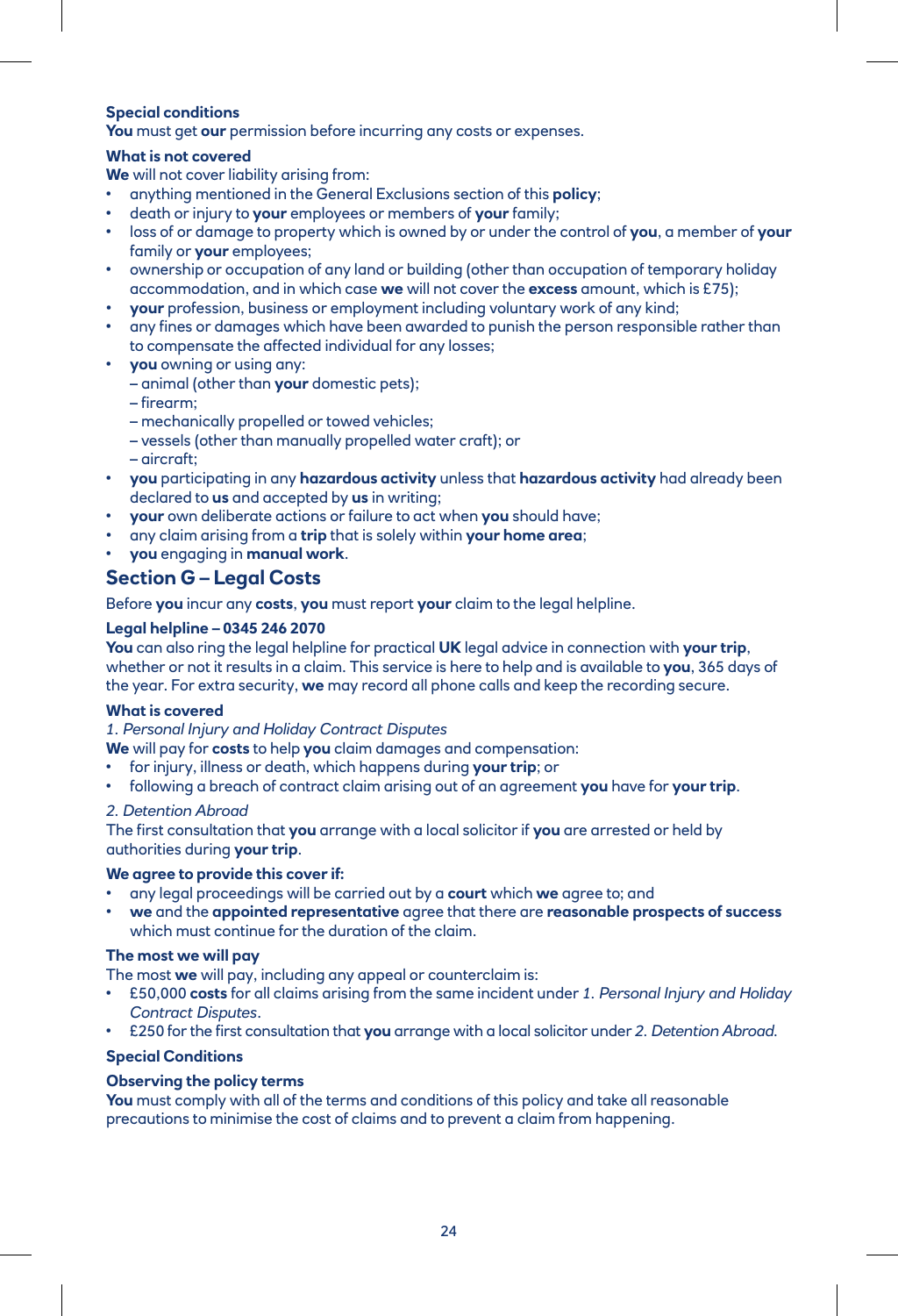**Special conditions**
**You** must get **our** permission before incurring any costs or expenses.

**What is not covered**
**We** will not cover liability arising from:

- anything mentioned in the General Exclusions section of this **policy**;
- death or injury to **your** employees or members of **your** family;
- loss of or damage to property which is owned by or under the control of **you**, a member of **your** family or **your** employees;
- ownership or occupation of any land or building (other than occupation of temporary holiday accommodation, and in which case **we** will not cover the **excess** amount, which is £75);
- **your** profession, business or employment including voluntary work of any kind;
- any fines or damages which have been awarded to punish the person responsible rather than to compensate the affected individual for any losses;
- **you** owning or using any:
  – animal (other than **your** domestic pets);
  – firearm;
  – mechanically propelled or towed vehicles;
  – vessels (other than manually propelled water craft); or
  – aircraft;
- **you** participating in any **hazardous activity** unless that **hazardous activity** had already been declared to **us** and accepted by **us** in writing;
- **your** own deliberate actions or failure to act when **you** should have;
- any claim arising from a **trip** that is solely within **your home area**;
- **you** engaging in **manual work**.

## Section G – Legal Costs

Before **you** incur any **costs**, **you** must report **your** claim to the legal helpline.

**Legal helpline – 0345 246 2070**
**You** can also ring the legal helpline for practical **UK** legal advice in connection with **your trip**, whether or not it results in a claim. This service is here to help and is available to **you**, 365 days of the year. For extra security, **we** may record all phone calls and keep the recording secure.

**What is covered**

*1. Personal Injury and Holiday Contract Disputes*

**We** will pay for **costs** to help **you** claim damages and compensation:

- for injury, illness or death, which happens during **your trip**; or
- following a breach of contract claim arising out of an agreement **you** have for **your trip**.

*2. Detention Abroad*

The first consultation that **you** arrange with a local solicitor if **you** are arrested or held by authorities during **your trip**.

**We agree to provide this cover if:**

- any legal proceedings will be carried out by a **court** which **we** agree to; and
- **we** and the **appointed representative** agree that there are **reasonable prospects of success** which must continue for the duration of the claim.

**The most we will pay**
The most **we** will pay, including any appeal or counterclaim is:

- £50,000 **costs** for all claims arising from the same incident under *1. Personal Injury and Holiday Contract Disputes*.
- £250 for the first consultation that **you** arrange with a local solicitor under *2. Detention Abroad.*

**Special Conditions**

**Observing the policy terms**
**You** must comply with all of the terms and conditions of this policy and take all reasonable precautions to minimise the cost of claims and to prevent a claim from happening.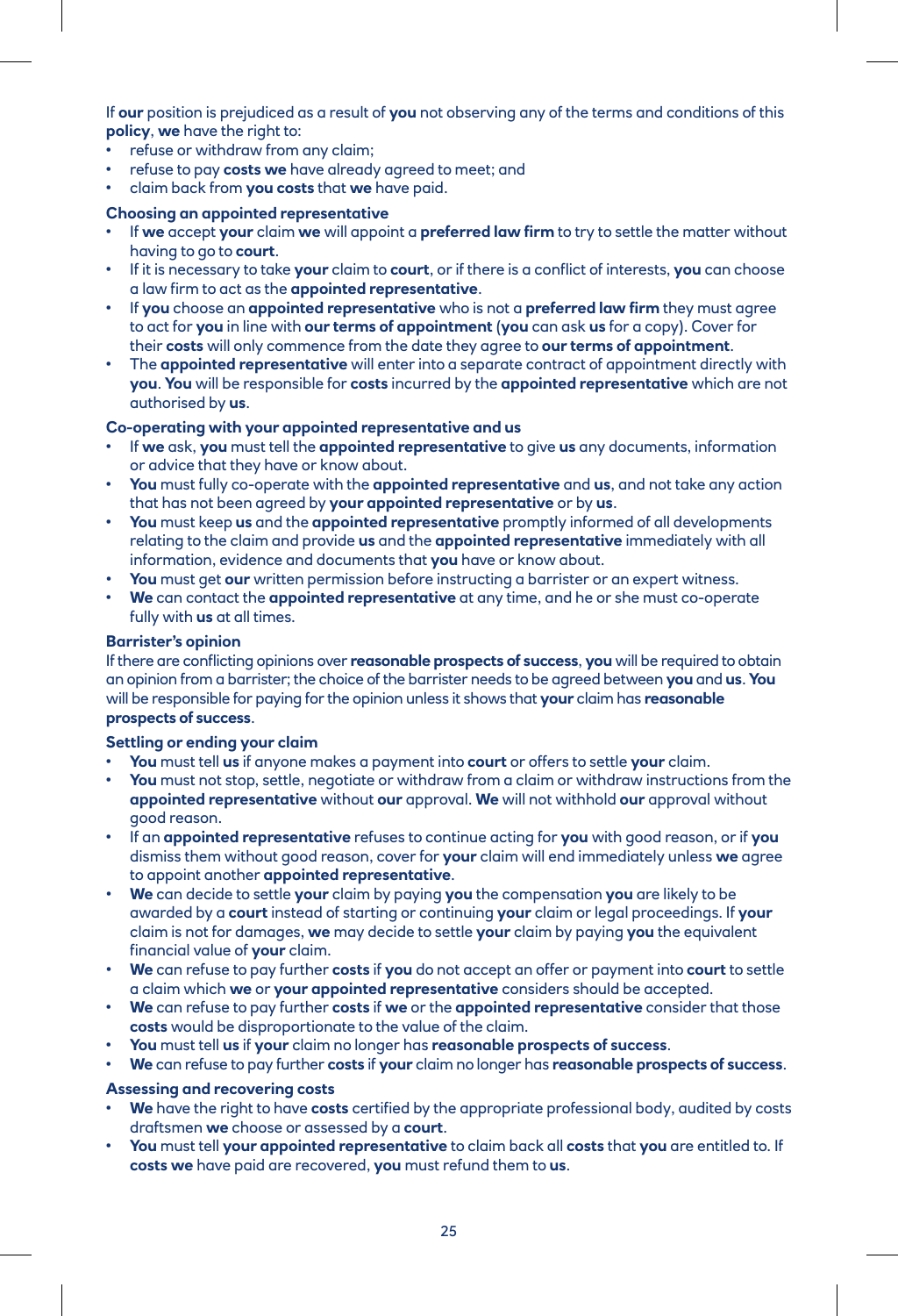If **our** position is prejudiced as a result of **you** not observing any of the terms and conditions of this **policy**, **we** have the right to:

- refuse or withdraw from any claim;
- refuse to pay **costs we** have already agreed to meet; and
- claim back from **you costs** that **we** have paid.

**Choosing an appointed representative**

- If **we** accept **your** claim **we** will appoint a **preferred law firm** to try to settle the matter without having to go to **court**.
- If it is necessary to take **your** claim to **court**, or if there is a conflict of interests, **you** can choose a law firm to act as the **appointed representative**.
- If **you** choose an **appointed representative** who is not a **preferred law firm** they must agree to act for **you** in line with **our terms of appointment** (**you** can ask **us** for a copy). Cover for their **costs** will only commence from the date they agree to **our terms of appointment**.
- The **appointed representative** will enter into a separate contract of appointment directly with **you**. **You** will be responsible for **costs** incurred by the **appointed representative** which are not authorised by **us**.

**Co-operating with your appointed representative and us**

- If **we** ask, **you** must tell the **appointed representative** to give **us** any documents, information or advice that they have or know about.
- **You** must fully co-operate with the **appointed representative** and **us**, and not take any action that has not been agreed by **your appointed representative** or by **us**.
- **You** must keep **us** and the **appointed representative** promptly informed of all developments relating to the claim and provide **us** and the **appointed representative** immediately with all information, evidence and documents that **you** have or know about.
- **You** must get **our** written permission before instructing a barrister or an expert witness.
- **We** can contact the **appointed representative** at any time, and he or she must co-operate fully with **us** at all times.

**Barrister's opinion**

If there are conflicting opinions over **reasonable prospects of success**, **you** will be required to obtain an opinion from a barrister; the choice of the barrister needs to be agreed between **you** and **us**. **You** will be responsible for paying for the opinion unless it shows that **your** claim has **reasonable prospects of success**.

**Settling or ending your claim**

- **You** must tell **us** if anyone makes a payment into **court** or offers to settle **your** claim.
- **You** must not stop, settle, negotiate or withdraw from a claim or withdraw instructions from the **appointed representative** without **our** approval. **We** will not withhold **our** approval without good reason.
- If an **appointed representative** refuses to continue acting for **you** with good reason, or if **you** dismiss them without good reason, cover for **your** claim will end immediately unless **we** agree to appoint another **appointed representative**.
- **We** can decide to settle **your** claim by paying **you** the compensation **you** are likely to be awarded by a **court** instead of starting or continuing **your** claim or legal proceedings. If **your** claim is not for damages, **we** may decide to settle **your** claim by paying **you** the equivalent financial value of **your** claim.
- **We** can refuse to pay further **costs** if **you** do not accept an offer or payment into **court** to settle a claim which **we** or **your appointed representative** considers should be accepted.
- **We** can refuse to pay further **costs** if **we** or the **appointed representative** consider that those **costs** would be disproportionate to the value of the claim.
- **You** must tell **us** if **your** claim no longer has **reasonable prospects of success**.
- **We** can refuse to pay further **costs** if **your** claim no longer has **reasonable prospects of success**.

**Assessing and recovering costs**

- **We** have the right to have **costs** certified by the appropriate professional body, audited by costs draftsmen **we** choose or assessed by a **court**.
- **You** must tell **your appointed representative** to claim back all **costs** that **you** are entitled to. If **costs we** have paid are recovered, **you** must refund them to **us**.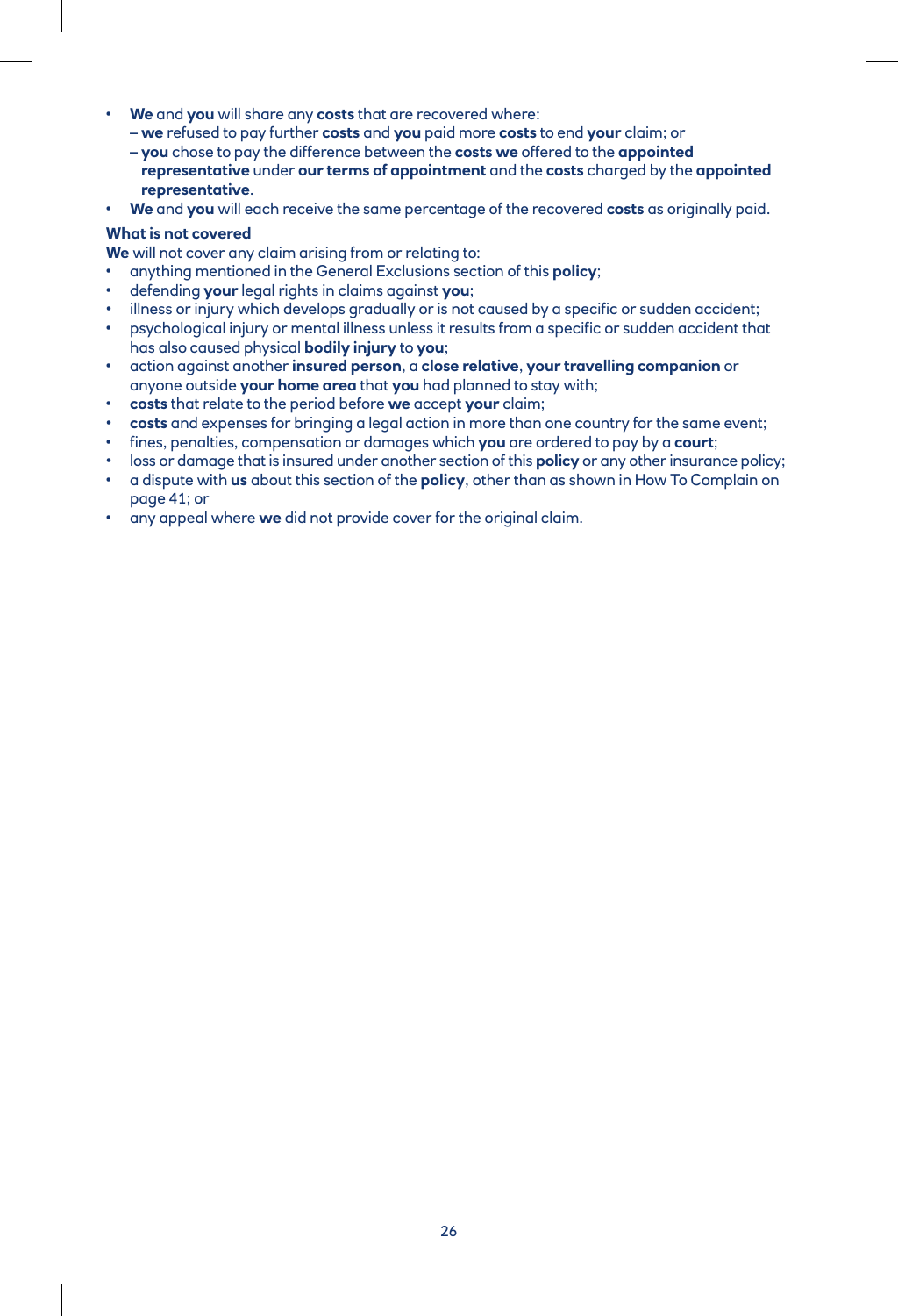- **We** and **you** will share any **costs** that are recovered where:
  - **we** refused to pay further **costs** and **you** paid more **costs** to end **your** claim; or
  - **you** chose to pay the difference between the **costs we** offered to the **appointed representative** under **our terms of appointment** and the **costs** charged by the **appointed representative**.
- **We** and **you** will each receive the same percentage of the recovered **costs** as originally paid.

**What is not covered**

**We** will not cover any claim arising from or relating to:

- anything mentioned in the General Exclusions section of this **policy**;
- defending **your** legal rights in claims against **you**;
- illness or injury which develops gradually or is not caused by a specific or sudden accident;
- psychological injury or mental illness unless it results from a specific or sudden accident that has also caused physical **bodily injury** to **you**;
- action against another **insured person**, a **close relative**, **your travelling companion** or anyone outside **your home area** that **you** had planned to stay with;
- **costs** that relate to the period before **we** accept **your** claim;
- **costs** and expenses for bringing a legal action in more than one country for the same event;
- fines, penalties, compensation or damages which **you** are ordered to pay by a **court**;
- loss or damage that is insured under another section of this **policy** or any other insurance policy;
- a dispute with **us** about this section of the **policy**, other than as shown in How To Complain on page 41; or
- any appeal where **we** did not provide cover for the original claim.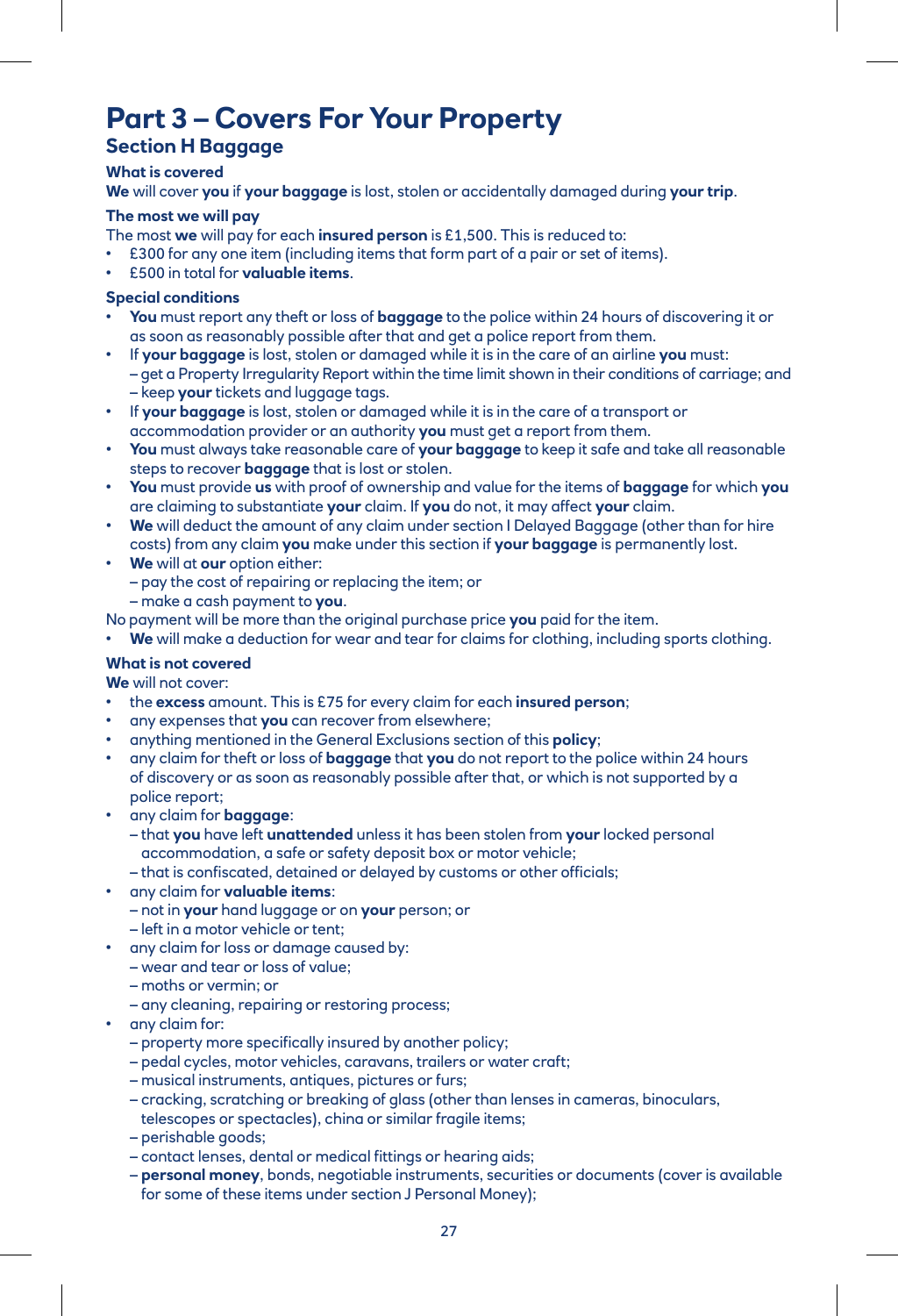# Part 3 – Covers For Your Property

## Section H Baggage

### What is covered

**We** will cover **you** if **your baggage** is lost, stolen or accidentally damaged during **your trip**.

### The most we will pay

The most **we** will pay for each **insured person** is £1,500. This is reduced to:

- £300 for any one item (including items that form part of a pair or set of items).
- £500 in total for **valuable items**.

### Special conditions

- **You** must report any theft or loss of **baggage** to the police within 24 hours of discovering it or as soon as reasonably possible after that and get a police report from them.
- If **your baggage** is lost, stolen or damaged while it is in the care of an airline **you** must:
  – get a Property Irregularity Report within the time limit shown in their conditions of carriage; and
  – keep **your** tickets and luggage tags.
- If **your baggage** is lost, stolen or damaged while it is in the care of a transport or accommodation provider or an authority **you** must get a report from them.
- **You** must always take reasonable care of **your baggage** to keep it safe and take all reasonable steps to recover **baggage** that is lost or stolen.
- **You** must provide **us** with proof of ownership and value for the items of **baggage** for which **you** are claiming to substantiate **your** claim. If **you** do not, it may affect **your** claim.
- **We** will deduct the amount of any claim under section I Delayed Baggage (other than for hire costs) from any claim **you** make under this section if **your baggage** is permanently lost.
- **We** will at **our** option either:
  – pay the cost of repairing or replacing the item; or
  – make a cash payment to **you**.

No payment will be more than the original purchase price **you** paid for the item.

- **We** will make a deduction for wear and tear for claims for clothing, including sports clothing.

### What is not covered

**We** will not cover:

- the **excess** amount. This is £75 for every claim for each **insured person**;
- any expenses that **you** can recover from elsewhere;
- anything mentioned in the General Exclusions section of this **policy**;
- any claim for theft or loss of **baggage** that **you** do not report to the police within 24 hours of discovery or as soon as reasonably possible after that, or which is not supported by a police report;
- any claim for **baggage**:
  – that **you** have left **unattended** unless it has been stolen from **your** locked personal accommodation, a safe or safety deposit box or motor vehicle;
  – that is confiscated, detained or delayed by customs or other officials;
- any claim for **valuable items**:
  – not in **your** hand luggage or on **your** person; or
  – left in a motor vehicle or tent;
- any claim for loss or damage caused by:
  – wear and tear or loss of value;
  – moths or vermin; or
  – any cleaning, repairing or restoring process;
- any claim for:
  – property more specifically insured by another policy;
  – pedal cycles, motor vehicles, caravans, trailers or water craft;
  – musical instruments, antiques, pictures or furs;
  – cracking, scratching or breaking of glass (other than lenses in cameras, binoculars, telescopes or spectacles), china or similar fragile items;
  – perishable goods;
  – contact lenses, dental or medical fittings or hearing aids;
  – **personal money**, bonds, negotiable instruments, securities or documents (cover is available for some of these items under section J Personal Money);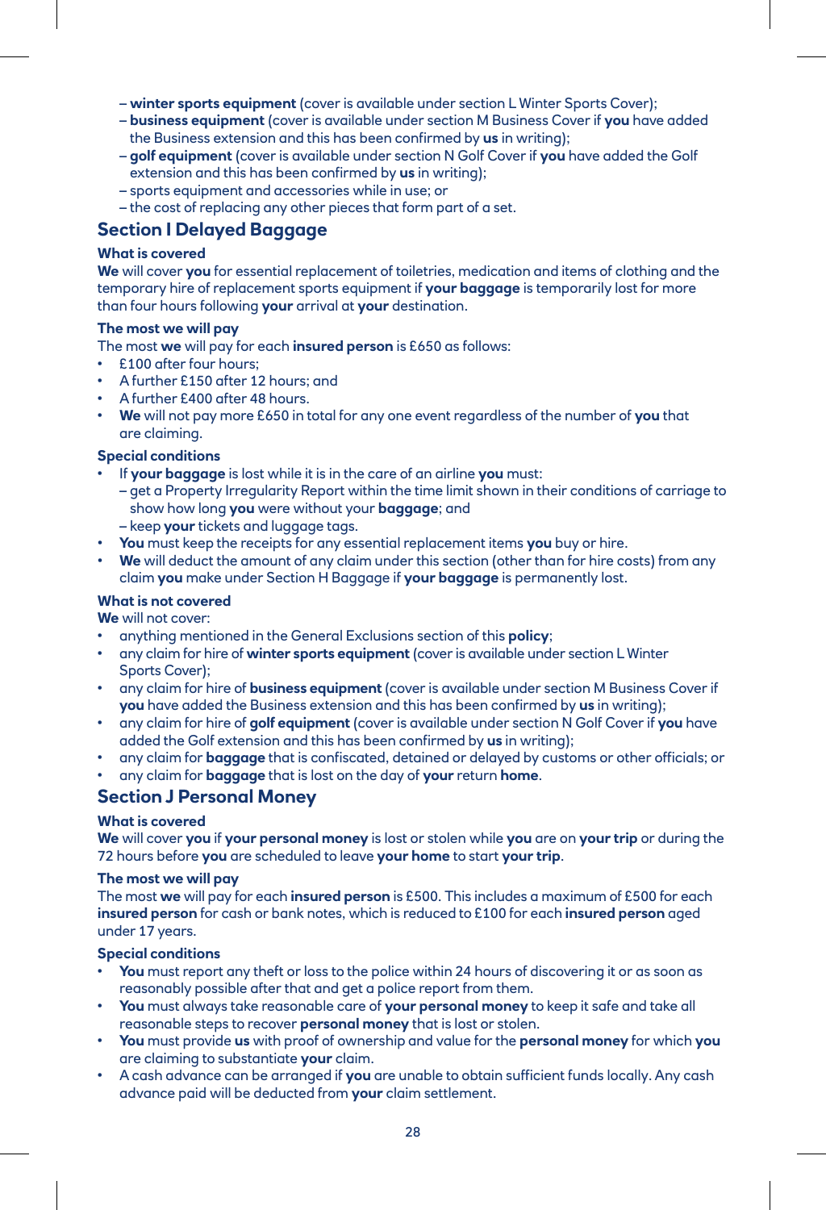– **winter sports equipment** (cover is available under section L Winter Sports Cover);
– **business equipment** (cover is available under section M Business Cover if **you** have added the Business extension and this has been confirmed by **us** in writing);
– **golf equipment** (cover is available under section N Golf Cover if **you** have added the Golf extension and this has been confirmed by **us** in writing);
– sports equipment and accessories while in use; or
– the cost of replacing any other pieces that form part of a set.

## Section I Delayed Baggage

### What is covered

**We** will cover **you** for essential replacement of toiletries, medication and items of clothing and the temporary hire of replacement sports equipment if **your baggage** is temporarily lost for more than four hours following **your** arrival at **your** destination.

### The most we will pay

The most **we** will pay for each **insured person** is £650 as follows:

- £100 after four hours;
- A further £150 after 12 hours; and
- A further £400 after 48 hours.
- **We** will not pay more £650 in total for any one event regardless of the number of **you** that are claiming.

### Special conditions

- If **your baggage** is lost while it is in the care of an airline **you** must:
  – get a Property Irregularity Report within the time limit shown in their conditions of carriage to show how long **you** were without your **baggage**; and
  – keep **your** tickets and luggage tags.
- **You** must keep the receipts for any essential replacement items **you** buy or hire.
- **We** will deduct the amount of any claim under this section (other than for hire costs) from any claim **you** make under Section H Baggage if **your baggage** is permanently lost.

### What is not covered

**We** will not cover:

- anything mentioned in the General Exclusions section of this **policy**;
- any claim for hire of **winter sports equipment** (cover is available under section L Winter Sports Cover);
- any claim for hire of **business equipment** (cover is available under section M Business Cover if **you** have added the Business extension and this has been confirmed by **us** in writing);
- any claim for hire of **golf equipment** (cover is available under section N Golf Cover if **you** have added the Golf extension and this has been confirmed by **us** in writing);
- any claim for **baggage** that is confiscated, detained or delayed by customs or other officials; or
- any claim for **baggage** that is lost on the day of **your** return **home**.

## Section J Personal Money

### What is covered

**We** will cover **you** if **your personal money** is lost or stolen while **you** are on **your trip** or during the 72 hours before **you** are scheduled to leave **your home** to start **your trip**.

### The most we will pay

The most **we** will pay for each **insured person** is £500. This includes a maximum of £500 for each **insured person** for cash or bank notes, which is reduced to £100 for each **insured person** aged under 17 years.

### Special conditions

- **You** must report any theft or loss to the police within 24 hours of discovering it or as soon as reasonably possible after that and get a police report from them.
- **You** must always take reasonable care of **your personal money** to keep it safe and take all reasonable steps to recover **personal money** that is lost or stolen.
- **You** must provide **us** with proof of ownership and value for the **personal money** for which **you** are claiming to substantiate **your** claim.
- A cash advance can be arranged if **you** are unable to obtain sufficient funds locally. Any cash advance paid will be deducted from **your** claim settlement.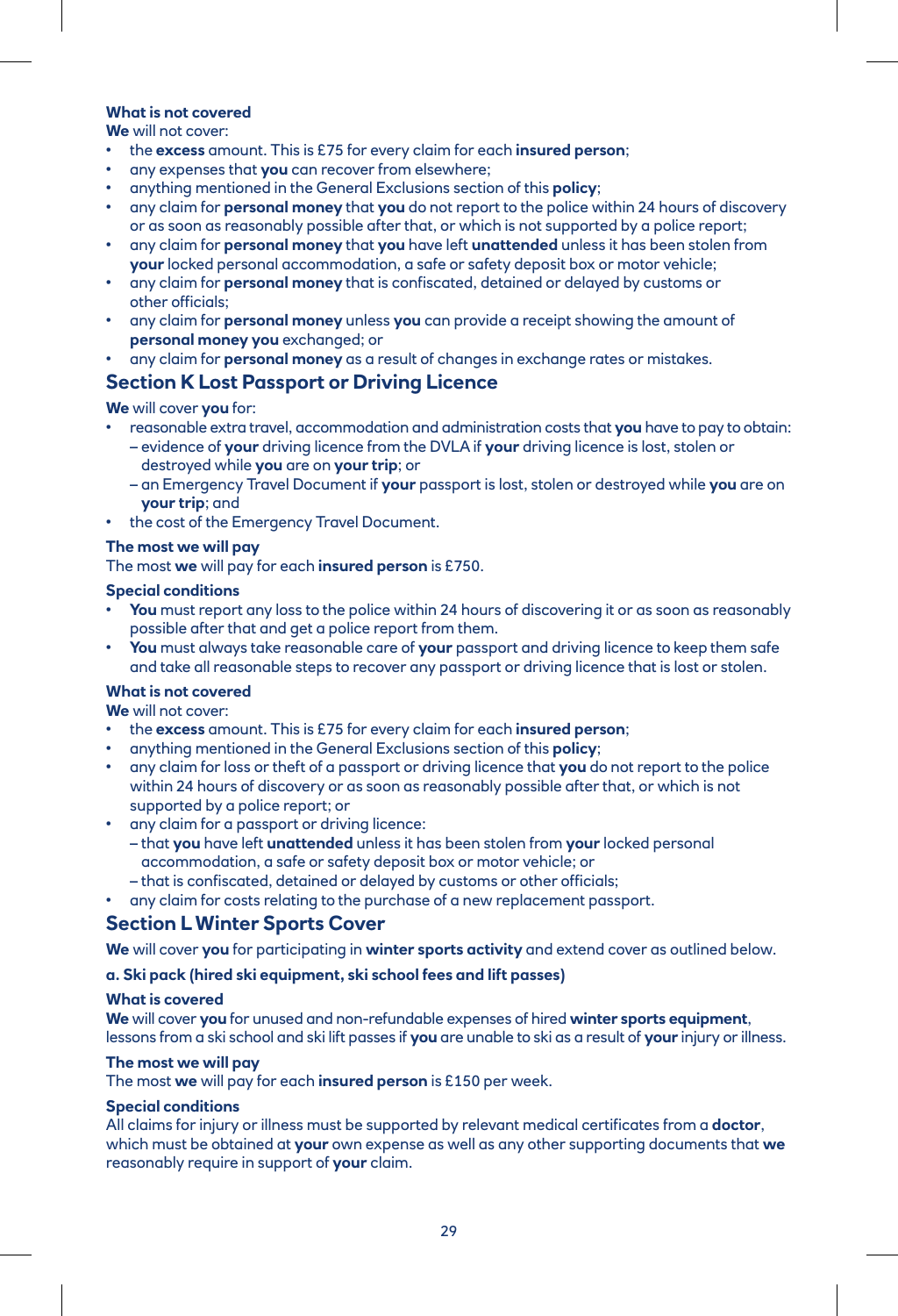**What is not covered**

**We** will not cover:

- the **excess** amount. This is £75 for every claim for each **insured person**;
- any expenses that **you** can recover from elsewhere;
- anything mentioned in the General Exclusions section of this **policy**;
- any claim for **personal money** that **you** do not report to the police within 24 hours of discovery or as soon as reasonably possible after that, or which is not supported by a police report;
- any claim for **personal money** that **you** have left **unattended** unless it has been stolen from **your** locked personal accommodation, a safe or safety deposit box or motor vehicle;
- any claim for **personal money** that is confiscated, detained or delayed by customs or other officials;
- any claim for **personal money** unless **you** can provide a receipt showing the amount of **personal money you** exchanged; or
- any claim for **personal money** as a result of changes in exchange rates or mistakes.

## Section K Lost Passport or Driving Licence

**We** will cover **you** for:

- reasonable extra travel, accommodation and administration costs that **you** have to pay to obtain:
  - evidence of **your** driving licence from the DVLA if **your** driving licence is lost, stolen or destroyed while **you** are on **your trip**; or
  - an Emergency Travel Document if **your** passport is lost, stolen or destroyed while **you** are on **your trip**; and
- the cost of the Emergency Travel Document.

**The most we will pay**

The most **we** will pay for each **insured person** is £750.

**Special conditions**

- **You** must report any loss to the police within 24 hours of discovering it or as soon as reasonably possible after that and get a police report from them.
- **You** must always take reasonable care of **your** passport and driving licence to keep them safe and take all reasonable steps to recover any passport or driving licence that is lost or stolen.

**What is not covered**

**We** will not cover:

- the **excess** amount. This is £75 for every claim for each **insured person**;
- anything mentioned in the General Exclusions section of this **policy**;
- any claim for loss or theft of a passport or driving licence that **you** do not report to the police within 24 hours of discovery or as soon as reasonably possible after that, or which is not supported by a police report; or
- any claim for a passport or driving licence:
  - that **you** have left **unattended** unless it has been stolen from **your** locked personal accommodation, a safe or safety deposit box or motor vehicle; or
  - that is confiscated, detained or delayed by customs or other officials;
- any claim for costs relating to the purchase of a new replacement passport.

## Section L Winter Sports Cover

**We** will cover **you** for participating in **winter sports activity** and extend cover as outlined below.

**a. Ski pack (hired ski equipment, ski school fees and lift passes)**

**What is covered**

**We** will cover **you** for unused and non-refundable expenses of hired **winter sports equipment**, lessons from a ski school and ski lift passes if **you** are unable to ski as a result of **your** injury or illness.

**The most we will pay**

The most **we** will pay for each **insured person** is £150 per week.

**Special conditions**

All claims for injury or illness must be supported by relevant medical certificates from a **doctor**, which must be obtained at **your** own expense as well as any other supporting documents that **we** reasonably require in support of **your** claim.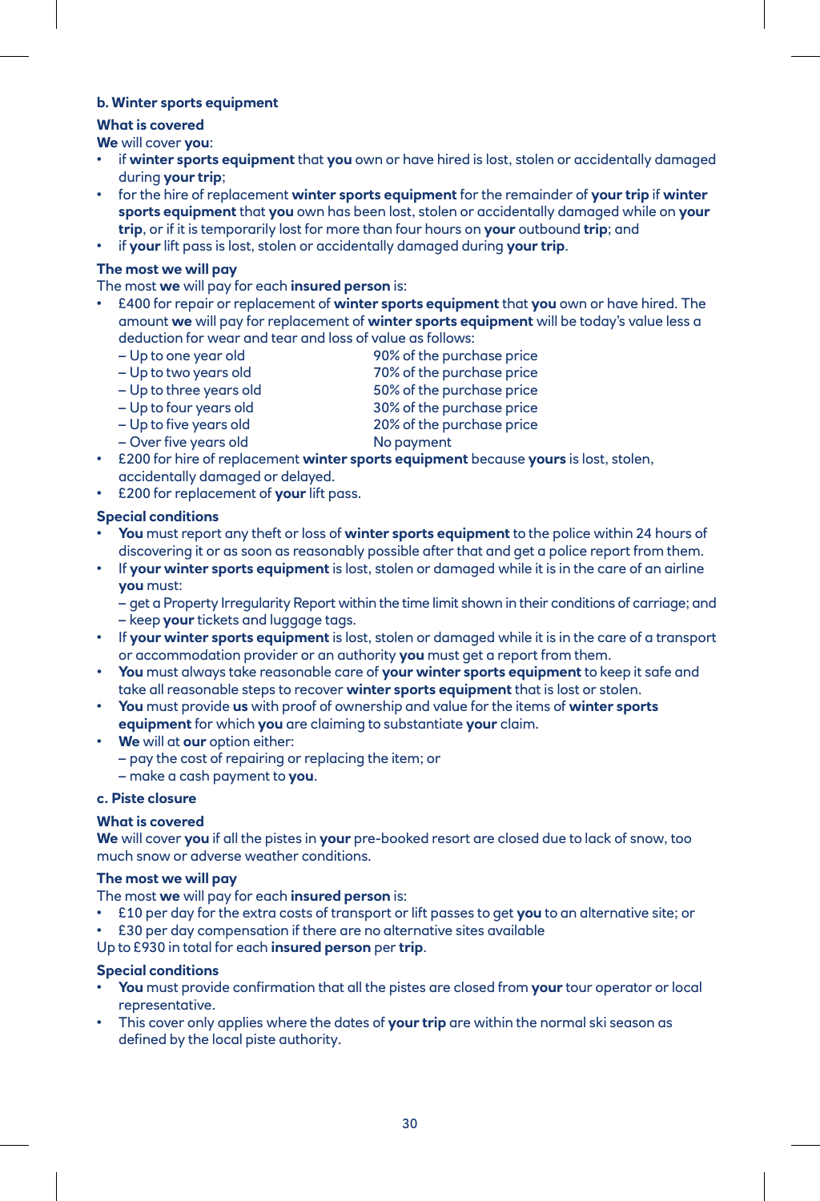### b. Winter sports equipment

#### What is covered

**We** will cover **you**:

- if **winter sports equipment** that **you** own or have hired is lost, stolen or accidentally damaged during **your trip**;
- for the hire of replacement **winter sports equipment** for the remainder of **your trip** if **winter sports equipment** that **you** own has been lost, stolen or accidentally damaged while on **your trip**, or if it is temporarily lost for more than four hours on **your** outbound **trip**; and
- if **your** lift pass is lost, stolen or accidentally damaged during **your trip**.

#### The most we will pay

The most **we** will pay for each **insured person** is:

- £400 for repair or replacement of **winter sports equipment** that **you** own or have hired. The amount **we** will pay for replacement of **winter sports equipment** will be today's value less a deduction for wear and tear and loss of value as follows:

| Age | Payment |
|---|---|
| – Up to one year old | 90% of the purchase price |
| – Up to two years old | 70% of the purchase price |
| – Up to three years old | 50% of the purchase price |
| – Up to four years old | 30% of the purchase price |
| – Up to five years old | 20% of the purchase price |
| – Over five years old | No payment |

- £200 for hire of replacement **winter sports equipment** because **yours** is lost, stolen, accidentally damaged or delayed.
- £200 for replacement of **your** lift pass.

#### Special conditions

- **You** must report any theft or loss of **winter sports equipment** to the police within 24 hours of discovering it or as soon as reasonably possible after that and get a police report from them.
- If **your winter sports equipment** is lost, stolen or damaged while it is in the care of an airline **you** must:
  - get a Property Irregularity Report within the time limit shown in their conditions of carriage; and
  - keep **your** tickets and luggage tags.
- If **your winter sports equipment** is lost, stolen or damaged while it is in the care of a transport or accommodation provider or an authority **you** must get a report from them.
- **You** must always take reasonable care of **your winter sports equipment** to keep it safe and take all reasonable steps to recover **winter sports equipment** that is lost or stolen.
- **You** must provide **us** with proof of ownership and value for the items of **winter sports equipment** for which **you** are claiming to substantiate **your** claim.
- **We** will at **our** option either:
  - pay the cost of repairing or replacing the item; or
  - make a cash payment to **you**.

### c. Piste closure

#### What is covered

**We** will cover **you** if all the pistes in **your** pre-booked resort are closed due to lack of snow, too much snow or adverse weather conditions.

#### The most we will pay

The most **we** will pay for each **insured person** is:

- £10 per day for the extra costs of transport or lift passes to get **you** to an alternative site; or
- £30 per day compensation if there are no alternative sites available

Up to £930 in total for each **insured person** per **trip**.

#### Special conditions

- **You** must provide confirmation that all the pistes are closed from **your** tour operator or local representative.
- This cover only applies where the dates of **your trip** are within the normal ski season as defined by the local piste authority.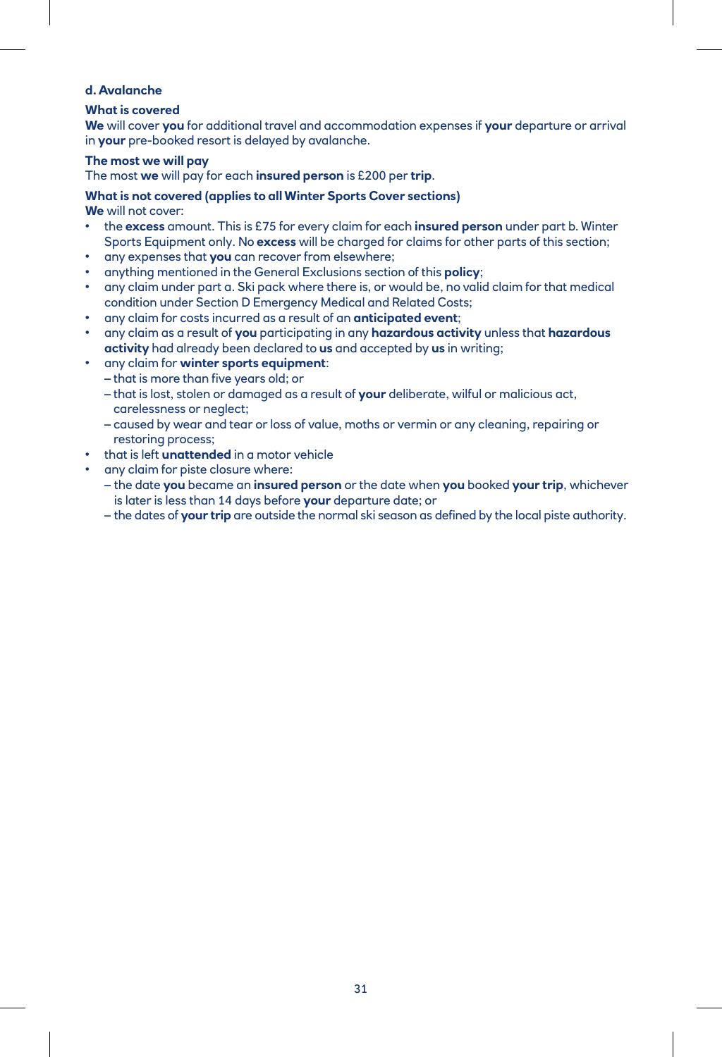**d. Avalanche**

**What is covered**

**We** will cover **you** for additional travel and accommodation expenses if **your** departure or arrival in **your** pre-booked resort is delayed by avalanche.

**The most we will pay**

The most **we** will pay for each **insured person** is £200 per **trip**.

**What is not covered (applies to all Winter Sports Cover sections)**

**We** will not cover:

- the **excess** amount. This is £75 for every claim for each **insured person** under part b. Winter Sports Equipment only. No **excess** will be charged for claims for other parts of this section;
- any expenses that **you** can recover from elsewhere;
- anything mentioned in the General Exclusions section of this **policy**;
- any claim under part a. Ski pack where there is, or would be, no valid claim for that medical condition under Section D Emergency Medical and Related Costs;
- any claim for costs incurred as a result of an **anticipated event**;
- any claim as a result of **you** participating in any **hazardous activity** unless that **hazardous activity** had already been declared to **us** and accepted by **us** in writing;
- any claim for **winter sports equipment**:
  - that is more than five years old; or
  - that is lost, stolen or damaged as a result of **your** deliberate, wilful or malicious act, carelessness or neglect;
  - caused by wear and tear or loss of value, moths or vermin or any cleaning, repairing or restoring process;
- that is left **unattended** in a motor vehicle
- any claim for piste closure where:
  - the date **you** became an **insured person** or the date when **you** booked **your trip**, whichever is later is less than 14 days before **your** departure date; or
  - the dates of **your trip** are outside the normal ski season as defined by the local piste authority.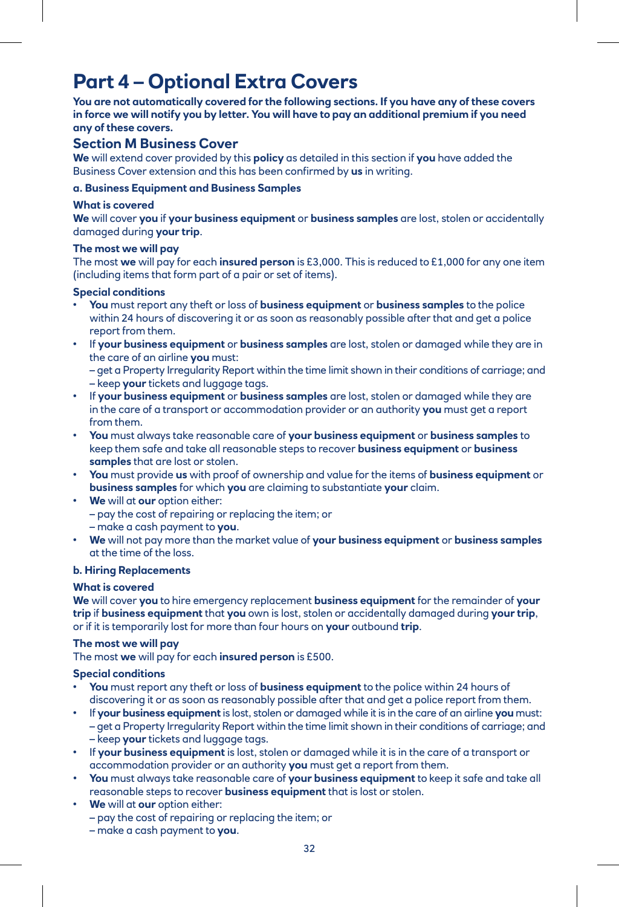# Part 4 – Optional Extra Covers

**You are not automatically covered for the following sections. If you have any of these covers in force we will notify you by letter. You will have to pay an additional premium if you need any of these covers.**

## Section M Business Cover

**We** will extend cover provided by this **policy** as detailed in this section if **you** have added the Business Cover extension and this has been confirmed by **us** in writing.

### a. Business Equipment and Business Samples

**What is covered**

**We** will cover **you** if **your business equipment** or **business samples** are lost, stolen or accidentally damaged during **your trip**.

**The most we will pay**

The most **we** will pay for each **insured person** is £3,000. This is reduced to £1,000 for any one item (including items that form part of a pair or set of items).

**Special conditions**

- **You** must report any theft or loss of **business equipment** or **business samples** to the police within 24 hours of discovering it or as soon as reasonably possible after that and get a police report from them.
- If **your business equipment** or **business samples** are lost, stolen or damaged while they are in the care of an airline **you** must:
  – get a Property Irregularity Report within the time limit shown in their conditions of carriage; and
  – keep **your** tickets and luggage tags.
- If **your business equipment** or **business samples** are lost, stolen or damaged while they are in the care of a transport or accommodation provider or an authority **you** must get a report from them.
- **You** must always take reasonable care of **your business equipment** or **business samples** to keep them safe and take all reasonable steps to recover **business equipment** or **business samples** that are lost or stolen.
- **You** must provide **us** with proof of ownership and value for the items of **business equipment** or **business samples** for which **you** are claiming to substantiate **your** claim.
- **We** will at **our** option either:
  – pay the cost of repairing or replacing the item; or
  – make a cash payment to **you**.
- **We** will not pay more than the market value of **your business equipment** or **business samples** at the time of the loss.

### b. Hiring Replacements

**What is covered**

**We** will cover **you** to hire emergency replacement **business equipment** for the remainder of **your trip** if **business equipment** that **you** own is lost, stolen or accidentally damaged during **your trip**, or if it is temporarily lost for more than four hours on **your** outbound **trip**.

**The most we will pay**

The most **we** will pay for each **insured person** is £500.

**Special conditions**

- **You** must report any theft or loss of **business equipment** to the police within 24 hours of discovering it or as soon as reasonably possible after that and get a police report from them.
- If **your business equipment** is lost, stolen or damaged while it is in the care of an airline **you** must:
  – get a Property Irregularity Report within the time limit shown in their conditions of carriage; and
  – keep **your** tickets and luggage tags.
- If **your business equipment** is lost, stolen or damaged while it is in the care of a transport or accommodation provider or an authority **you** must get a report from them.
- **You** must always take reasonable care of **your business equipment** to keep it safe and take all reasonable steps to recover **business equipment** that is lost or stolen.
- **We** will at **our** option either:
  – pay the cost of repairing or replacing the item; or
  – make a cash payment to **you**.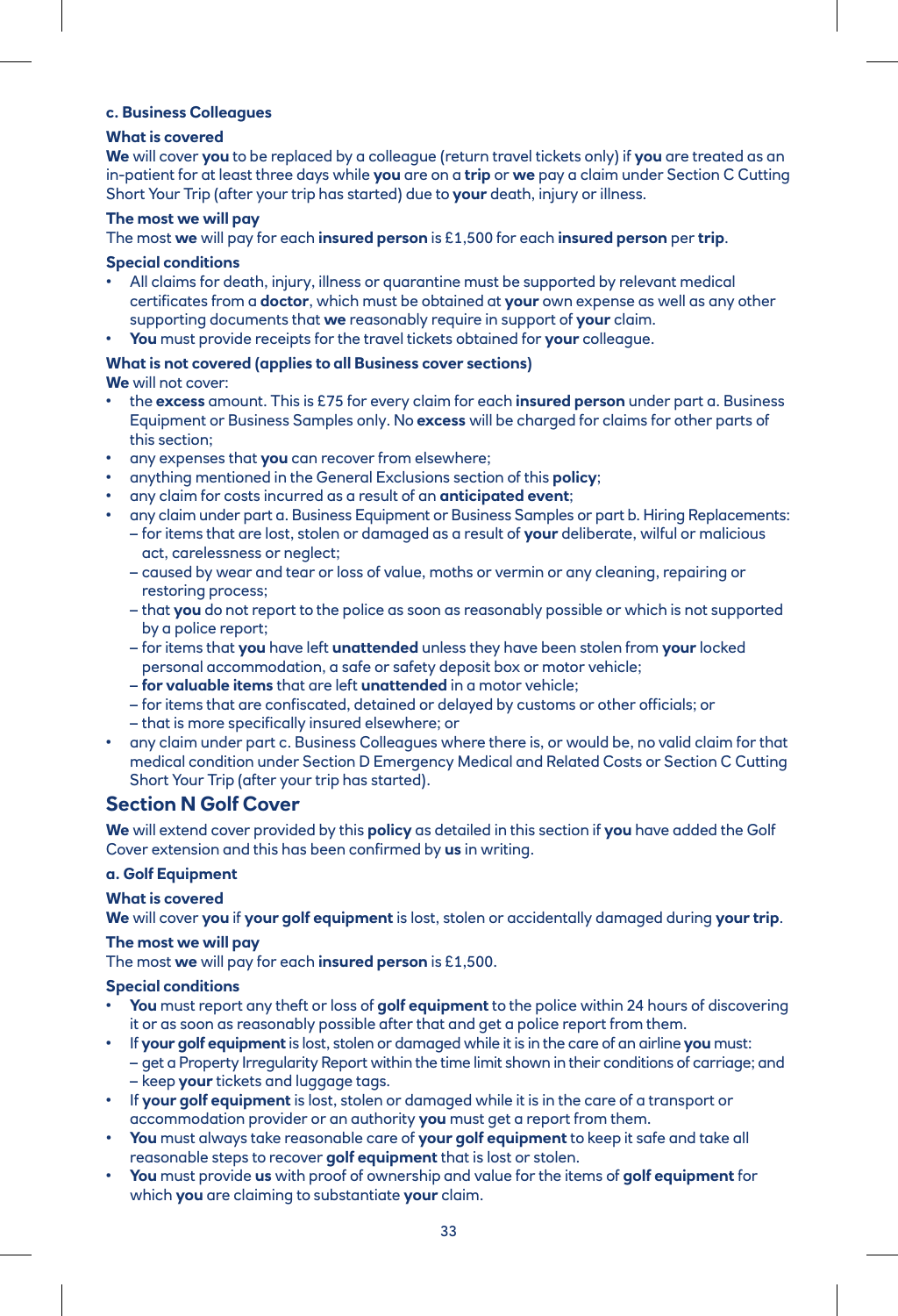### c. Business Colleagues

**What is covered**

**We** will cover **you** to be replaced by a colleague (return travel tickets only) if **you** are treated as an in-patient for at least three days while **you** are on a **trip** or **we** pay a claim under Section C Cutting Short Your Trip (after your trip has started) due to **your** death, injury or illness.

**The most we will pay**

The most **we** will pay for each **insured person** is £1,500 for each **insured person** per **trip**.

**Special conditions**

- All claims for death, injury, illness or quarantine must be supported by relevant medical certificates from a **doctor**, which must be obtained at **your** own expense as well as any other supporting documents that **we** reasonably require in support of **your** claim.
- **You** must provide receipts for the travel tickets obtained for **your** colleague.

**What is not covered (applies to all Business cover sections)**

**We** will not cover:

- the **excess** amount. This is £75 for every claim for each **insured person** under part a. Business Equipment or Business Samples only. No **excess** will be charged for claims for other parts of this section;
- any expenses that **you** can recover from elsewhere;
- anything mentioned in the General Exclusions section of this **policy**;
- any claim for costs incurred as a result of an **anticipated event**;
- any claim under part a. Business Equipment or Business Samples or part b. Hiring Replacements:
  - for items that are lost, stolen or damaged as a result of **your** deliberate, wilful or malicious act, carelessness or neglect;
  - caused by wear and tear or loss of value, moths or vermin or any cleaning, repairing or restoring process;
  - that **you** do not report to the police as soon as reasonably possible or which is not supported by a police report;
  - for items that **you** have left **unattended** unless they have been stolen from **your** locked personal accommodation, a safe or safety deposit box or motor vehicle;
  - **for valuable items** that are left **unattended** in a motor vehicle;
  - for items that are confiscated, detained or delayed by customs or other officials; or
  - that is more specifically insured elsewhere; or
- any claim under part c. Business Colleagues where there is, or would be, no valid claim for that medical condition under Section D Emergency Medical and Related Costs or Section C Cutting Short Your Trip (after your trip has started).

## Section N Golf Cover

**We** will extend cover provided by this **policy** as detailed in this section if **you** have added the Golf Cover extension and this has been confirmed by **us** in writing.

### a. Golf Equipment

**What is covered**

**We** will cover **you** if **your golf equipment** is lost, stolen or accidentally damaged during **your trip**.

**The most we will pay**

The most **we** will pay for each **insured person** is £1,500.

**Special conditions**

- **You** must report any theft or loss of **golf equipment** to the police within 24 hours of discovering it or as soon as reasonably possible after that and get a police report from them.
- If **your golf equipment** is lost, stolen or damaged while it is in the care of an airline **you** must:
  - get a Property Irregularity Report within the time limit shown in their conditions of carriage; and
  - keep **your** tickets and luggage tags.
- If **your golf equipment** is lost, stolen or damaged while it is in the care of a transport or accommodation provider or an authority **you** must get a report from them.
- **You** must always take reasonable care of **your golf equipment** to keep it safe and take all reasonable steps to recover **golf equipment** that is lost or stolen.
- **You** must provide **us** with proof of ownership and value for the items of **golf equipment** for which **you** are claiming to substantiate **your** claim.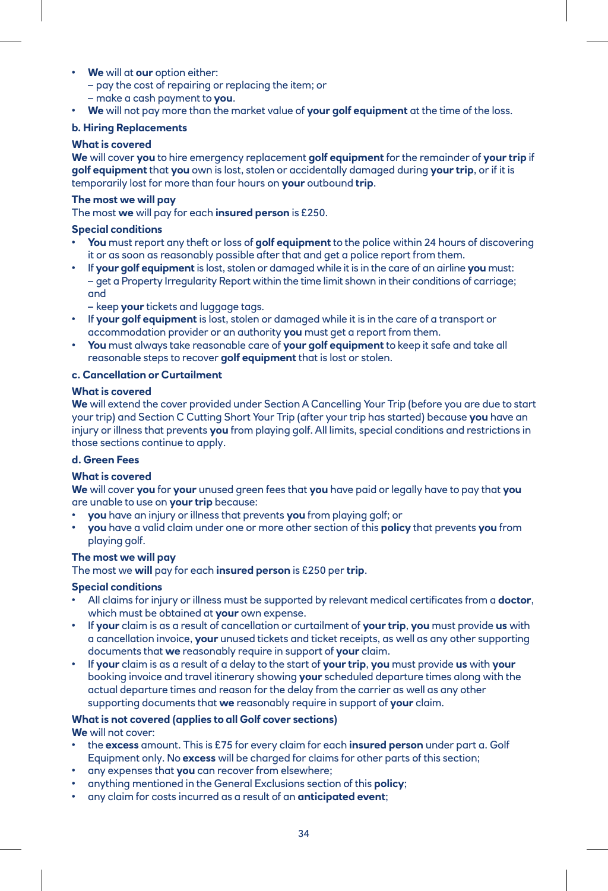- **We** will at **our** option either:
  – pay the cost of repairing or replacing the item; or
  – make a cash payment to **you**.
- **We** will not pay more than the market value of **your golf equipment** at the time of the loss.

**b. Hiring Replacements**

**What is covered**

**We** will cover **you** to hire emergency replacement **golf equipment** for the remainder of **your trip** if **golf equipment** that **you** own is lost, stolen or accidentally damaged during **your trip**, or if it is temporarily lost for more than four hours on **your** outbound **trip**.

**The most we will pay**

The most **we** will pay for each **insured person** is £250.

**Special conditions**

- **You** must report any theft or loss of **golf equipment** to the police within 24 hours of discovering it or as soon as reasonably possible after that and get a police report from them.
- If **your golf equipment** is lost, stolen or damaged while it is in the care of an airline **you** must:
  – get a Property Irregularity Report within the time limit shown in their conditions of carriage; and
  – keep **your** tickets and luggage tags.
- If **your golf equipment** is lost, stolen or damaged while it is in the care of a transport or accommodation provider or an authority **you** must get a report from them.
- **You** must always take reasonable care of **your golf equipment** to keep it safe and take all reasonable steps to recover **golf equipment** that is lost or stolen.

**c. Cancellation or Curtailment**

**What is covered**

**We** will extend the cover provided under Section A Cancelling Your Trip (before you are due to start your trip) and Section C Cutting Short Your Trip (after your trip has started) because **you** have an injury or illness that prevents **you** from playing golf. All limits, special conditions and restrictions in those sections continue to apply.

**d. Green Fees**

**What is covered**

**We** will cover **you** for **your** unused green fees that **you** have paid or legally have to pay that **you** are unable to use on **your trip** because:

- **you** have an injury or illness that prevents **you** from playing golf; or
- **you** have a valid claim under one or more other section of this **policy** that prevents **you** from playing golf.

**The most we will pay**

The most we **will** pay for each **insured person** is £250 per **trip**.

**Special conditions**

- All claims for injury or illness must be supported by relevant medical certificates from a **doctor**, which must be obtained at **your** own expense.
- If **your** claim is as a result of cancellation or curtailment of **your trip**, **you** must provide **us** with a cancellation invoice, **your** unused tickets and ticket receipts, as well as any other supporting documents that **we** reasonably require in support of **your** claim.
- If **your** claim is as a result of a delay to the start of **your trip**, **you** must provide **us** with **your** booking invoice and travel itinerary showing **your** scheduled departure times along with the actual departure times and reason for the delay from the carrier as well as any other supporting documents that **we** reasonably require in support of **your** claim.

**What is not covered (applies to all Golf cover sections)**

**We** will not cover:

- the **excess** amount. This is £75 for every claim for each **insured person** under part a. Golf Equipment only. No **excess** will be charged for claims for other parts of this section;
- any expenses **you** can recover from elsewhere;
- anything mentioned in the General Exclusions section of this **policy**;
- any claim for costs incurred as a result of an **anticipated event**;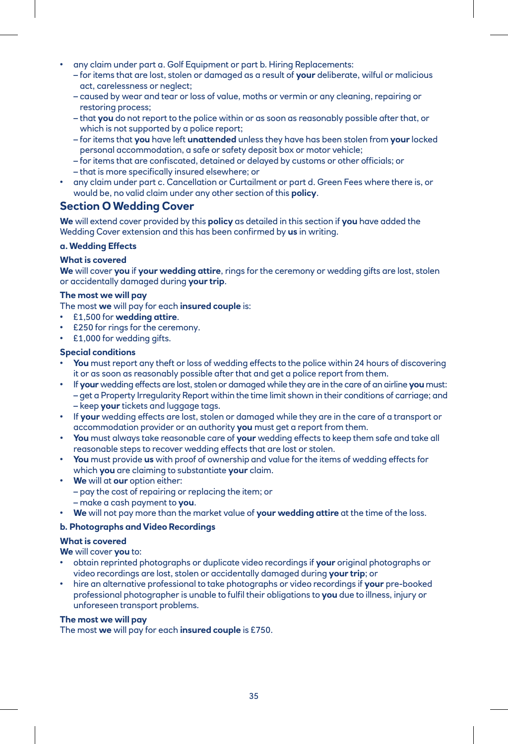- any claim under part a. Golf Equipment or part b. Hiring Replacements:
  – for items that are lost, stolen or damaged as a result of **your** deliberate, wilful or malicious act, carelessness or neglect;
  – caused by wear and tear or loss of value, moths or vermin or any cleaning, repairing or restoring process;
  – that **you** do not report to the police within or as soon as reasonably possible after that, or which is not supported by a police report;
  – for items that **you** have left **unattended** unless they have has been stolen from **your** locked personal accommodation, a safe or safety deposit box or motor vehicle;
  – for items that are confiscated, detained or delayed by customs or other officials; or
  – that is more specifically insured elsewhere; or
- any claim under part c. Cancellation or Curtailment or part d. Green Fees where there is, or would be, no valid claim under any other section of this **policy**.

## Section O Wedding Cover

**We** will extend cover provided by this **policy** as detailed in this section if **you** have added the Wedding Cover extension and this has been confirmed by **us** in writing.

### a. Wedding Effects

**What is covered**

**We** will cover **you** if **your wedding attire**, rings for the ceremony or wedding gifts are lost, stolen or accidentally damaged during **your trip**.

**The most we will pay**

The most **we** will pay for each **insured couple** is:

- £1,500 for **wedding attire**.
- £250 for rings for the ceremony.
- £1,000 for wedding gifts.

**Special conditions**

- **You** must report any theft or loss of wedding effects to the police within 24 hours of discovering it or as soon as reasonably possible after that and get a police report from them.
- If **your** wedding effects are lost, stolen or damaged while they are in the care of an airline **you** must:
  – get a Property Irregularity Report within the time limit shown in their conditions of carriage; and
  – keep **your** tickets and luggage tags.
- If **your** wedding effects are lost, stolen or damaged while they are in the care of a transport or accommodation provider or an authority **you** must get a report from them.
- **You** must always take reasonable care of **your** wedding effects to keep them safe and take all reasonable steps to recover wedding effects that are lost or stolen.
- **You** must provide **us** with proof of ownership and value for the items of wedding effects for which **you** are claiming to substantiate **your** claim.
- **We** will at **our** option either:
  – pay the cost of repairing or replacing the item; or
  – make a cash payment to **you**.
- **We** will not pay more than the market value of **your wedding attire** at the time of the loss.

### b. Photographs and Video Recordings

**What is covered**

**We** will cover **you** to:

- obtain reprinted photographs or duplicate video recordings if **your** original photographs or video recordings are lost, stolen or accidentally damaged during **your trip**; or
- hire an alternative professional to take photographs or video recordings if **your** pre-booked professional photographer is unable to fulfil their obligations to **you** due to illness, injury or unforeseen transport problems.

**The most we will pay**

The most **we** will pay for each **insured couple** is £750.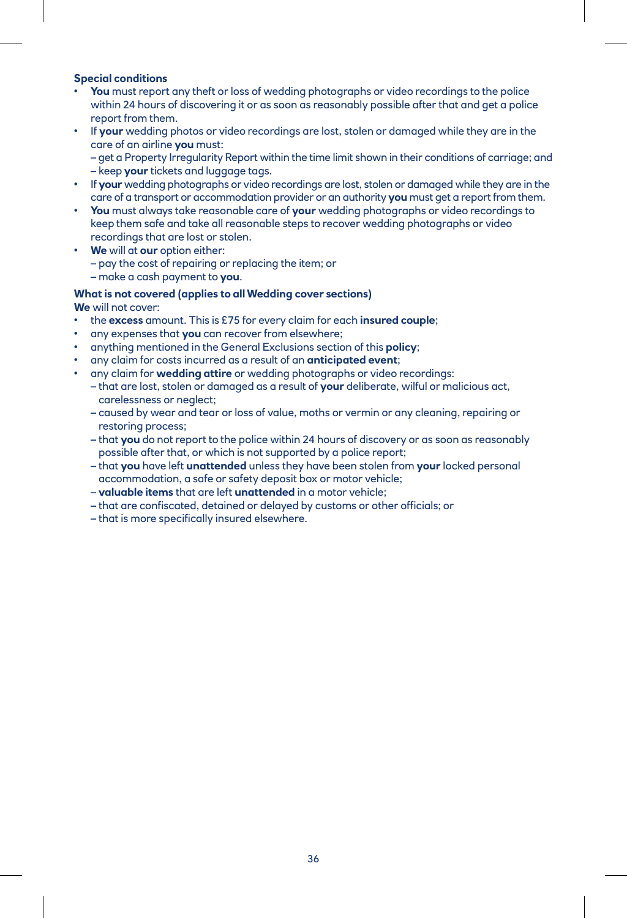**Special conditions**

- **You** must report any theft or loss of wedding photographs or video recordings to the police within 24 hours of discovering it or as soon as reasonably possible after that and get a police report from them.
- If **your** wedding photos or video recordings are lost, stolen or damaged while they are in the care of an airline **you** must:
  – get a Property Irregularity Report within the time limit shown in their conditions of carriage; and
  – keep **your** tickets and luggage tags.
- If **your** wedding photographs or video recordings are lost, stolen or damaged while they are in the care of a transport or accommodation provider or an authority **you** must get a report from them.
- **You** must always take reasonable care of **your** wedding photographs or video recordings to keep them safe and take all reasonable steps to recover wedding photographs or video recordings that are lost or stolen.
- **We** will at **our** option either:
  – pay the cost of repairing or replacing the item; or
  – make a cash payment to **you**.

**What is not covered (applies to all Wedding cover sections)**

**We** will not cover:

- the **excess** amount. This is £75 for every claim for each **insured couple**;
- any expenses that **you** can recover from elsewhere;
- anything mentioned in the General Exclusions section of this **policy**;
- any claim for costs incurred as a result of an **anticipated event**;
- any claim for **wedding attire** or wedding photographs or video recordings:
  – that are lost, stolen or damaged as a result of **your** deliberate, wilful or malicious act, carelessness or neglect;
  – caused by wear and tear or loss of value, moths or vermin or any cleaning, repairing or restoring process;
  – that **you** do not report to the police within 24 hours of discovery or as soon as reasonably possible after that, or which is not supported by a police report;
  – that **you** have left **unattended** unless they have been stolen from **your** locked personal accommodation, a safe or safety deposit box or motor vehicle;
  – **valuable items** that are left **unattended** in a motor vehicle;
  – that are confiscated, detained or delayed by customs or other officials; or
  – that is more specifically insured elsewhere.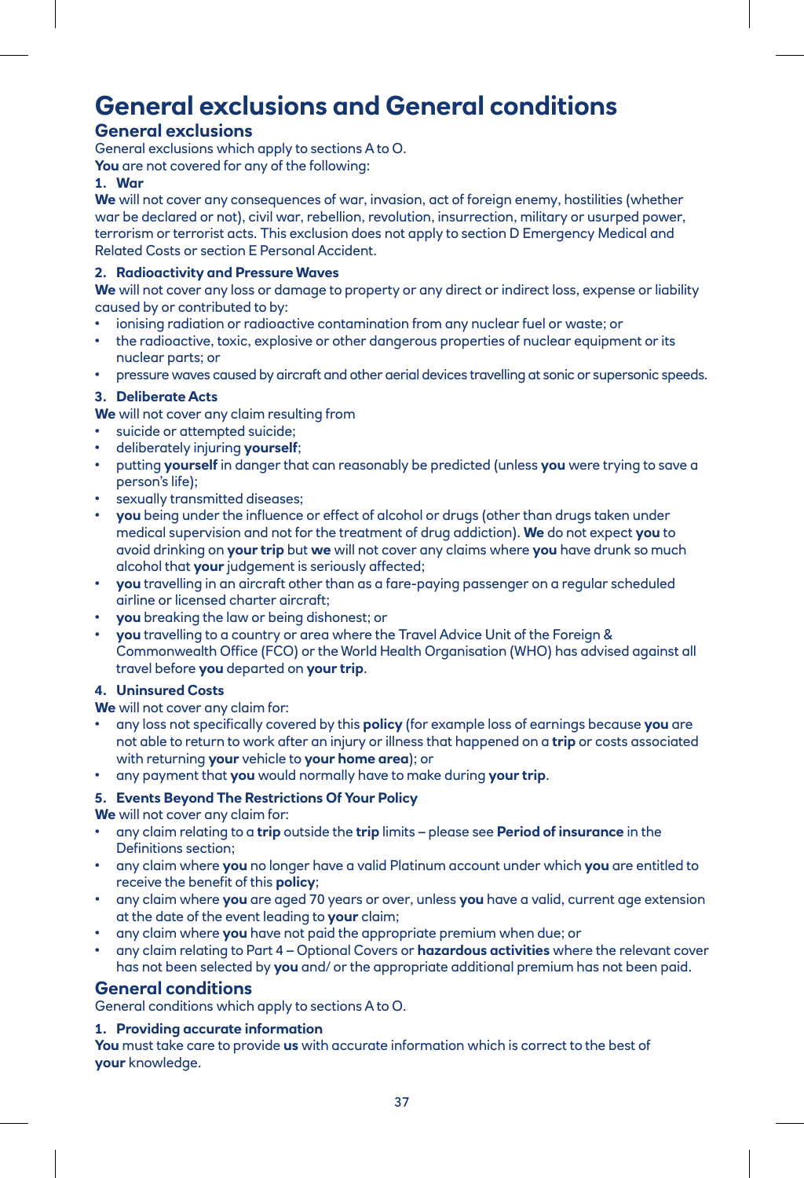# General exclusions and General conditions

## General exclusions

General exclusions which apply to sections A to O.

**You** are not covered for any of the following:

### 1. War

**We** will not cover any consequences of war, invasion, act of foreign enemy, hostilities (whether war be declared or not), civil war, rebellion, revolution, insurrection, military or usurped power, terrorism or terrorist acts. This exclusion does not apply to section D Emergency Medical and Related Costs or section E Personal Accident.

### 2. Radioactivity and Pressure Waves

**We** will not cover any loss or damage to property or any direct or indirect loss, expense or liability caused by or contributed to by:

- ionising radiation or radioactive contamination from any nuclear fuel or waste; or
- the radioactive, toxic, explosive or other dangerous properties of nuclear equipment or its nuclear parts; or
- pressure waves caused by aircraft and other aerial devices travelling at sonic or supersonic speeds.

### 3. Deliberate Acts

**We** will not cover any claim resulting from

- suicide or attempted suicide;
- deliberately injuring **yourself**;
- putting **yourself** in danger that can reasonably be predicted (unless **you** were trying to save a person's life);
- sexually transmitted diseases;
- **you** being under the influence or effect of alcohol or drugs (other than drugs taken under medical supervision and not for the treatment of drug addiction). **We** do not expect **you** to avoid drinking on **your trip** but **we** will not cover any claims where **you** have drunk so much alcohol that **your** judgement is seriously affected;
- **you** travelling in an aircraft other than as a fare-paying passenger on a regular scheduled airline or licensed charter aircraft;
- **you** breaking the law or being dishonest; or
- **you** travelling to a country or area where the Travel Advice Unit of the Foreign & Commonwealth Office (FCO) or the World Health Organisation (WHO) has advised against all travel before **you** departed on **your trip**.

### 4. Uninsured Costs

**We** will not cover any claim for:

- any loss not specifically covered by this **policy** (for example loss of earnings because **you** are not able to return to work after an injury or illness that happened on a **trip** or costs associated with returning **your** vehicle to **your home area**); or
- any payment that **you** would normally have to make during **your trip**.

### 5. Events Beyond The Restrictions Of Your Policy

**We** will not cover any claim for:

- any claim relating to a **trip** outside the **trip** limits – please see **Period of insurance** in the Definitions section;
- any claim where **you** no longer have a valid Platinum account under which **you** are entitled to receive the benefit of this **policy**;
- any claim where **you** are aged 70 years or over, unless **you** have a valid, current age extension at the date of the event leading to **your** claim;
- any claim where **you** have not paid the appropriate premium when due; or
- any claim relating to Part 4 – Optional Covers or **hazardous activities** where the relevant cover has not been selected by **you** and/ or the appropriate additional premium has not been paid.

## General conditions

General conditions which apply to sections A to O.

### 1. Providing accurate information

**You** must take care to provide **us** with accurate information which is correct to the best of **your** knowledge.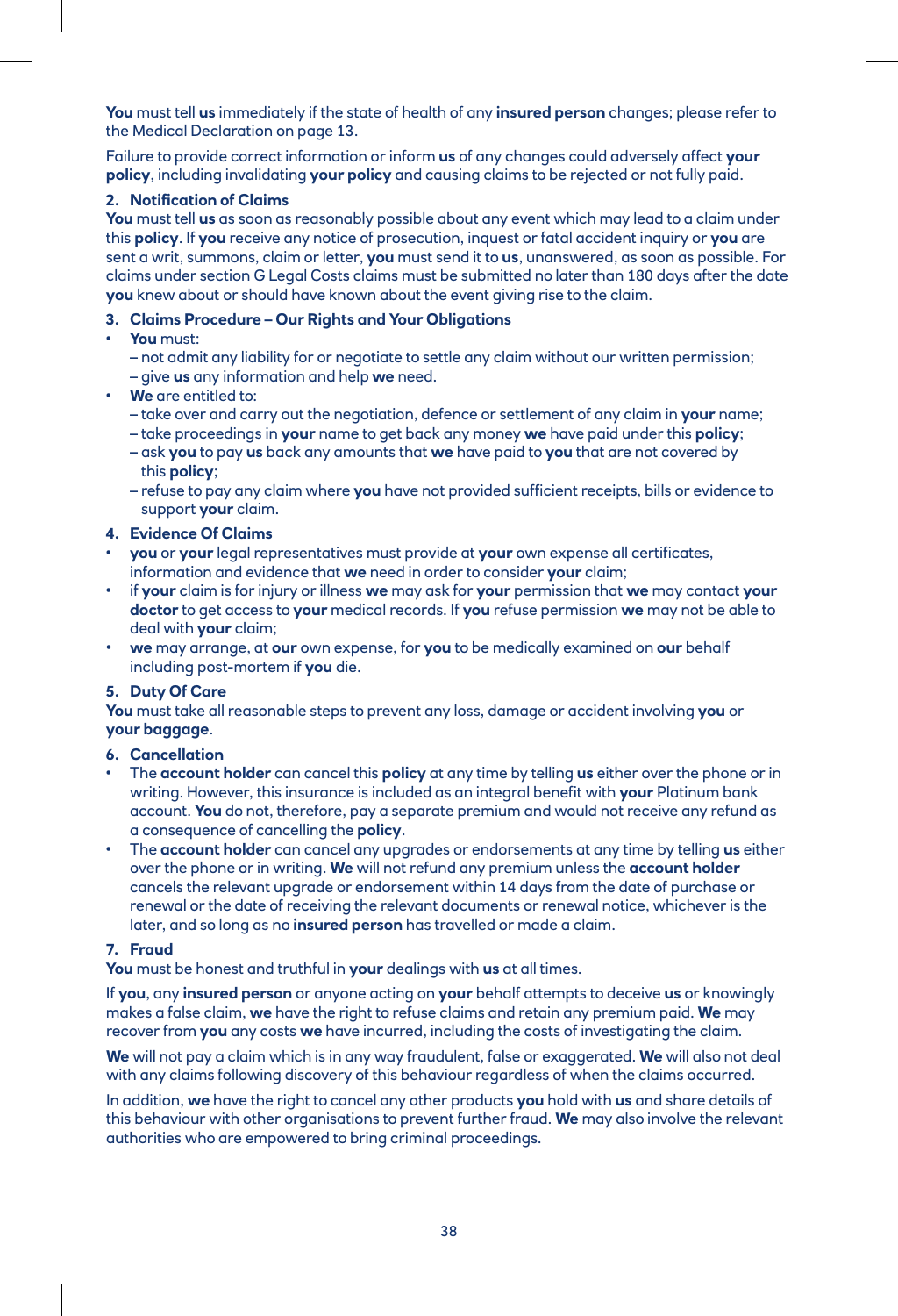**You** must tell **us** immediately if the state of health of any **insured person** changes; please refer to the Medical Declaration on page 13.

Failure to provide correct information or inform **us** of any changes could adversely affect **your policy**, including invalidating **your policy** and causing claims to be rejected or not fully paid.

**2. Notification of Claims**

**You** must tell **us** as soon as reasonably possible about any event which may lead to a claim under this **policy**. If **you** receive any notice of prosecution, inquest or fatal accident inquiry or **you** are sent a writ, summons, claim or letter, **you** must send it to **us**, unanswered, as soon as possible. For claims under section G Legal Costs claims must be submitted no later than 180 days after the date **you** knew about or should have known about the event giving rise to the claim.

**3. Claims Procedure – Our Rights and Your Obligations**

- **You** must:
  - not admit any liability for or negotiate to settle any claim without our written permission;
  - give **us** any information and help **we** need.
- **We** are entitled to:
  - take over and carry out the negotiation, defence or settlement of any claim in **your** name;
  - take proceedings in **your** name to get back any money **we** have paid under this **policy**;
  - ask **you** to pay **us** back any amounts that **we** have paid to **you** that are not covered by this **policy**;
  - refuse to pay any claim where **you** have not provided sufficient receipts, bills or evidence to support **your** claim.

**4. Evidence Of Claims**

- **you** or **your** legal representatives must provide at **your** own expense all certificates, information and evidence that **we** need in order to consider **your** claim;
- if **your** claim is for injury or illness **we** may ask for **your** permission that **we** may contact **your doctor** to get access to **your** medical records. If **you** refuse permission **we** may not be able to deal with **your** claim;
- **we** may arrange, at **our** own expense, for **you** to be medically examined on **our** behalf including post-mortem if **you** die.

**5. Duty Of Care**

**You** must take all reasonable steps to prevent any loss, damage or accident involving **you** or **your baggage**.

**6. Cancellation**

- The **account holder** can cancel this **policy** at any time by telling **us** either over the phone or in writing. However, this insurance is included as an integral benefit with **your** Platinum bank account. **You** do not, therefore, pay a separate premium and would not receive any refund as a consequence of cancelling the **policy**.
- The **account holder** can cancel any upgrades or endorsements at any time by telling **us** either over the phone or in writing. **We** will not refund any premium unless the **account holder** cancels the relevant upgrade or endorsement within 14 days from the date of purchase or renewal or the date of receiving the relevant documents or renewal notice, whichever is the later, and so long as no **insured person** has travelled or made a claim.

**7. Fraud**

**You** must be honest and truthful in **your** dealings with **us** at all times.

If **you**, any **insured person** or anyone acting on **your** behalf attempts to deceive **us** or knowingly makes a false claim, **we** have the right to refuse claims and retain any premium paid. **We** may recover from **you** any costs **we** have incurred, including the costs of investigating the claim.

**We** will not pay a claim which is in any way fraudulent, false or exaggerated. **We** will also not deal with any claims following discovery of this behaviour regardless of when the claims occurred.

In addition, **we** have the right to cancel any other products **you** hold with **us** and share details of this behaviour with other organisations to prevent further fraud. **We** may also involve the relevant authorities who are empowered to bring criminal proceedings.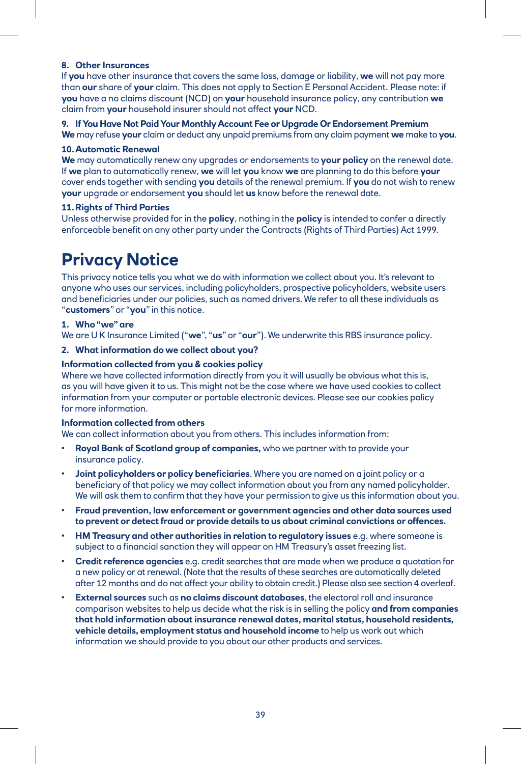### 8. Other Insurances

If **you** have other insurance that covers the same loss, damage or liability, **we** will not pay more than **our** share of **your** claim. This does not apply to Section E Personal Accident. Please note: if **you** have a no claims discount (NCD) on **your** household insurance policy, any contribution **we** claim from **your** household insurer should not affect **your** NCD.

### 9. If You Have Not Paid Your Monthly Account Fee or Upgrade Or Endorsement Premium

**We** may refuse **your** claim or deduct any unpaid premiums from any claim payment **we** make to **you**.

### 10. Automatic Renewal

**We** may automatically renew any upgrades or endorsements to **your policy** on the renewal date. If **we** plan to automatically renew, **we** will let **you** know **we** are planning to do this before **your** cover ends together with sending **you** details of the renewal premium. If **you** do not wish to renew **your** upgrade or endorsement **you** should let **us** know before the renewal date.

### 11. Rights of Third Parties

Unless otherwise provided for in the **policy**, nothing in the **policy** is intended to confer a directly enforceable benefit on any other party under the Contracts (Rights of Third Parties) Act 1999.

# Privacy Notice

This privacy notice tells you what we do with information we collect about you. It's relevant to anyone who uses our services, including policyholders, prospective policyholders, website users and beneficiaries under our policies, such as named drivers. We refer to all these individuals as "**customers**" or "**you**" in this notice.

### 1. Who "we" are

We are U K Insurance Limited ("**we**", "**us**" or "**our**"). We underwrite this RBS insurance policy.

### 2. What information do we collect about you?

**Information collected from you & cookies policy**

Where we have collected information directly from you it will usually be obvious what this is, as you will have given it to us. This might not be the case where we have used cookies to collect information from your computer or portable electronic devices. Please see our cookies policy for more information.

**Information collected from others**

We can collect information about you from others. This includes information from:

- **Royal Bank of Scotland group of companies,** who we partner with to provide your insurance policy.
- **Joint policyholders or policy beneficiaries**. Where you are named on a joint policy or a beneficiary of that policy we may collect information about you from any named policyholder. We will ask them to confirm that they have your permission to give us this information about you.
- **Fraud prevention, law enforcement or government agencies and other data sources used to prevent or detect fraud or provide details to us about criminal convictions or offences.**
- **HM Treasury and other authorities in relation to regulatory issues** e.g. where someone is subject to a financial sanction they will appear on HM Treasury's asset freezing list.
- **Credit reference agencies** e.g. credit searches that are made when we produce a quotation for a new policy or at renewal. (Note that the results of these searches are automatically deleted after 12 months and do not affect your ability to obtain credit.) Please also see section 4 overleaf.
- **External sources** such as **no claims discount databases**, the electoral roll and insurance comparison websites to help us decide what the risk is in selling the policy **and from companies that hold information about insurance renewal dates, marital status, household residents, vehicle details, employment status and household income** to help us work out which information we should provide to you about our other products and services.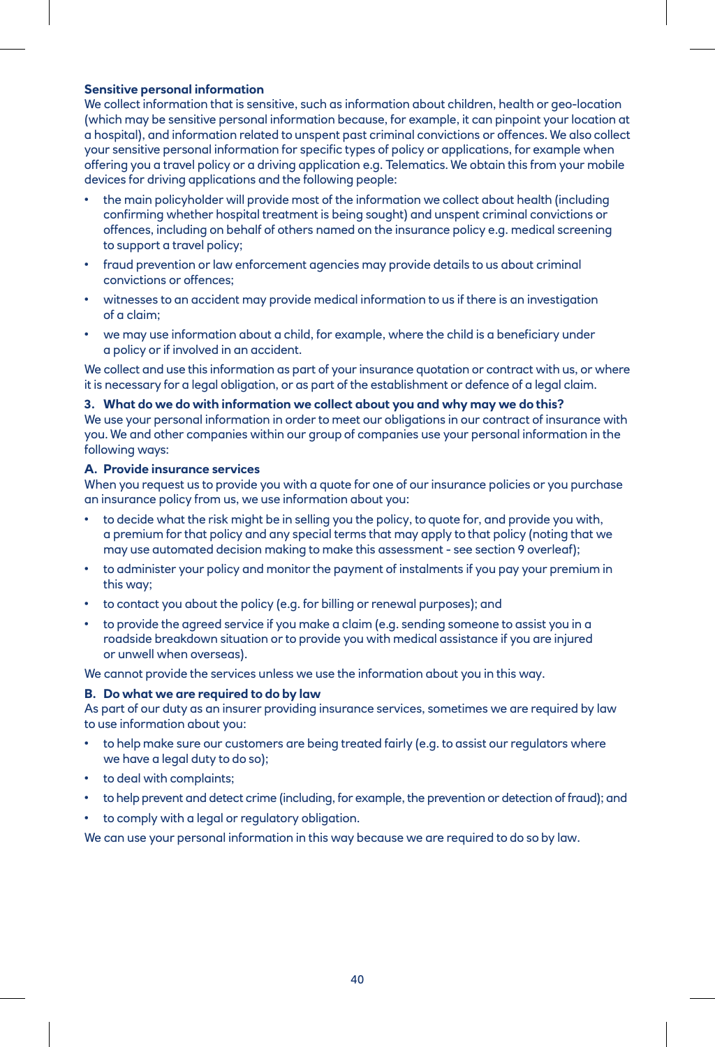**Sensitive personal information**

We collect information that is sensitive, such as information about children, health or geo-location (which may be sensitive personal information because, for example, it can pinpoint your location at a hospital), and information related to unspent past criminal convictions or offences. We also collect your sensitive personal information for specific types of policy or applications, for example when offering you a travel policy or a driving application e.g. Telematics. We obtain this from your mobile devices for driving applications and the following people:

- the main policyholder will provide most of the information we collect about health (including confirming whether hospital treatment is being sought) and unspent criminal convictions or offences, including on behalf of others named on the insurance policy e.g. medical screening to support a travel policy;
- fraud prevention or law enforcement agencies may provide details to us about criminal convictions or offences;
- witnesses to an accident may provide medical information to us if there is an investigation of a claim;
- we may use information about a child, for example, where the child is a beneficiary under a policy or if involved in an accident.

We collect and use this information as part of your insurance quotation or contract with us, or where it is necessary for a legal obligation, or as part of the establishment or defence of a legal claim.

**3. What do we do with information we collect about you and why may we do this?**

We use your personal information in order to meet our obligations in our contract of insurance with you. We and other companies within our group of companies use your personal information in the following ways:

**A. Provide insurance services**

When you request us to provide you with a quote for one of our insurance policies or you purchase an insurance policy from us, we use information about you:

- to decide what the risk might be in selling you the policy, to quote for, and provide you with, a premium for that policy and any special terms that may apply to that policy (noting that we may use automated decision making to make this assessment - see section 9 overleaf);
- to administer your policy and monitor the payment of instalments if you pay your premium in this way;
- to contact you about the policy (e.g. for billing or renewal purposes); and
- to provide the agreed service if you make a claim (e.g. sending someone to assist you in a roadside breakdown situation or to provide you with medical assistance if you are injured or unwell when overseas).

We cannot provide the services unless we use the information about you in this way.

**B. Do what we are required to do by law**

As part of our duty as an insurer providing insurance services, sometimes we are required by law to use information about you:

- to help make sure our customers are being treated fairly (e.g. to assist our regulators where we have a legal duty to do so);
- to deal with complaints;
- to help prevent and detect crime (including, for example, the prevention or detection of fraud); and
- to comply with a legal or regulatory obligation.

We can use your personal information in this way because we are required to do so by law.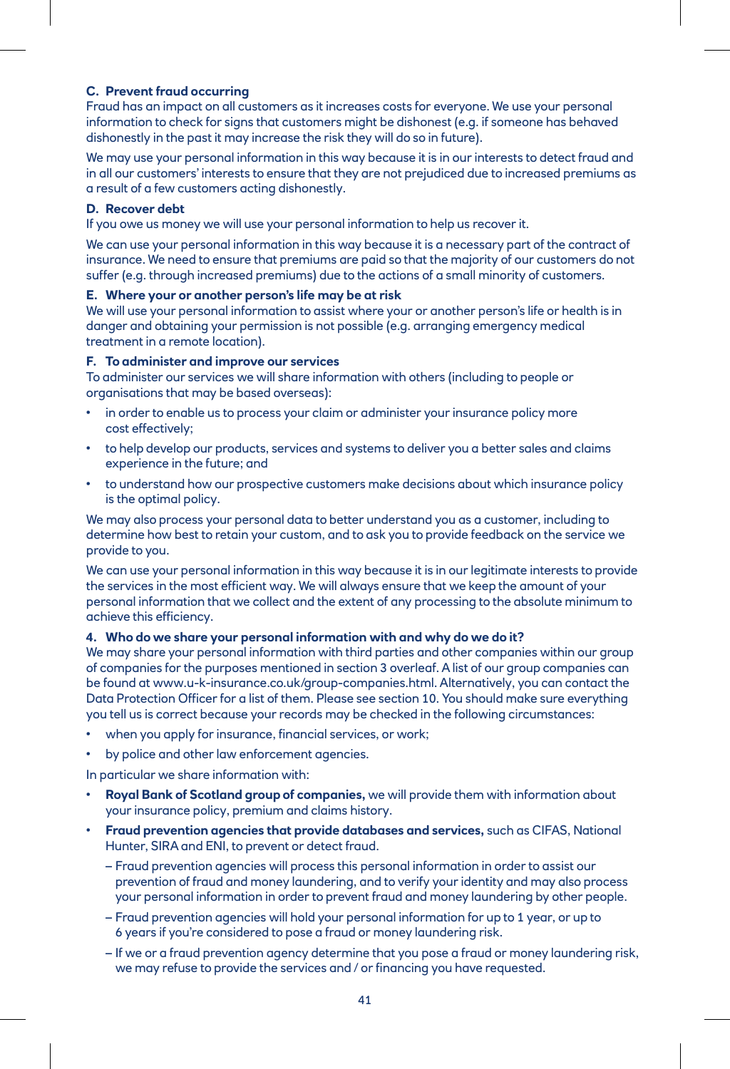**C. Prevent fraud occurring**

Fraud has an impact on all customers as it increases costs for everyone. We use your personal information to check for signs that customers might be dishonest (e.g. if someone has behaved dishonestly in the past it may increase the risk they will do so in future).

We may use your personal information in this way because it is in our interests to detect fraud and in all our customers' interests to ensure that they are not prejudiced due to increased premiums as a result of a few customers acting dishonestly.

**D. Recover debt**

If you owe us money we will use your personal information to help us recover it.

We can use your personal information in this way because it is a necessary part of the contract of insurance. We need to ensure that premiums are paid so that the majority of our customers do not suffer (e.g. through increased premiums) due to the actions of a small minority of customers.

**E. Where your or another person's life may be at risk**

We will use your personal information to assist where your or another person's life or health is in danger and obtaining your permission is not possible (e.g. arranging emergency medical treatment in a remote location).

**F. To administer and improve our services**

To administer our services we will share information with others (including to people or organisations that may be based overseas):

- in order to enable us to process your claim or administer your insurance policy more cost effectively;
- to help develop our products, services and systems to deliver you a better sales and claims experience in the future; and
- to understand how our prospective customers make decisions about which insurance policy is the optimal policy.

We may also process your personal data to better understand you as a customer, including to determine how best to retain your custom, and to ask you to provide feedback on the service we provide to you.

We can use your personal information in this way because it is in our legitimate interests to provide the services in the most efficient way. We will always ensure that we keep the amount of your personal information that we collect and the extent of any processing to the absolute minimum to achieve this efficiency.

**4. Who do we share your personal information with and why do we do it?**

We may share your personal information with third parties and other companies within our group of companies for the purposes mentioned in section 3 overleaf. A list of our group companies can be found at www.u-k-insurance.co.uk/group-companies.html. Alternatively, you can contact the Data Protection Officer for a list of them. Please see section 10. You should make sure everything you tell us is correct because your records may be checked in the following circumstances:

- when you apply for insurance, financial services, or work;
- by police and other law enforcement agencies.

In particular we share information with:

- **Royal Bank of Scotland group of companies,** we will provide them with information about your insurance policy, premium and claims history.
- **Fraud prevention agencies that provide databases and services,** such as CIFAS, National Hunter, SIRA and ENI, to prevent or detect fraud.
  - Fraud prevention agencies will process this personal information in order to assist our prevention of fraud and money laundering, and to verify your identity and may also process your personal information in order to prevent fraud and money laundering by other people.
  - Fraud prevention agencies will hold your personal information for up to 1 year, or up to 6 years if you're considered to pose a fraud or money laundering risk.
  - If we or a fraud prevention agency determine that you pose a fraud or money laundering risk, we may refuse to provide the services and / or financing you have requested.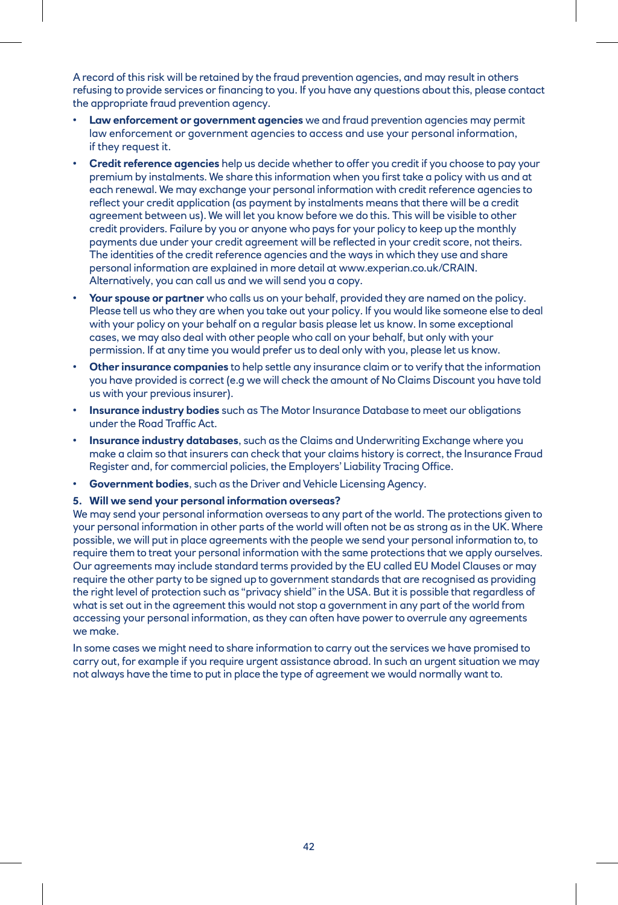A record of this risk will be retained by the fraud prevention agencies, and may result in others refusing to provide services or financing to you. If you have any questions about this, please contact the appropriate fraud prevention agency.

- **Law enforcement or government agencies** we and fraud prevention agencies may permit law enforcement or government agencies to access and use your personal information, if they request it.
- **Credit reference agencies** help us decide whether to offer you credit if you choose to pay your premium by instalments. We share this information when you first take a policy with us and at each renewal. We may exchange your personal information with credit reference agencies to reflect your credit application (as payment by instalments means that there will be a credit agreement between us). We will let you know before we do this. This will be visible to other credit providers. Failure by you or anyone who pays for your policy to keep up the monthly payments due under your credit agreement will be reflected in your credit score, not theirs. The identities of the credit reference agencies and the ways in which they use and share personal information are explained in more detail at www.experian.co.uk/CRAIN. Alternatively, you can call us and we will send you a copy.
- **Your spouse or partner** who calls us on your behalf, provided they are named on the policy. Please tell us who they are when you take out your policy. If you would like someone else to deal with your policy on your behalf on a regular basis please let us know. In some exceptional cases, we may also deal with other people who call on your behalf, but only with your permission. If at any time you would prefer us to deal only with you, please let us know.
- **Other insurance companies** to help settle any insurance claim or to verify that the information you have provided is correct (e.g we will check the amount of No Claims Discount you have told us with your previous insurer).
- **Insurance industry bodies** such as The Motor Insurance Database to meet our obligations under the Road Traffic Act.
- **Insurance industry databases**, such as the Claims and Underwriting Exchange where you make a claim so that insurers can check that your claims history is correct, the Insurance Fraud Register and, for commercial policies, the Employers' Liability Tracing Office.
- **Government bodies**, such as the Driver and Vehicle Licensing Agency.

**5. Will we send your personal information overseas?**

We may send your personal information overseas to any part of the world. The protections given to your personal information in other parts of the world will often not be as strong as in the UK. Where possible, we will put in place agreements with the people we send your personal information to, to require them to treat your personal information with the same protections that we apply ourselves. Our agreements may include standard terms provided by the EU called EU Model Clauses or may require the other party to be signed up to government standards that are recognised as providing the right level of protection such as "privacy shield" in the USA. But it is possible that regardless of what is set out in the agreement this would not stop a government in any part of the world from accessing your personal information, as they can often have power to overrule any agreements we make.

In some cases we might need to share information to carry out the services we have promised to carry out, for example if you require urgent assistance abroad. In such an urgent situation we may not always have the time to put in place the type of agreement we would normally want to.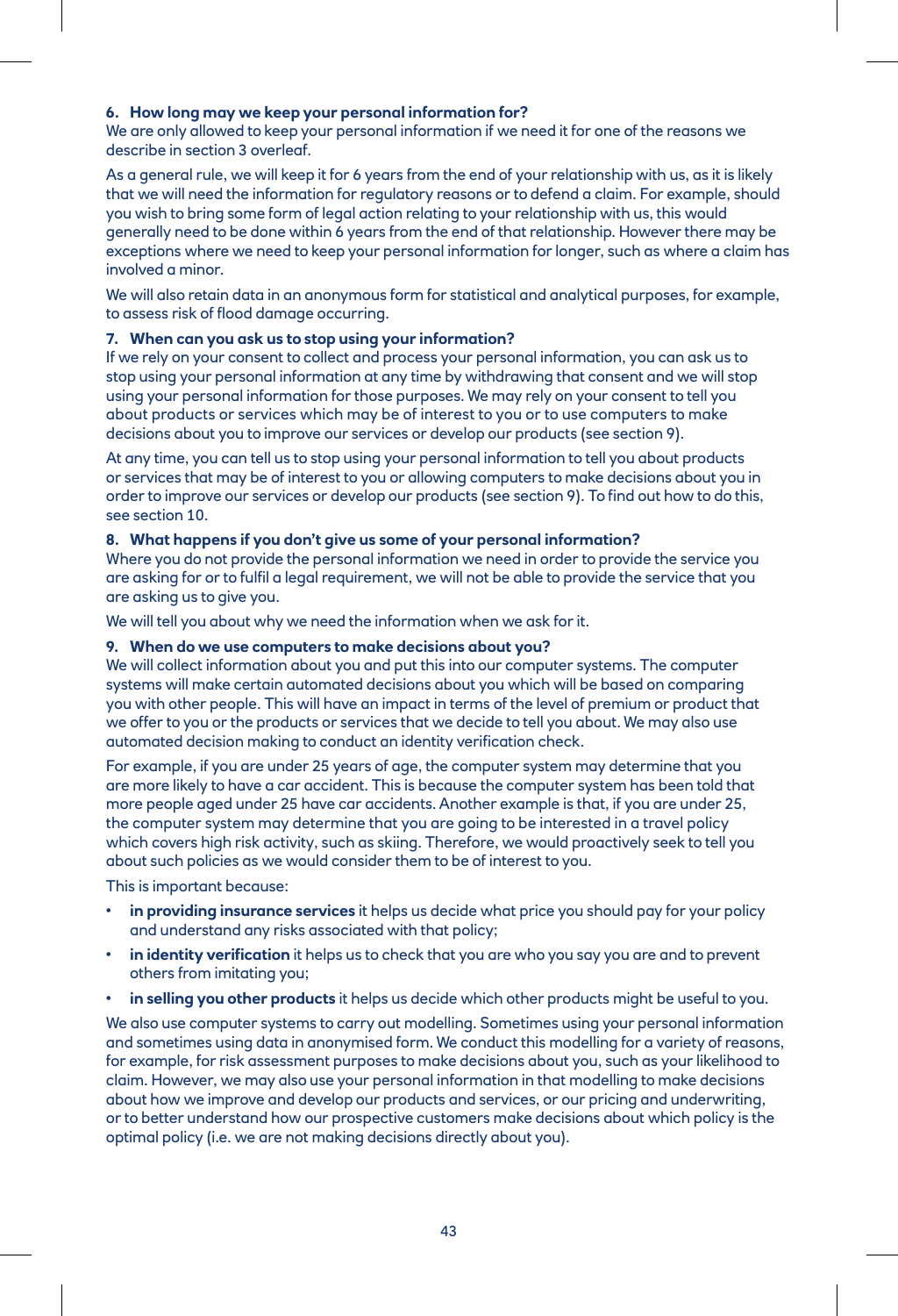### 6. How long may we keep your personal information for?

We are only allowed to keep your personal information if we need it for one of the reasons we describe in section 3 overleaf.

As a general rule, we will keep it for 6 years from the end of your relationship with us, as it is likely that we will need the information for regulatory reasons or to defend a claim. For example, should you wish to bring some form of legal action relating to your relationship with us, this would generally need to be done within 6 years from the end of that relationship. However there may be exceptions where we need to keep your personal information for longer, such as where a claim has involved a minor.

We will also retain data in an anonymous form for statistical and analytical purposes, for example, to assess risk of flood damage occurring.

### 7. When can you ask us to stop using your information?

If we rely on your consent to collect and process your personal information, you can ask us to stop using your personal information at any time by withdrawing that consent and we will stop using your personal information for those purposes. We may rely on your consent to tell you about products or services which may be of interest to you or to use computers to make decisions about you to improve our services or develop our products (see section 9).

At any time, you can tell us to stop using your personal information to tell you about products or services that may be of interest to you or allowing computers to make decisions about you in order to improve our services or develop our products (see section 9). To find out how to do this, see section 10.

### 8. What happens if you don't give us some of your personal information?

Where you do not provide the personal information we need in order to provide the service you are asking for or to fulfil a legal requirement, we will not be able to provide the service that you are asking us to give you.

We will tell you about why we need the information when we ask for it.

### 9. When do we use computers to make decisions about you?

We will collect information about you and put this into our computer systems. The computer systems will make certain automated decisions about you which will be based on comparing you with other people. This will have an impact in terms of the level of premium or product that we offer to you or the products or services that we decide to tell you about. We may also use automated decision making to conduct an identity verification check.

For example, if you are under 25 years of age, the computer system may determine that you are more likely to have a car accident. This is because the computer system has been told that more people aged under 25 have car accidents. Another example is that, if you are under 25, the computer system may determine that you are going to be interested in a travel policy which covers high risk activity, such as skiing. Therefore, we would proactively seek to tell you about such policies as we would consider them to be of interest to you.

This is important because:

- **in providing insurance services** it helps us decide what price you should pay for your policy and understand any risks associated with that policy;
- **in identity verification** it helps us to check that you are who you say you are and to prevent others from imitating you;
- **in selling you other products** it helps us decide which other products might be useful to you.

We also use computer systems to carry out modelling. Sometimes using your personal information and sometimes using data in anonymised form. We conduct this modelling for a variety of reasons, for example, for risk assessment purposes to make decisions about you, such as your likelihood to claim. However, we may also use your personal information in that modelling to make decisions about how we improve and develop our products and services, or our pricing and underwriting, or to better understand how our prospective customers make decisions about which policy is the optimal policy (i.e. we are not making decisions directly about you).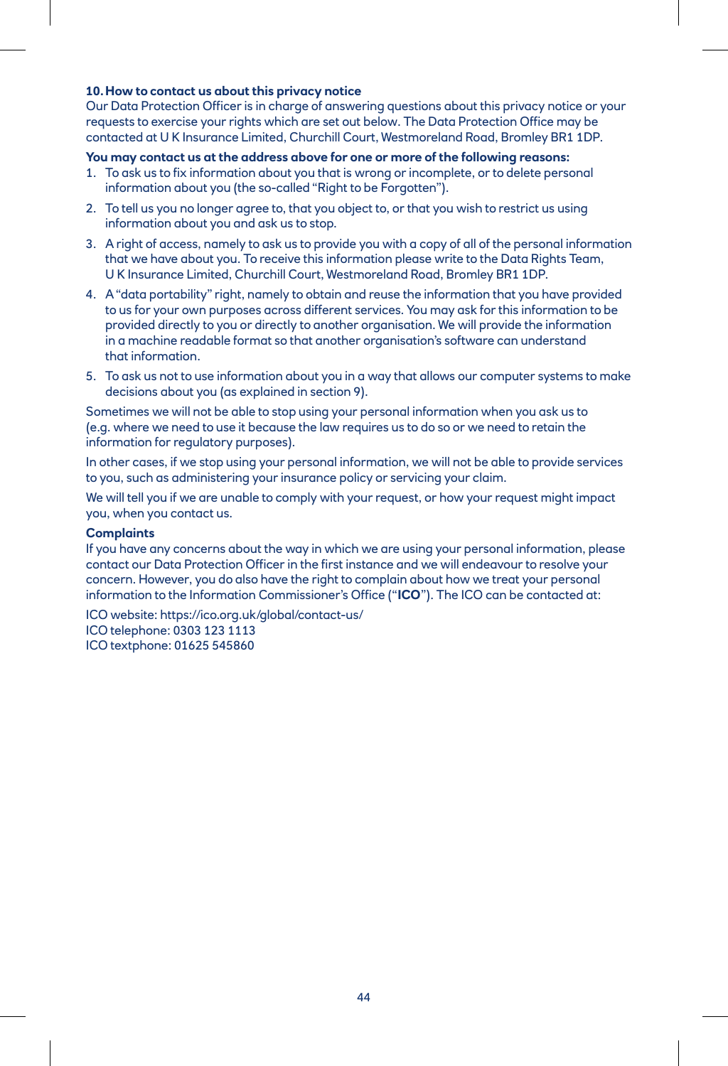### 10. How to contact us about this privacy notice

Our Data Protection Officer is in charge of answering questions about this privacy notice or your requests to exercise your rights which are set out below. The Data Protection Office may be contacted at U K Insurance Limited, Churchill Court, Westmoreland Road, Bromley BR1 1DP.

**You may contact us at the address above for one or more of the following reasons:**

1. To ask us to fix information about you that is wrong or incomplete, or to delete personal information about you (the so-called "Right to be Forgotten").
2. To tell us you no longer agree to, that you object to, or that you wish to restrict us using information about you and ask us to stop.
3. A right of access, namely to ask us to provide you with a copy of all of the personal information that we have about you. To receive this information please write to the Data Rights Team, U K Insurance Limited, Churchill Court, Westmoreland Road, Bromley BR1 1DP.
4. A "data portability" right, namely to obtain and reuse the information that you have provided to us for your own purposes across different services. You may ask for this information to be provided directly to you or directly to another organisation. We will provide the information in a machine readable format so that another organisation's software can understand that information.
5. To ask us not to use information about you in a way that allows our computer systems to make decisions about you (as explained in section 9).

Sometimes we will not be able to stop using your personal information when you ask us to (e.g. where we need to use it because the law requires us to do so or we need to retain the information for regulatory purposes).

In other cases, if we stop using your personal information, we will not be able to provide services to you, such as administering your insurance policy or servicing your claim.

We will tell you if we are unable to comply with your request, or how your request might impact you, when you contact us.

**Complaints**

If you have any concerns about the way in which we are using your personal information, please contact our Data Protection Officer in the first instance and we will endeavour to resolve your concern. However, you do also have the right to complain about how we treat your personal information to the Information Commissioner's Office ("**ICO**"). The ICO can be contacted at:

ICO website: https://ico.org.uk/global/contact-us/
ICO telephone: 0303 123 1113
ICO textphone: 01625 545860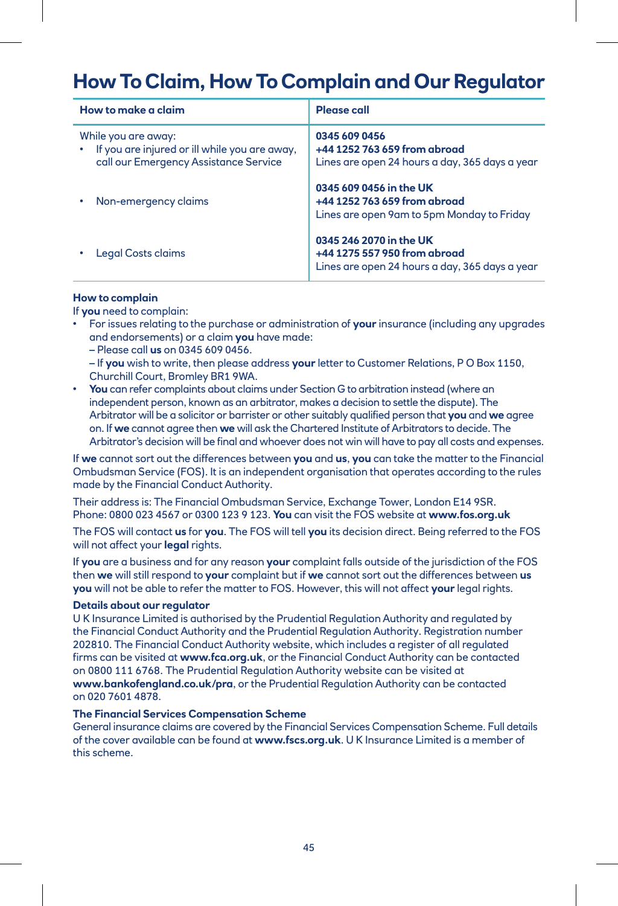# How To Claim, How To Complain and Our Regulator

| How to make a claim | Please call |
|---|---|
| While you are away:<br>• If you are injured or ill while you are away, call our Emergency Assistance Service | **0345 609 0456**<br>**+44 1252 763 659 from abroad**<br>Lines are open 24 hours a day, 365 days a year |
| • Non-emergency claims | **0345 609 0456 in the UK**<br>**+44 1252 763 659 from abroad**<br>Lines are open 9am to 5pm Monday to Friday |
| • Legal Costs claims | **0345 246 2070 in the UK**<br>**+44 1275 557 950 from abroad**<br>Lines are open 24 hours a day, 365 days a year |

**How to complain**

If **you** need to complain:

- For issues relating to the purchase or administration of **your** insurance (including any upgrades and endorsements) or a claim **you** have made:
  – Please call **us** on 0345 609 0456.
  – If **you** wish to write, then please address **your** letter to Customer Relations, P O Box 1150, Churchill Court, Bromley BR1 9WA.
- **You** can refer complaints about claims under Section G to arbitration instead (where an independent person, known as an arbitrator, makes a decision to settle the dispute). The Arbitrator will be a solicitor or barrister or other suitably qualified person that **you** and **we** agree on. If **we** cannot agree then **we** will ask the Chartered Institute of Arbitrators to decide. The Arbitrator's decision will be final and whoever does not win will have to pay all costs and expenses.

If **we** cannot sort out the differences between **you** and **us**, **you** can take the matter to the Financial Ombudsman Service (FOS). It is an independent organisation that operates according to the rules made by the Financial Conduct Authority.

Their address is: The Financial Ombudsman Service, Exchange Tower, London E14 9SR.
Phone: 0800 023 4567 or 0300 123 9 123. **You** can visit the FOS website at **www.fos.org.uk**

The FOS will contact **us** for **you**. The FOS will tell **you** its decision direct. Being referred to the FOS will not affect your **legal** rights.

If **you** are a business and for any reason **your** complaint falls outside of the jurisdiction of the FOS then **we** will still respond to **your** complaint but if **we** cannot sort out the differences between **us you** will not be able to refer the matter to FOS. However, this will not affect **your** legal rights.

**Details about our regulator**

U K Insurance Limited is authorised by the Prudential Regulation Authority and regulated by the Financial Conduct Authority and the Prudential Regulation Authority. Registration number 202810. The Financial Conduct Authority website, which includes a register of all regulated firms can be visited at **www.fca.org.uk**, or the Financial Conduct Authority can be contacted on 0800 111 6768. The Prudential Regulation Authority website can be visited at **www.bankofengland.co.uk/pra**, or the Prudential Regulation Authority can be contacted on 020 7601 4878.

**The Financial Services Compensation Scheme**

General insurance claims are covered by the Financial Services Compensation Scheme. Full details of the cover available can be found at **www.fscs.org.uk**. U K Insurance Limited is a member of this scheme.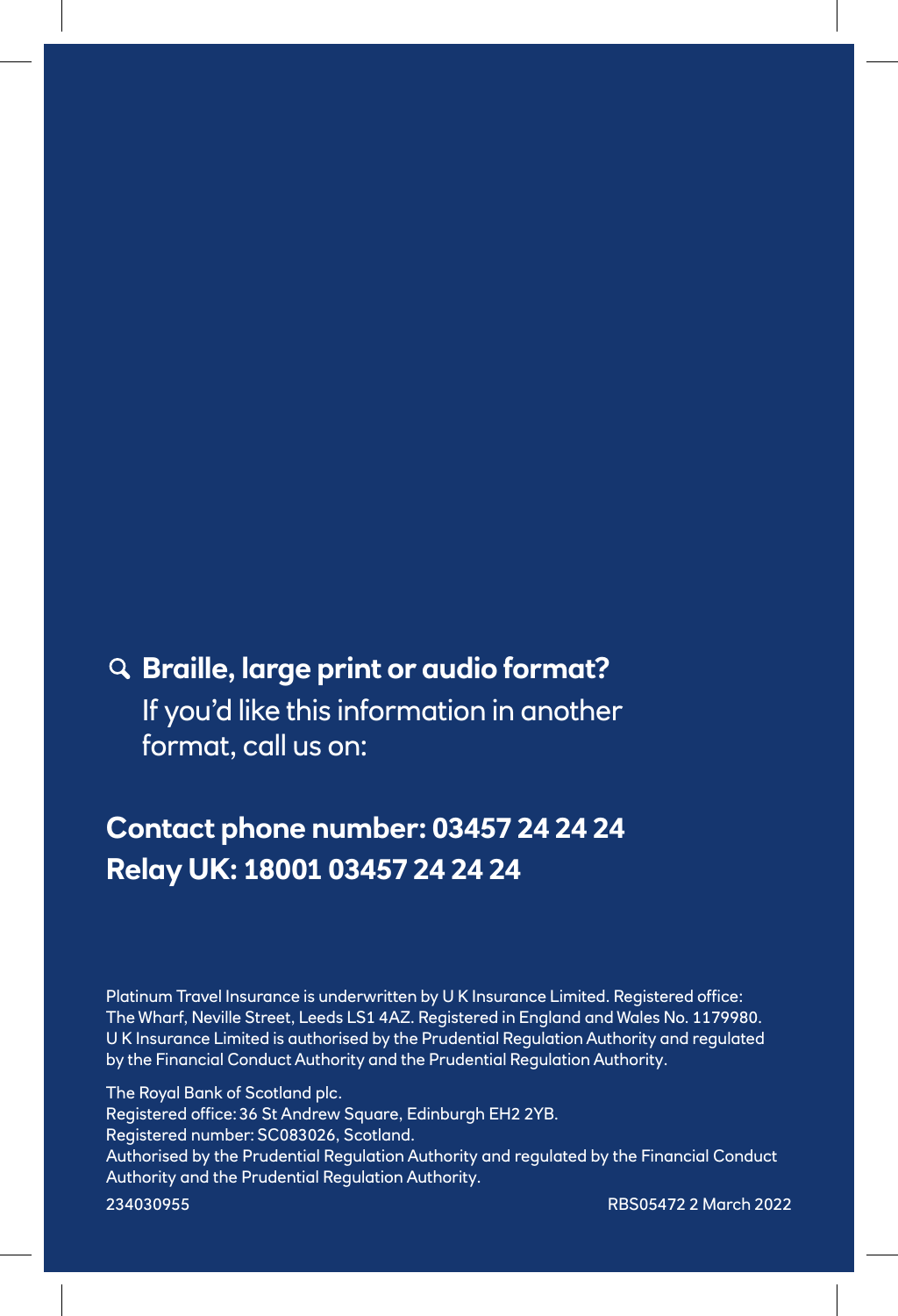**Braille, large print or audio format?**

If you'd like this information in another format, call us on:

**Contact phone number: 03457 24 24 24**
**Relay UK: 18001 03457 24 24 24**

Platinum Travel Insurance is underwritten by U K Insurance Limited. Registered office: The Wharf, Neville Street, Leeds LS1 4AZ. Registered in England and Wales No. 1179980. U K Insurance Limited is authorised by the Prudential Regulation Authority and regulated by the Financial Conduct Authority and the Prudential Regulation Authority.

The Royal Bank of Scotland plc.
Registered office: 36 St Andrew Square, Edinburgh EH2 2YB.
Registered number: SC083026, Scotland.
Authorised by the Prudential Regulation Authority and regulated by the Financial Conduct Authority and the Prudential Regulation Authority.

234030955 RBS05472 2 March 2022